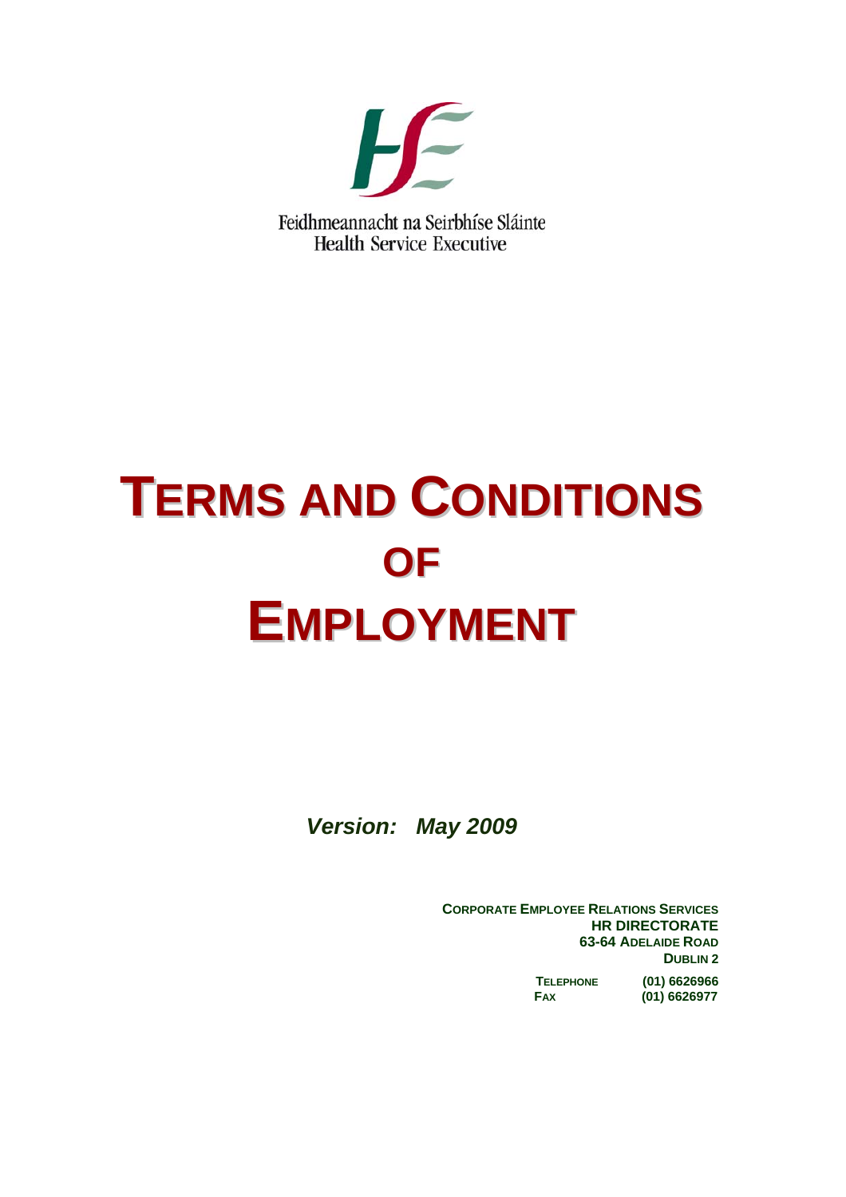Feidhmeannacht na Seirbhíse Sláinte
Health Service Executive

# TERMS AND CONDITIONS OF EMPLOYMENT

***Version: May 2009***

**CORPORATE EMPLOYEE RELATIONS SERVICES**
**HR DIRECTORATE**
**63-64 ADELAIDE ROAD**
**DUBLIN 2**

| | |
|---|---|
| **TELEPHONE** | **(01) 6626966** |
| **FAX** | **(01) 6626977** |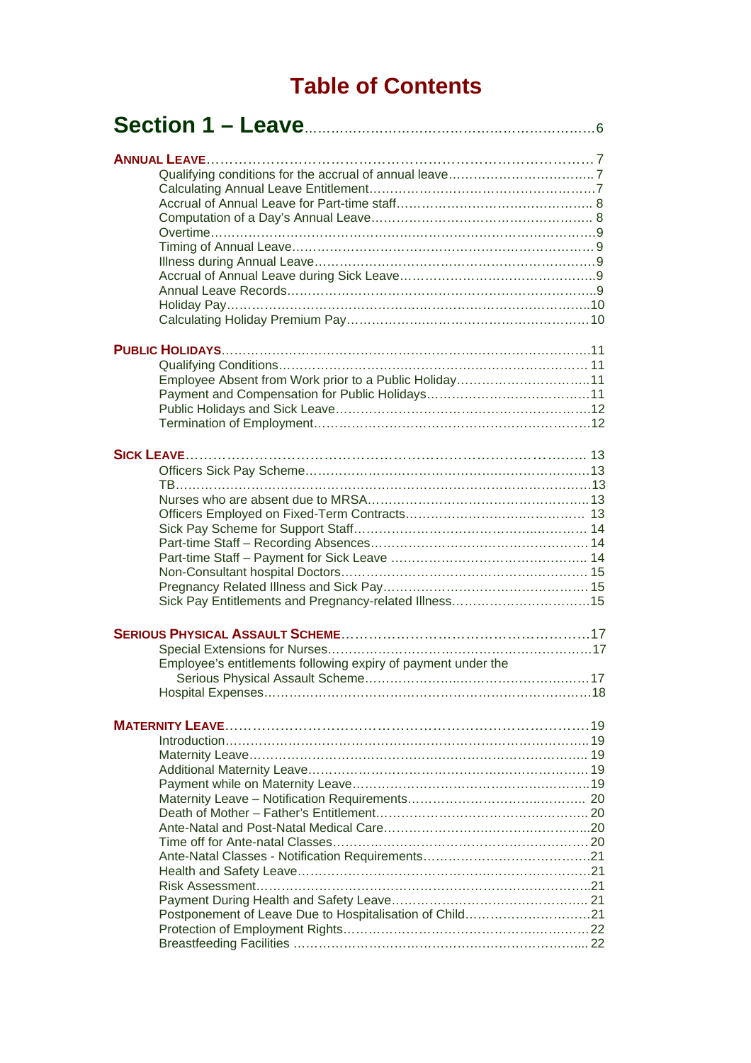# Table of Contents

## Section 1 – Leave ........................................................................ 6

**ANNUAL LEAVE** ........................................................................ 7
- Qualifying conditions for the accrual of annual leave ........................ 7
- Calculating Annual Leave Entitlement ........................................ 7
- Accrual of Annual Leave for Part-time staff ................................. 8
- Computation of a Day's Annual Leave ......................................... 8
- Overtime ........................................................................ 9
- Timing of Annual Leave ........................................................ 9
- Illness during Annual Leave ................................................... 9
- Accrual of Annual Leave during Sick Leave .................................... 9
- Annual Leave Records .......................................................... 9
- Holiday Pay ..................................................................... 10
- Calculating Holiday Premium Pay ............................................... 10

**PUBLIC HOLIDAYS** ...................................................................... 11
- Qualifying Conditions .......................................................... 11
- Employee Absent from Work prior to a Public Holiday .......................... 11
- Payment and Compensation for Public Holidays .................................. 11
- Public Holidays and Sick Leave ................................................ 12
- Termination of Employment ..................................................... 12

**SICK LEAVE** ........................................................................... 13
- Officers Sick Pay Scheme ....................................................... 13
- TB ............................................................................... 13
- Nurses who are absent due to MRSA ............................................. 13
- Officers Employed on Fixed-Term Contracts ..................................... 13
- Sick Pay Scheme for Support Staff .............................................. 14
- Part-time Staff – Recording Absences .......................................... 14
- Part-time Staff – Payment for Sick Leave ...................................... 14
- Non-Consultant hospital Doctors ................................................ 15
- Pregnancy Related Illness and Sick Pay ........................................ 15
- Sick Pay Entitlements and Pregnancy-related Illness ........................... 15

**SERIOUS PHYSICAL ASSAULT SCHEME** ...................................................... 17
- Special Extensions for Nurses .................................................. 17
- Employee's entitlements following expiry of payment under the Serious Physical Assault Scheme ........................................................ 17
- Hospital Expenses .............................................................. 18

**MATERNITY LEAVE** ...................................................................... 19
- Introduction .................................................................... 19
- Maternity Leave ................................................................. 19
- Additional Maternity Leave ...................................................... 19
- Payment while on Maternity Leave ................................................ 19
- Maternity Leave – Notification Requirements .................................... 20
- Death of Mother – Father's Entitlement .......................................... 20
- Ante-Natal and Post-Natal Medical Care ......................................... 20
- Time off for Ante-natal Classes ................................................. 20
- Ante-Natal Classes - Notification Requirements ................................. 21
- Health and Safety Leave ......................................................... 21
- Risk Assessment ................................................................. 21
- Payment During Health and Safety Leave ......................................... 21
- Postponement of Leave Due to Hospitalisation of Child ........................... 21
- Protection of Employment Rights ................................................. 22
- Breastfeeding Facilities ........................................................ 22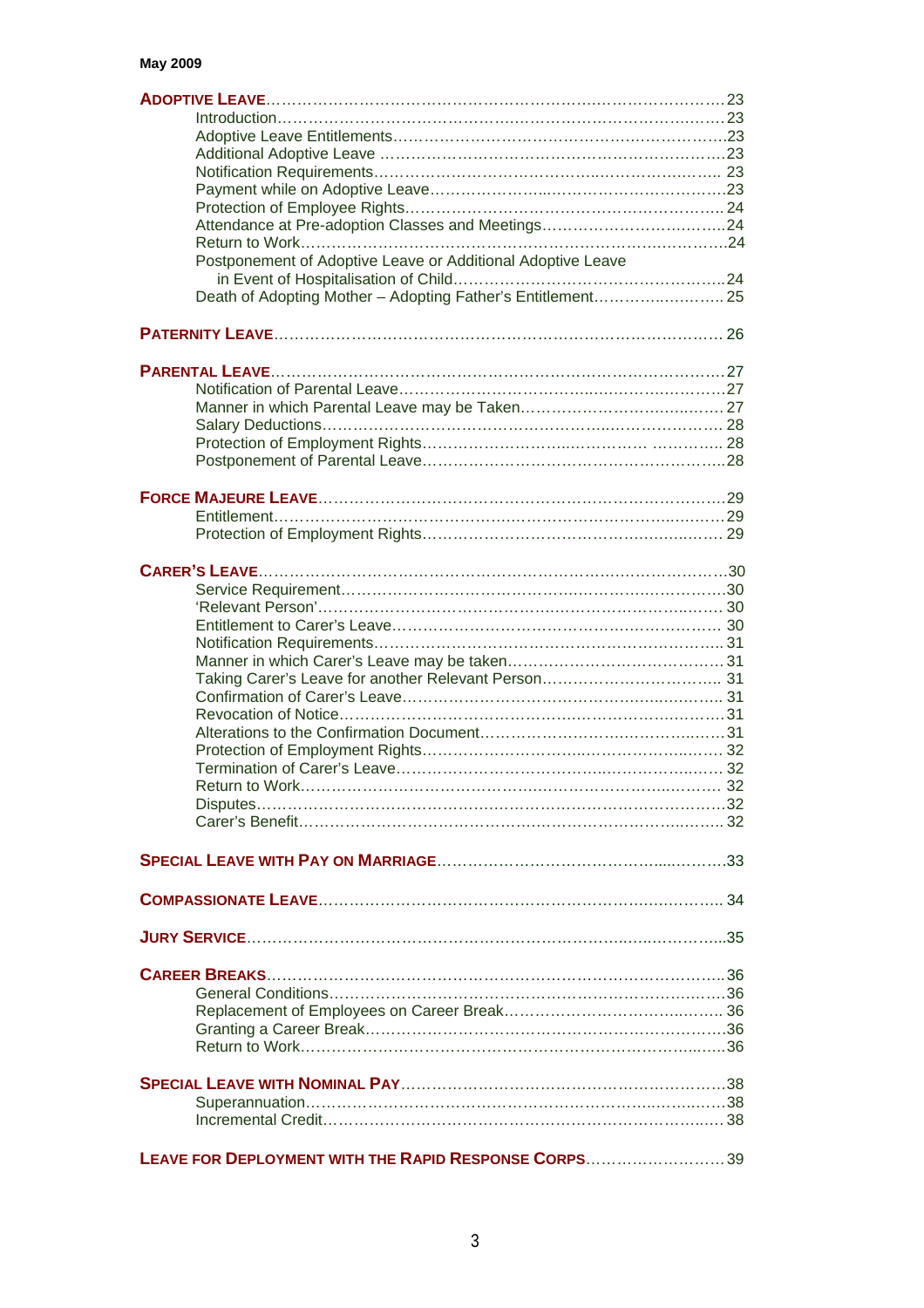May 2009

| | |
|---|---|
| **ADOPTIVE LEAVE** | 23 |
| Introduction | 23 |
| Adoptive Leave Entitlements | 23 |
| Additional Adoptive Leave | 23 |
| Notification Requirements | 23 |
| Payment while on Adoptive Leave | 23 |
| Protection of Employee Rights | 24 |
| Attendance at Pre-adoption Classes and Meetings | 24 |
| Return to Work | 24 |
| Postponement of Adoptive Leave or Additional Adoptive Leave in Event of Hospitalisation of Child | 24 |
| Death of Adopting Mother – Adopting Father's Entitlement | 25 |
| **PATERNITY LEAVE** | 26 |
| **PARENTAL LEAVE** | 27 |
| Notification of Parental Leave | 27 |
| Manner in which Parental Leave may be Taken | 27 |
| Salary Deductions | 28 |
| Protection of Employment Rights | 28 |
| Postponement of Parental Leave | 28 |
| **FORCE MAJEURE LEAVE** | 29 |
| Entitlement | 29 |
| Protection of Employment Rights | 29 |
| **CARER'S LEAVE** | 30 |
| Service Requirement | 30 |
| 'Relevant Person' | 30 |
| Entitlement to Carer's Leave | 30 |
| Notification Requirements | 31 |
| Manner in which Carer's Leave may be taken | 31 |
| Taking Carer's Leave for another Relevant Person | 31 |
| Confirmation of Carer's Leave | 31 |
| Revocation of Notice | 31 |
| Alterations to the Confirmation Document | 31 |
| Protection of Employment Rights | 32 |
| Termination of Carer's Leave | 32 |
| Return to Work | 32 |
| Disputes | 32 |
| Carer's Benefit | 32 |
| **SPECIAL LEAVE WITH PAY ON MARRIAGE** | 33 |
| **COMPASSIONATE LEAVE** | 34 |
| **JURY SERVICE** | 35 |
| **CAREER BREAKS** | 36 |
| General Conditions | 36 |
| Replacement of Employees on Career Break | 36 |
| Granting a Career Break | 36 |
| Return to Work | 36 |
| **SPECIAL LEAVE WITH NOMINAL PAY** | 38 |
| Superannuation | 38 |
| Incremental Credit | 38 |
| **LEAVE FOR DEPLOYMENT WITH THE RAPID RESPONSE CORPS** | 39 |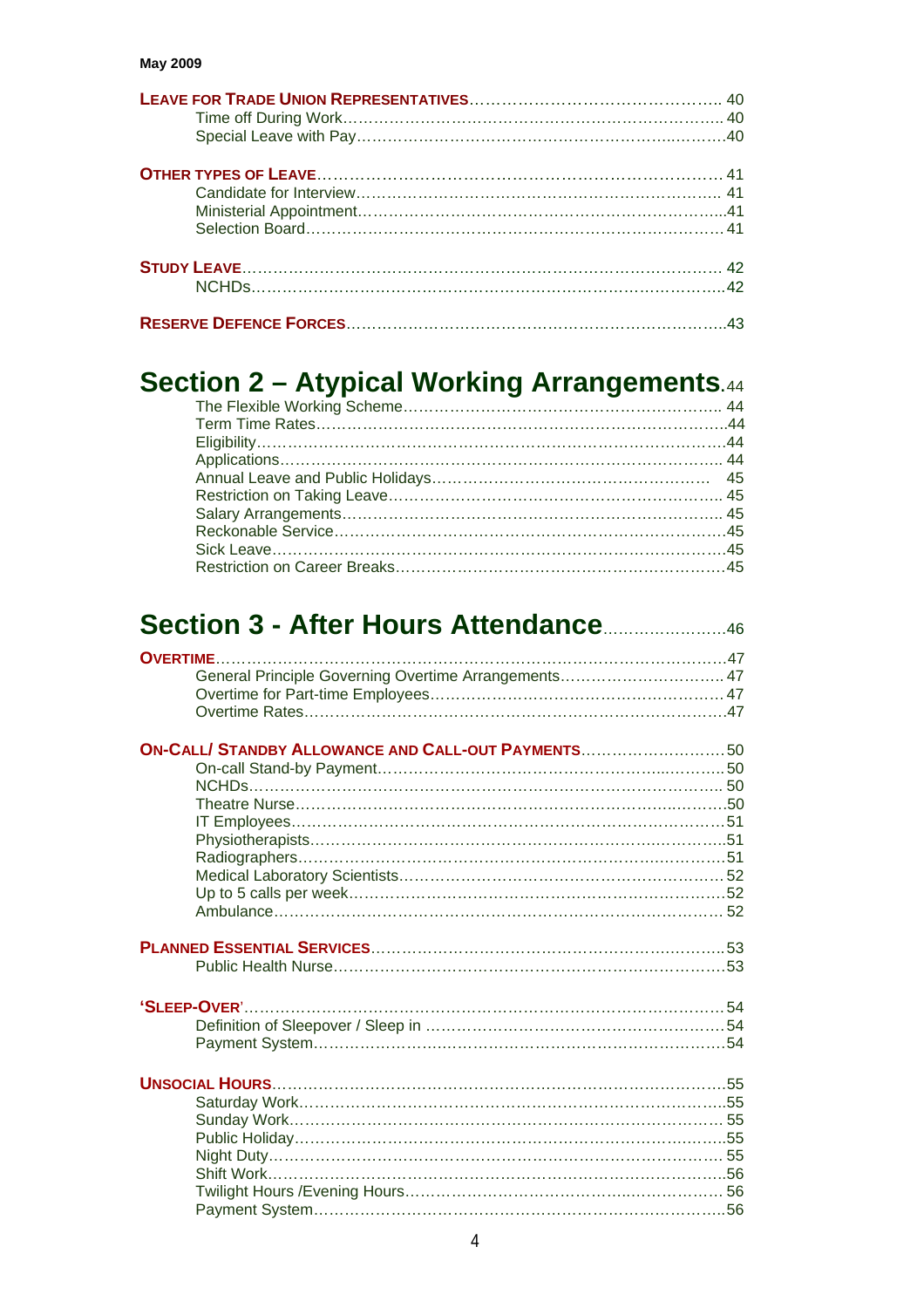**LEAVE FOR TRADE UNION REPRESENTATIVES** ........................................... 40
- Time off During Work ........................................................................ 40
- Special Leave with Pay .......................................................................40

**OTHER TYPES OF LEAVE** ........................................................................ 41
- Candidate for Interview ...................................................................... 41
- Ministerial Appointment ......................................................................41
- Selection Board ................................................................................ 41

**STUDY LEAVE** ..................................................................................... 42
- NCHDs ...........................................................................................42

**RESERVE DEFENCE FORCES** ...................................................................43

# Section 2 – Atypical Working Arrangements ........ 44

- The Flexible Working Scheme ............................................................ 44
- Term Time Rates ..............................................................................44
- Eligibility .........................................................................................44
- Applications .................................................................................... 44
- Annual Leave and Public Holidays ................................................... 45
- Restriction on Taking Leave ............................................................... 45
- Salary Arrangements ........................................................................ 45
- Reckonable Service ..........................................................................45
- Sick Leave .......................................................................................45
- Restriction on Career Breaks ..............................................................45

# Section 3 - After Hours Attendance ........ 46

**OVERTIME** ..........................................................................................47
- General Principle Governing Overtime Arrangements .............................. 47
- Overtime for Part-time Employees ....................................................... 47
- Overtime Rates .................................................................................47

**ON-CALL/ STANDBY ALLOWANCE AND CALL-OUT PAYMENTS** ...........................50
- On-call Stand-by Payment ..................................................................50
- NCHDs ...........................................................................................50
- Theatre Nurse ..................................................................................50
- IT Employees ...................................................................................51
- Physiotherapists ...............................................................................51
- Radiographers ..................................................................................51
- Medical Laboratory Scientists ..............................................................52
- Up to 5 calls per week .......................................................................52
- Ambulance ...................................................................................... 52

**PLANNED ESSENTIAL SERVICES** ...............................................................53
- Public Health Nurse ..........................................................................53

**'SLEEP-OVER'** .....................................................................................54
- Definition of Sleepover / Sleep in .........................................................54
- Payment System ...............................................................................54

**UNSOCIAL HOURS** ................................................................................55
- Saturday Work ..................................................................................55
- Sunday Work ................................................................................... 55
- Public Holiday ..................................................................................55
- Night Duty ...................................................................................... 55
- Shift Work .......................................................................................56
- Twilight Hours /Evening Hours ............................................................ 56
- Payment System ...............................................................................56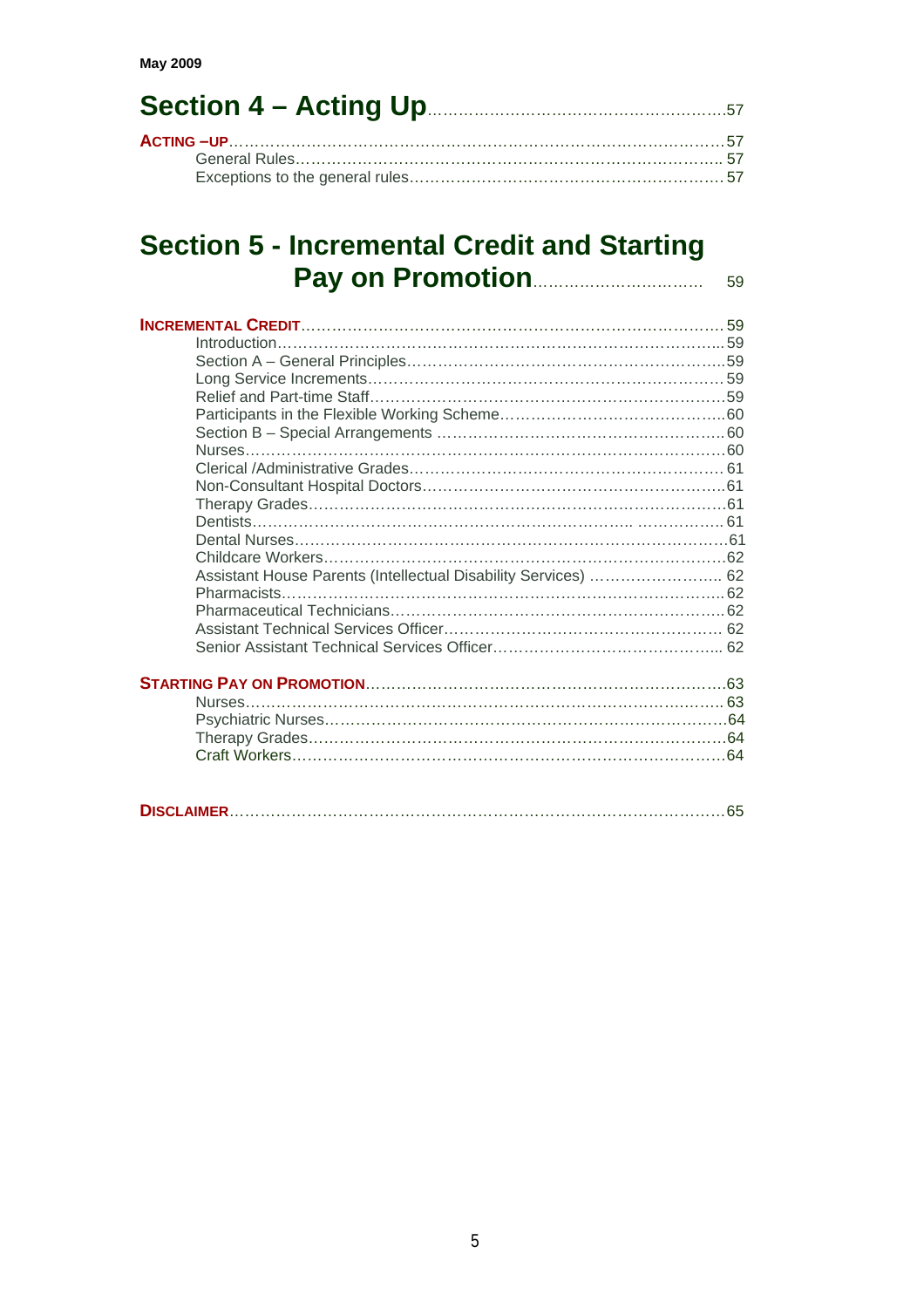## Section 4 – Acting Up .......... 57

**ACTING –UP** .......... 57
- General Rules .......... 57
- Exceptions to the general rules .......... 57

## Section 5 - Incremental Credit and Starting Pay on Promotion .......... 59

**INCREMENTAL CREDIT** .......... 59
- Introduction .......... 59
- Section A – General Principles .......... 59
- Long Service Increments .......... 59
- Relief and Part-time Staff .......... 59
- Participants in the Flexible Working Scheme .......... 60
- Section B – Special Arrangements .......... 60
- Nurses .......... 60
- Clerical /Administrative Grades .......... 61
- Non-Consultant Hospital Doctors .......... 61
- Therapy Grades .......... 61
- Dentists .......... 61
- Dental Nurses .......... 61
- Childcare Workers .......... 62
- Assistant House Parents (Intellectual Disability Services) .......... 62
- Pharmacists .......... 62
- Pharmaceutical Technicians .......... 62
- Assistant Technical Services Officer .......... 62
- Senior Assistant Technical Services Officer .......... 62

**STARTING PAY ON PROMOTION** .......... 63
- Nurses .......... 63
- Psychiatric Nurses .......... 64
- Therapy Grades .......... 64
- Craft Workers .......... 64

**DISCLAIMER** .......... 65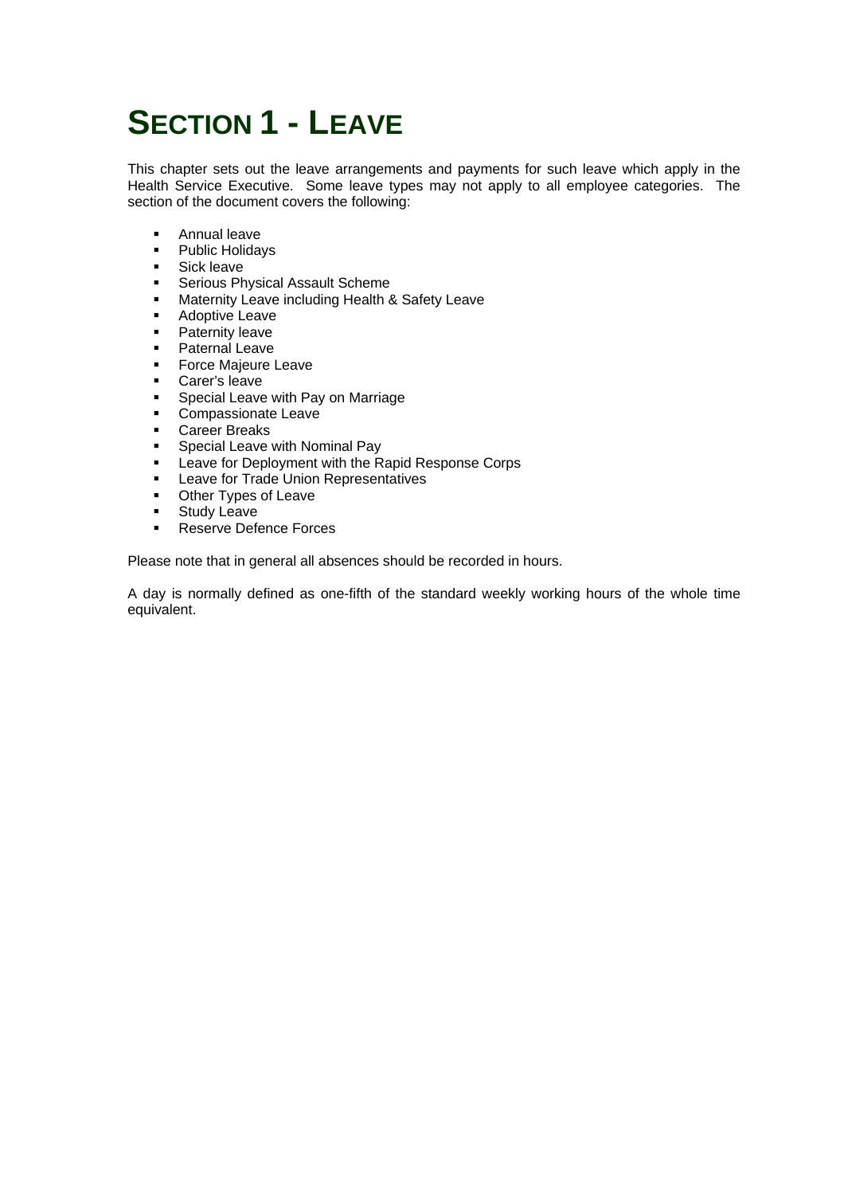# SECTION 1 - LEAVE

This chapter sets out the leave arrangements and payments for such leave which apply in the Health Service Executive. Some leave types may not apply to all employee categories. The section of the document covers the following:

- Annual leave
- Public Holidays
- Sick leave
- Serious Physical Assault Scheme
- Maternity Leave including Health & Safety Leave
- Adoptive Leave
- Paternity leave
- Paternal Leave
- Force Majeure Leave
- Carer's leave
- Special Leave with Pay on Marriage
- Compassionate Leave
- Career Breaks
- Special Leave with Nominal Pay
- Leave for Deployment with the Rapid Response Corps
- Leave for Trade Union Representatives
- Other Types of Leave
- Study Leave
- Reserve Defence Forces

Please note that in general all absences should be recorded in hours.

A day is normally defined as one-fifth of the standard weekly working hours of the whole time equivalent.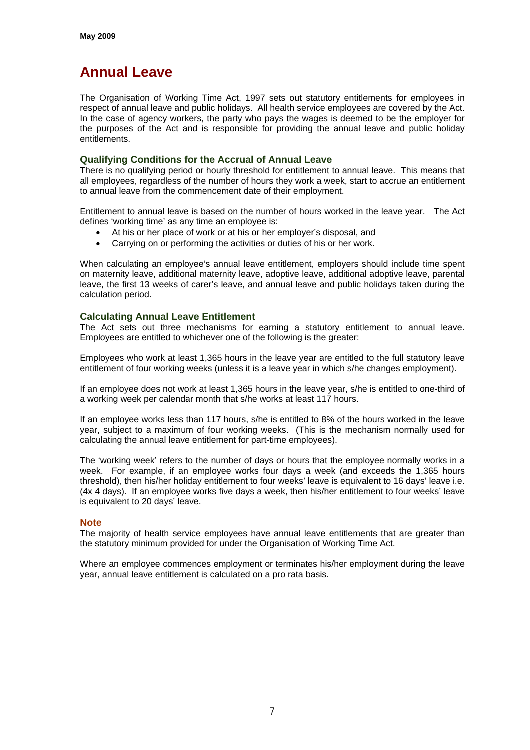# Annual Leave

The Organisation of Working Time Act, 1997 sets out statutory entitlements for employees in respect of annual leave and public holidays. All health service employees are covered by the Act. In the case of agency workers, the party who pays the wages is deemed to be the employer for the purposes of the Act and is responsible for providing the annual leave and public holiday entitlements.

### Qualifying Conditions for the Accrual of Annual Leave

There is no qualifying period or hourly threshold for entitlement to annual leave. This means that all employees, regardless of the number of hours they work a week, start to accrue an entitlement to annual leave from the commencement date of their employment.

Entitlement to annual leave is based on the number of hours worked in the leave year. The Act defines 'working time' as any time an employee is:

- At his or her place of work or at his or her employer's disposal, and
- Carrying on or performing the activities or duties of his or her work.

When calculating an employee's annual leave entitlement, employers should include time spent on maternity leave, additional maternity leave, adoptive leave, additional adoptive leave, parental leave, the first 13 weeks of carer's leave, and annual leave and public holidays taken during the calculation period.

### Calculating Annual Leave Entitlement

The Act sets out three mechanisms for earning a statutory entitlement to annual leave. Employees are entitled to whichever one of the following is the greater:

Employees who work at least 1,365 hours in the leave year are entitled to the full statutory leave entitlement of four working weeks (unless it is a leave year in which s/he changes employment).

If an employee does not work at least 1,365 hours in the leave year, s/he is entitled to one-third of a working week per calendar month that s/he works at least 117 hours.

If an employee works less than 117 hours, s/he is entitled to 8% of the hours worked in the leave year, subject to a maximum of four working weeks. (This is the mechanism normally used for calculating the annual leave entitlement for part-time employees).

The 'working week' refers to the number of days or hours that the employee normally works in a week. For example, if an employee works four days a week (and exceeds the 1,365 hours threshold), then his/her holiday entitlement to four weeks' leave is equivalent to 16 days' leave i.e. (4x 4 days). If an employee works five days a week, then his/her entitlement to four weeks' leave is equivalent to 20 days' leave.

### Note

The majority of health service employees have annual leave entitlements that are greater than the statutory minimum provided for under the Organisation of Working Time Act.

Where an employee commences employment or terminates his/her employment during the leave year, annual leave entitlement is calculated on a pro rata basis.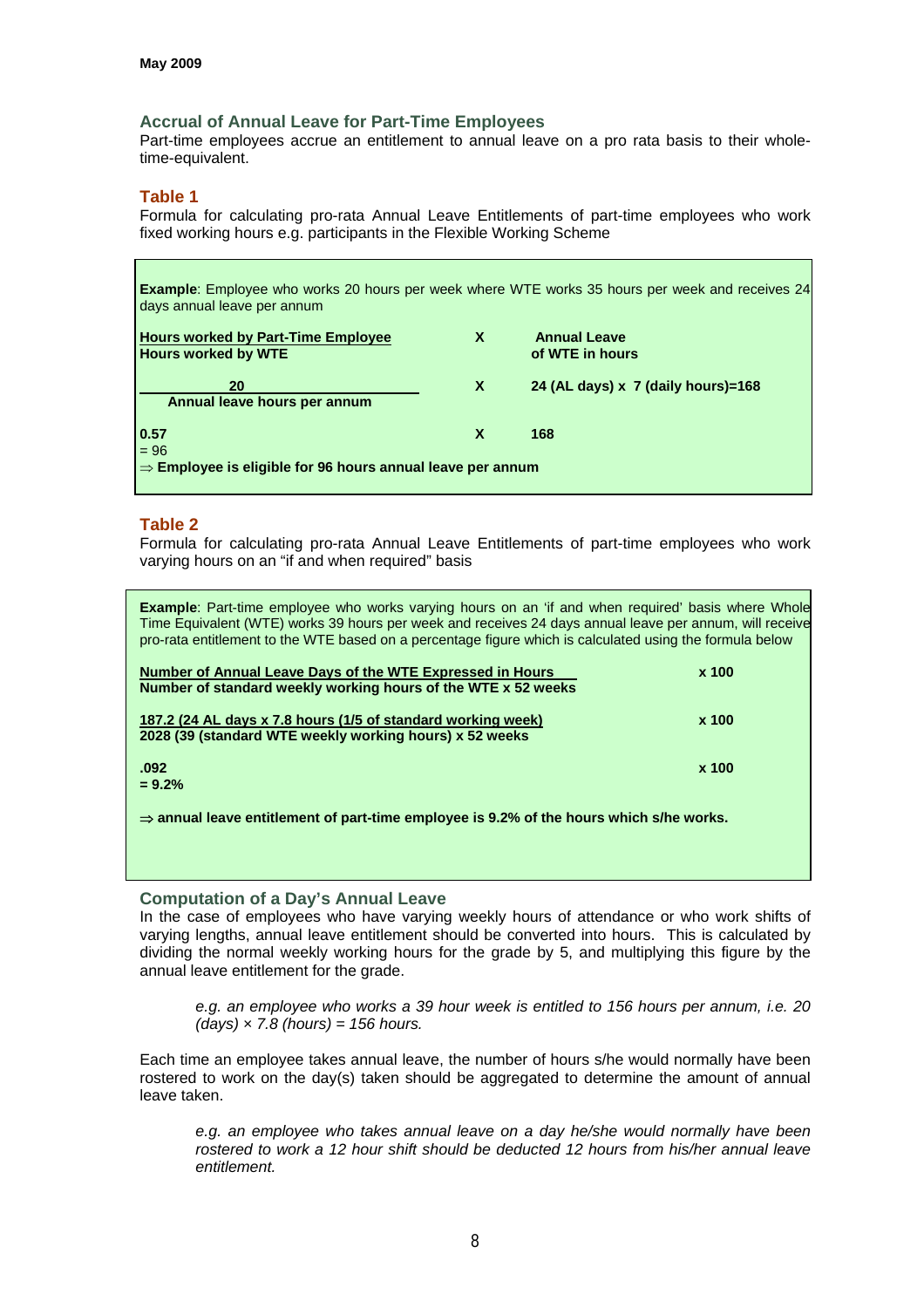**May 2009**

### Accrual of Annual Leave for Part-Time Employees

Part-time employees accrue an entitlement to annual leave on a pro rata basis to their whole-time-equivalent.

### Table 1

Formula for calculating pro-rata Annual Leave Entitlements of part-time employees who work fixed working hours e.g. participants in the Flexible Working Scheme

**Example**: Employee who works 20 hours per week where WTE works 35 hours per week and receives 24 days annual leave per annum

| **Hours worked by Part-Time Employee / Hours worked by WTE** | **X** | **Annual Leave of WTE in hours** |
|---|---|---|
| **20 / Annual leave hours per annum** | **X** | **24 (AL days) x 7 (daily hours)=168** |
| **0.57** | **X** | **168** |
| = 96 | | |

⇒ **Employee is eligible for 96 hours annual leave per annum**

### Table 2

Formula for calculating pro-rata Annual Leave Entitlements of part-time employees who work varying hours on an "if and when required" basis

**Example**: Part-time employee who works varying hours on an 'if and when required' basis where Whole Time Equivalent (WTE) works 39 hours per week and receives 24 days annual leave per annum, will receive pro-rata entitlement to the WTE based on a percentage figure which is calculated using the formula below

| | |
|---|---|
| **Number of Annual Leave Days of the WTE Expressed in Hours / Number of standard weekly working hours of the WTE x 52 weeks** | **x 100** |
| **187.2 (24 AL days x 7.8 hours (1/5 of standard working week) / 2028 (39 (standard WTE weekly working hours) x 52 weeks** | **x 100** |
| **.092** | **x 100** |
| **= 9.2%** | |

⇒ **annual leave entitlement of part-time employee is 9.2% of the hours which s/he works.**

### Computation of a Day's Annual Leave

In the case of employees who have varying weekly hours of attendance or who work shifts of varying lengths, annual leave entitlement should be converted into hours. This is calculated by dividing the normal weekly working hours for the grade by 5, and multiplying this figure by the annual leave entitlement for the grade.

> *e.g. an employee who works a 39 hour week is entitled to 156 hours per annum, i.e. 20 (days) × 7.8 (hours) = 156 hours.*

Each time an employee takes annual leave, the number of hours s/he would normally have been rostered to work on the day(s) taken should be aggregated to determine the amount of annual leave taken.

> *e.g. an employee who takes annual leave on a day he/she would normally have been rostered to work a 12 hour shift should be deducted 12 hours from his/her annual leave entitlement.*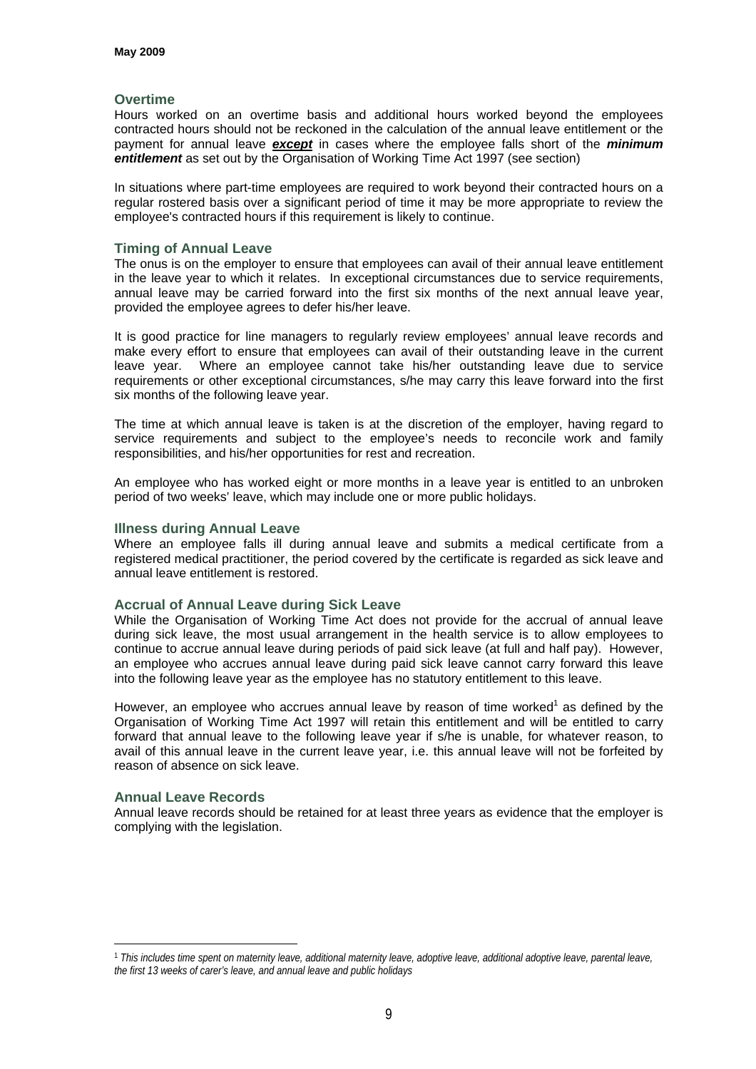### Overtime

Hours worked on an overtime basis and additional hours worked beyond the employees contracted hours should not be reckoned in the calculation of the annual leave entitlement or the payment for annual leave ***except*** in cases where the employee falls short of the ***minimum entitlement*** as set out by the Organisation of Working Time Act 1997 (see section)

In situations where part-time employees are required to work beyond their contracted hours on a regular rostered basis over a significant period of time it may be more appropriate to review the employee's contracted hours if this requirement is likely to continue.

### Timing of Annual Leave

The onus is on the employer to ensure that employees can avail of their annual leave entitlement in the leave year to which it relates. In exceptional circumstances due to service requirements, annual leave may be carried forward into the first six months of the next annual leave year, provided the employee agrees to defer his/her leave.

It is good practice for line managers to regularly review employees' annual leave records and make every effort to ensure that employees can avail of their outstanding leave in the current leave year. Where an employee cannot take his/her outstanding leave due to service requirements or other exceptional circumstances, s/he may carry this leave forward into the first six months of the following leave year.

The time at which annual leave is taken is at the discretion of the employer, having regard to service requirements and subject to the employee's needs to reconcile work and family responsibilities, and his/her opportunities for rest and recreation.

An employee who has worked eight or more months in a leave year is entitled to an unbroken period of two weeks' leave, which may include one or more public holidays.

### Illness during Annual Leave

Where an employee falls ill during annual leave and submits a medical certificate from a registered medical practitioner, the period covered by the certificate is regarded as sick leave and annual leave entitlement is restored.

### Accrual of Annual Leave during Sick Leave

While the Organisation of Working Time Act does not provide for the accrual of annual leave during sick leave, the most usual arrangement in the health service is to allow employees to continue to accrue annual leave during periods of paid sick leave (at full and half pay). However, an employee who accrues annual leave during paid sick leave cannot carry forward this leave into the following leave year as the employee has no statutory entitlement to this leave.

However, an employee who accrues annual leave by reason of time worked[1] as defined by the Organisation of Working Time Act 1997 will retain this entitlement and will be entitled to carry forward that annual leave to the following leave year if s/he is unable, for whatever reason, to avail of this annual leave in the current leave year, i.e. this annual leave will not be forfeited by reason of absence on sick leave.

### Annual Leave Records

Annual leave records should be retained for at least three years as evidence that the employer is complying with the legislation.

---

[1] *This includes time spent on maternity leave, additional maternity leave, adoptive leave, additional adoptive leave, parental leave, the first 13 weeks of carer's leave, and annual leave and public holidays*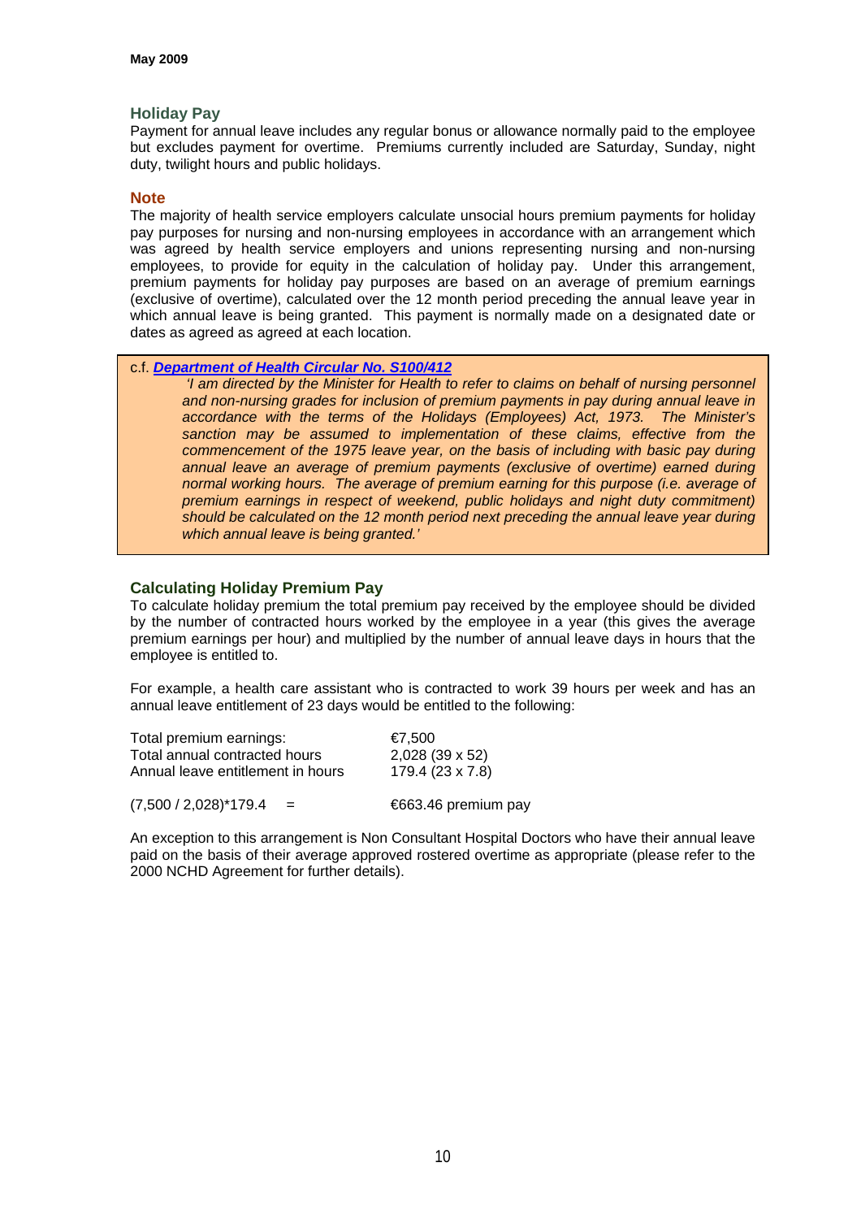**May 2009**

## Holiday Pay

Payment for annual leave includes any regular bonus or allowance normally paid to the employee but excludes payment for overtime. Premiums currently included are Saturday, Sunday, night duty, twilight hours and public holidays.

## Note

The majority of health service employers calculate unsocial hours premium payments for holiday pay purposes for nursing and non-nursing employees in accordance with an arrangement which was agreed by health service employers and unions representing nursing and non-nursing employees, to provide for equity in the calculation of holiday pay. Under this arrangement, premium payments for holiday pay purposes are based on an average of premium earnings (exclusive of overtime), calculated over the 12 month period preceding the annual leave year in which annual leave is being granted. This payment is normally made on a designated date or dates as agreed as agreed at each location.

> c.f. ***Department of Health Circular No. S100/412***
>
> *'I am directed by the Minister for Health to refer to claims on behalf of nursing personnel and non-nursing grades for inclusion of premium payments in pay during annual leave in accordance with the terms of the Holidays (Employees) Act, 1973. The Minister's sanction may be assumed to implementation of these claims, effective from the commencement of the 1975 leave year, on the basis of including with basic pay during annual leave an average of premium payments (exclusive of overtime) earned during normal working hours. The average of premium earning for this purpose (i.e. average of premium earnings in respect of weekend, public holidays and night duty commitment) should be calculated on the 12 month period next preceding the annual leave year during which annual leave is being granted.'*

## Calculating Holiday Premium Pay

To calculate holiday premium the total premium pay received by the employee should be divided by the number of contracted hours worked by the employee in a year (this gives the average premium earnings per hour) and multiplied by the number of annual leave days in hours that the employee is entitled to.

For example, a health care assistant who is contracted to work 39 hours per week and has an annual leave entitlement of 23 days would be entitled to the following:

| | |
|---|---|
| Total premium earnings: | €7,500 |
| Total annual contracted hours | 2,028 (39 x 52) |
| Annual leave entitlement in hours | 179.4 (23 x 7.8) |
| (7,500 / 2,028)*179.4 = | €663.46 premium pay |

An exception to this arrangement is Non Consultant Hospital Doctors who have their annual leave paid on the basis of their average approved rostered overtime as appropriate (please refer to the 2000 NCHD Agreement for further details).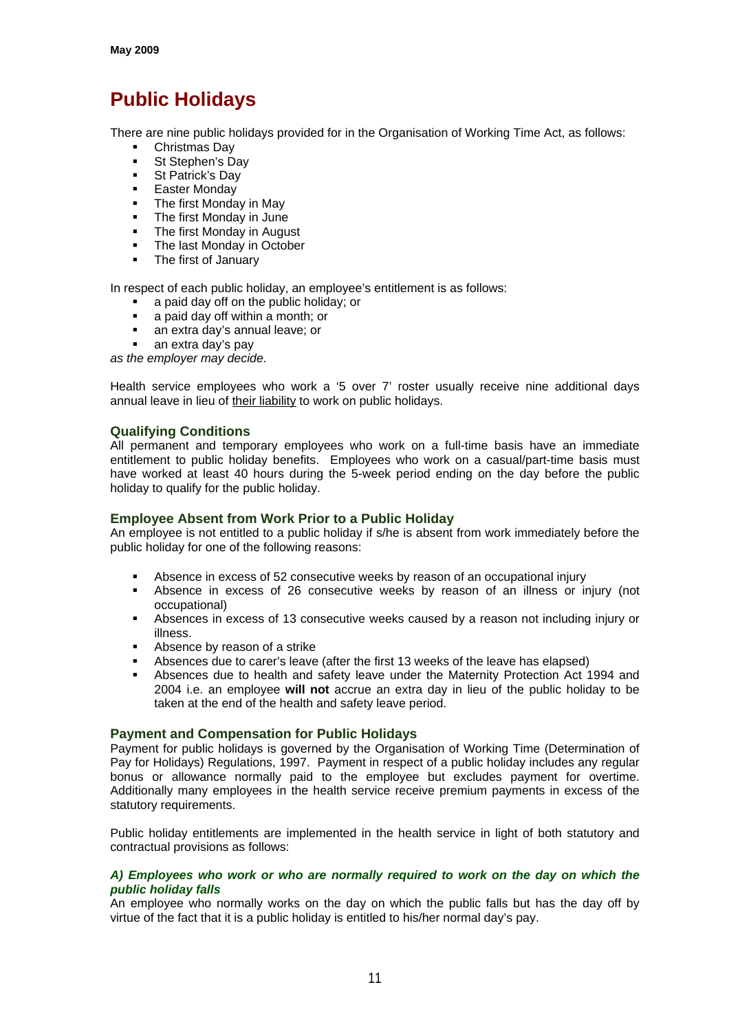# Public Holidays

There are nine public holidays provided for in the Organisation of Working Time Act, as follows:

- Christmas Day
- St Stephen's Day
- St Patrick's Day
- Easter Monday
- The first Monday in May
- The first Monday in June
- The first Monday in August
- The last Monday in October
- The first of January

In respect of each public holiday, an employee's entitlement is as follows:

- a paid day off on the public holiday; or
- a paid day off within a month; or
- an extra day's annual leave; or
- an extra day's pay

*as the employer may decide.*

Health service employees who work a '5 over 7' roster usually receive nine additional days annual leave in lieu of their liability to work on public holidays.

### Qualifying Conditions

All permanent and temporary employees who work on a full-time basis have an immediate entitlement to public holiday benefits. Employees who work on a casual/part-time basis must have worked at least 40 hours during the 5-week period ending on the day before the public holiday to qualify for the public holiday.

### Employee Absent from Work Prior to a Public Holiday

An employee is not entitled to a public holiday if s/he is absent from work immediately before the public holiday for one of the following reasons:

- Absence in excess of 52 consecutive weeks by reason of an occupational injury
- Absence in excess of 26 consecutive weeks by reason of an illness or injury (not occupational)
- Absences in excess of 13 consecutive weeks caused by a reason not including injury or illness.
- Absence by reason of a strike
- Absences due to carer's leave (after the first 13 weeks of the leave has elapsed)
- Absences due to health and safety leave under the Maternity Protection Act 1994 and 2004 i.e. an employee **will not** accrue an extra day in lieu of the public holiday to be taken at the end of the health and safety leave period.

### Payment and Compensation for Public Holidays

Payment for public holidays is governed by the Organisation of Working Time (Determination of Pay for Holidays) Regulations, 1997. Payment in respect of a public holiday includes any regular bonus or allowance normally paid to the employee but excludes payment for overtime. Additionally many employees in the health service receive premium payments in excess of the statutory requirements.

Public holiday entitlements are implemented in the health service in light of both statutory and contractual provisions as follows:

#### *A) Employees who work or who are normally required to work on the day on which the public holiday falls*

An employee who normally works on the day on which the public falls but has the day off by virtue of the fact that it is a public holiday is entitled to his/her normal day's pay.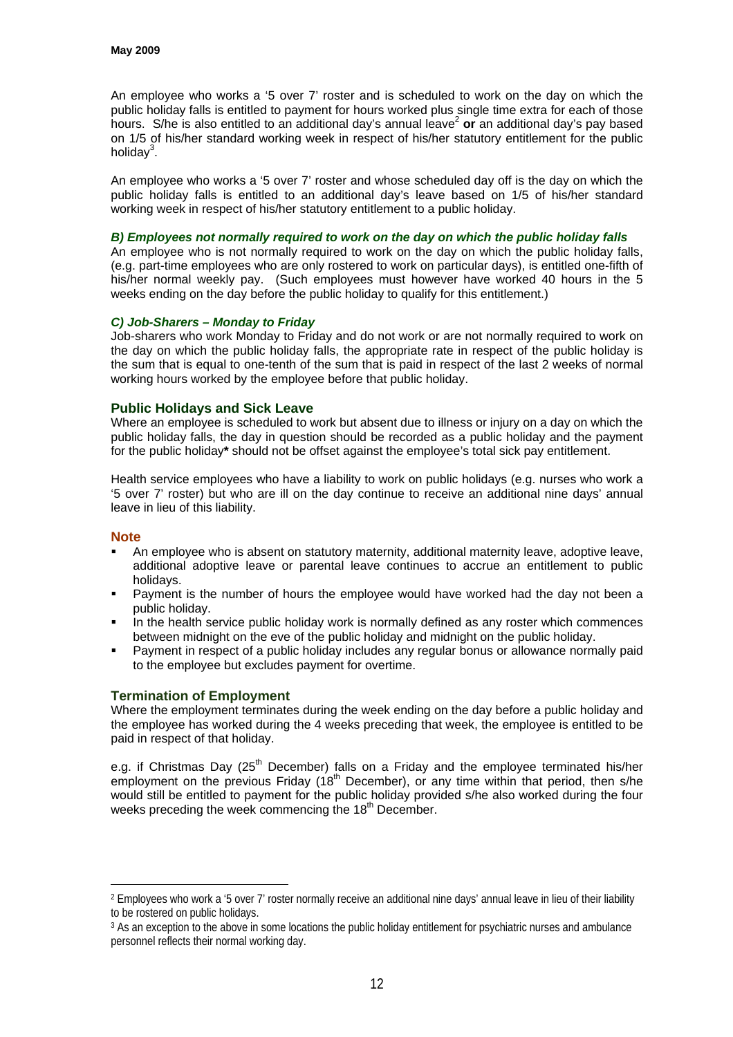An employee who works a '5 over 7' roster and is scheduled to work on the day on which the public holiday falls is entitled to payment for hours worked plus single time extra for each of those hours. S/he is also entitled to an additional day's annual leave[2] **or** an additional day's pay based on 1/5 of his/her standard working week in respect of his/her statutory entitlement for the public holiday[3].

An employee who works a '5 over 7' roster and whose scheduled day off is the day on which the public holiday falls is entitled to an additional day's leave based on 1/5 of his/her standard working week in respect of his/her statutory entitlement to a public holiday.

#### *B) Employees not normally required to work on the day on which the public holiday falls*

An employee who is not normally required to work on the day on which the public holiday falls, (e.g. part-time employees who are only rostered to work on particular days), is entitled one-fifth of his/her normal weekly pay. (Such employees must however have worked 40 hours in the 5 weeks ending on the day before the public holiday to qualify for this entitlement.)

#### *C) Job-Sharers – Monday to Friday*

Job-sharers who work Monday to Friday and do not work or are not normally required to work on the day on which the public holiday falls, the appropriate rate in respect of the public holiday is the sum that is equal to one-tenth of the sum that is paid in respect of the last 2 weeks of normal working hours worked by the employee before that public holiday.

### Public Holidays and Sick Leave

Where an employee is scheduled to work but absent due to illness or injury on a day on which the public holiday falls, the day in question should be recorded as a public holiday and the payment for the public holiday* should not be offset against the employee's total sick pay entitlement.

Health service employees who have a liability to work on public holidays (e.g. nurses who work a '5 over 7' roster) but who are ill on the day continue to receive an additional nine days' annual leave in lieu of this liability.

### Note

- An employee who is absent on statutory maternity, additional maternity leave, adoptive leave, additional adoptive leave or parental leave continues to accrue an entitlement to public holidays.
- Payment is the number of hours the employee would have worked had the day not been a public holiday.
- In the health service public holiday work is normally defined as any roster which commences between midnight on the eve of the public holiday and midnight on the public holiday.
- Payment in respect of a public holiday includes any regular bonus or allowance normally paid to the employee but excludes payment for overtime.

### Termination of Employment

Where the employment terminates during the week ending on the day before a public holiday and the employee has worked during the 4 weeks preceding that week, the employee is entitled to be paid in respect of that holiday.

e.g. if Christmas Day (25th December) falls on a Friday and the employee terminated his/her employment on the previous Friday (18th December), or any time within that period, then s/he would still be entitled to payment for the public holiday provided s/he also worked during the four weeks preceding the week commencing the 18th December.

---

[2] Employees who work a '5 over 7' roster normally receive an additional nine days' annual leave in lieu of their liability to be rostered on public holidays.

[3] As an exception to the above in some locations the public holiday entitlement for psychiatric nurses and ambulance personnel reflects their normal working day.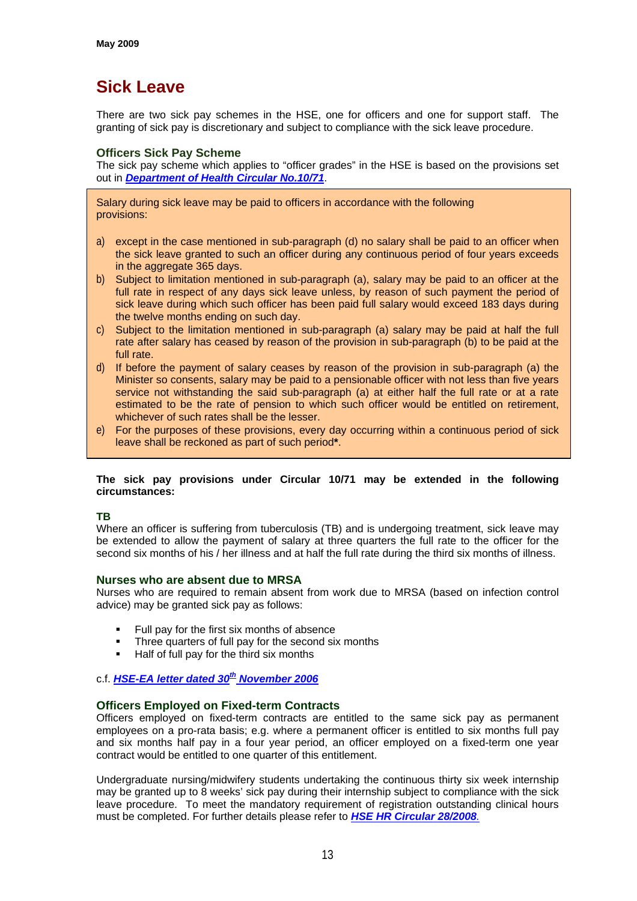May 2009

# Sick Leave

There are two sick pay schemes in the HSE, one for officers and one for support staff. The granting of sick pay is discretionary and subject to compliance with the sick leave procedure.

### Officers Sick Pay Scheme

The sick pay scheme which applies to "officer grades" in the HSE is based on the provisions set out in ***Department of Health Circular No.10/71***.

Salary during sick leave may be paid to officers in accordance with the following provisions:

a) except in the case mentioned in sub-paragraph (d) no salary shall be paid to an officer when the sick leave granted to such an officer during any continuous period of four years exceeds in the aggregate 365 days.

b) Subject to limitation mentioned in sub-paragraph (a), salary may be paid to an officer at the full rate in respect of any days sick leave unless, by reason of such payment the period of sick leave during which such officer has been paid full salary would exceed 183 days during the twelve months ending on such day.

c) Subject to the limitation mentioned in sub-paragraph (a) salary may be paid at half the full rate after salary has ceased by reason of the provision in sub-paragraph (b) to be paid at the full rate.

d) If before the payment of salary ceases by reason of the provision in sub-paragraph (a) the Minister so consents, salary may be paid to a pensionable officer with not less than five years service not withstanding the said sub-paragraph (a) at either half the full rate or at a rate estimated to be the rate of pension to which such officer would be entitled on retirement, whichever of such rates shall be the lesser.

e) For the purposes of these provisions, every day occurring within a continuous period of sick leave shall be reckoned as part of such period**\***.

**The sick pay provisions under Circular 10/71 may be extended in the following circumstances:**

#### TB

Where an officer is suffering from tuberculosis (TB) and is undergoing treatment, sick leave may be extended to allow the payment of salary at three quarters the full rate to the officer for the second six months of his / her illness and at half the full rate during the third six months of illness.

### Nurses who are absent due to MRSA

Nurses who are required to remain absent from work due to MRSA (based on infection control advice) may be granted sick pay as follows:

- Full pay for the first six months of absence
- Three quarters of full pay for the second six months
- Half of full pay for the third six months

c.f. ***HSE-EA letter dated 30th November 2006***

### Officers Employed on Fixed-term Contracts

Officers employed on fixed-term contracts are entitled to the same sick pay as permanent employees on a pro-rata basis; e.g. where a permanent officer is entitled to six months full pay and six months half pay in a four year period, an officer employed on a fixed-term one year contract would be entitled to one quarter of this entitlement.

Undergraduate nursing/midwifery students undertaking the continuous thirty six week internship may be granted up to 8 weeks' sick pay during their internship subject to compliance with the sick leave procedure. To meet the mandatory requirement of registration outstanding clinical hours must be completed. For further details please refer to ***HSE HR Circular 28/2008***.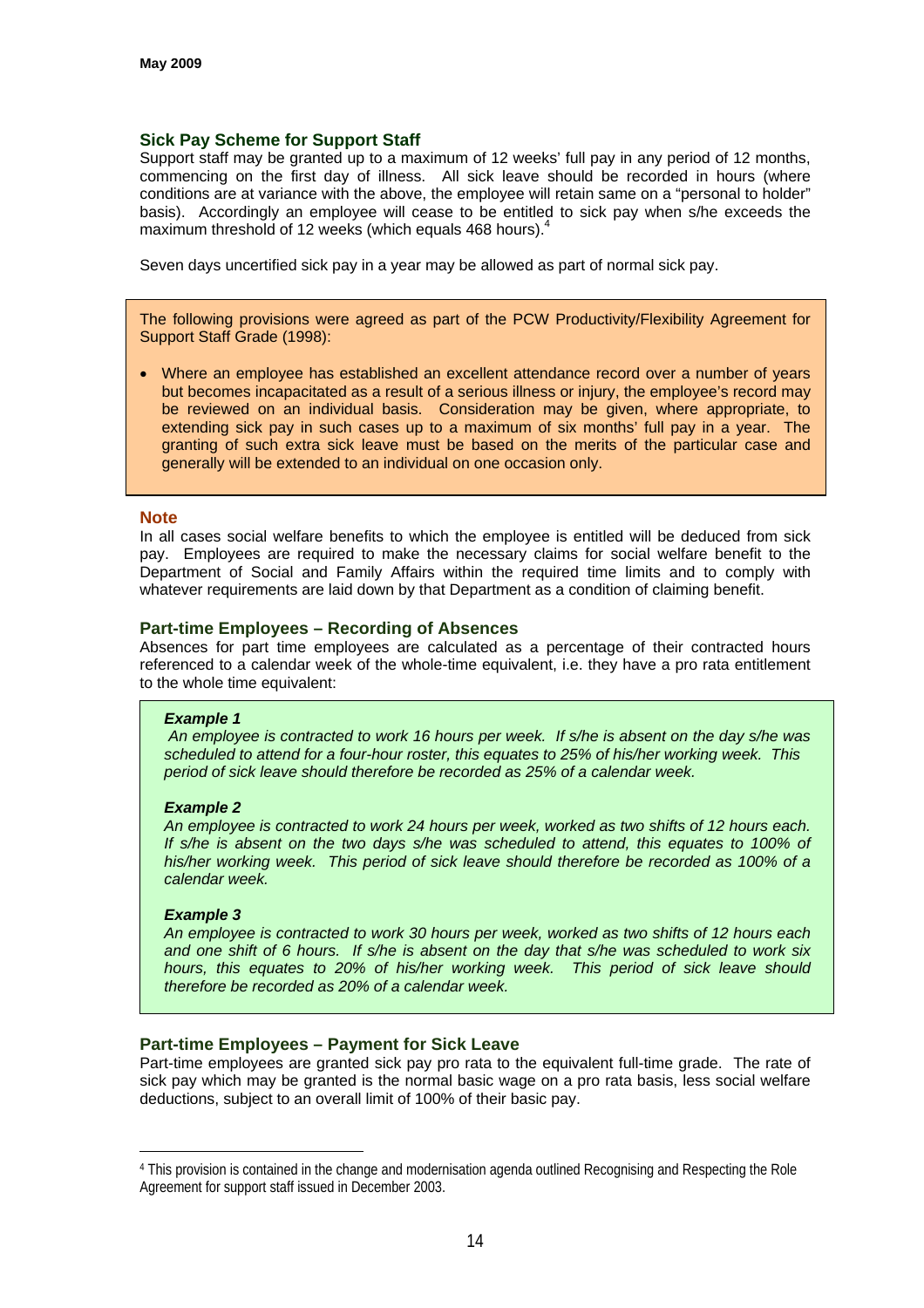## Sick Pay Scheme for Support Staff

Support staff may be granted up to a maximum of 12 weeks' full pay in any period of 12 months, commencing on the first day of illness. All sick leave should be recorded in hours (where conditions are at variance with the above, the employee will retain same on a "personal to holder" basis). Accordingly an employee will cease to be entitled to sick pay when s/he exceeds the maximum threshold of 12 weeks (which equals 468 hours).[4]

Seven days uncertified sick pay in a year may be allowed as part of normal sick pay.

The following provisions were agreed as part of the PCW Productivity/Flexibility Agreement for Support Staff Grade (1998):

- Where an employee has established an excellent attendance record over a number of years but becomes incapacitated as a result of a serious illness or injury, the employee's record may be reviewed on an individual basis. Consideration may be given, where appropriate, to extending sick pay in such cases up to a maximum of six months' full pay in a year. The granting of such extra sick leave must be based on the merits of the particular case and generally will be extended to an individual on one occasion only.

### Note

In all cases social welfare benefits to which the employee is entitled will be deduced from sick pay. Employees are required to make the necessary claims for social welfare benefit to the Department of Social and Family Affairs within the required time limits and to comply with whatever requirements are laid down by that Department as a condition of claiming benefit.

## Part-time Employees – Recording of Absences

Absences for part time employees are calculated as a percentage of their contracted hours referenced to a calendar week of the whole-time equivalent, i.e. they have a pro rata entitlement to the whole time equivalent:

***Example 1***

*An employee is contracted to work 16 hours per week. If s/he is absent on the day s/he was scheduled to attend for a four-hour roster, this equates to 25% of his/her working week. This period of sick leave should therefore be recorded as 25% of a calendar week.*

***Example 2***

*An employee is contracted to work 24 hours per week, worked as two shifts of 12 hours each. If s/he is absent on the two days s/he was scheduled to attend, this equates to 100% of his/her working week. This period of sick leave should therefore be recorded as 100% of a calendar week.*

***Example 3***

*An employee is contracted to work 30 hours per week, worked as two shifts of 12 hours each and one shift of 6 hours. If s/he is absent on the day that s/he was scheduled to work six hours, this equates to 20% of his/her working week. This period of sick leave should therefore be recorded as 20% of a calendar week.*

## Part-time Employees – Payment for Sick Leave

Part-time employees are granted sick pay pro rata to the equivalent full-time grade. The rate of sick pay which may be granted is the normal basic wage on a pro rata basis, less social welfare deductions, subject to an overall limit of 100% of their basic pay.

[4] This provision is contained in the change and modernisation agenda outlined Recognising and Respecting the Role Agreement for support staff issued in December 2003.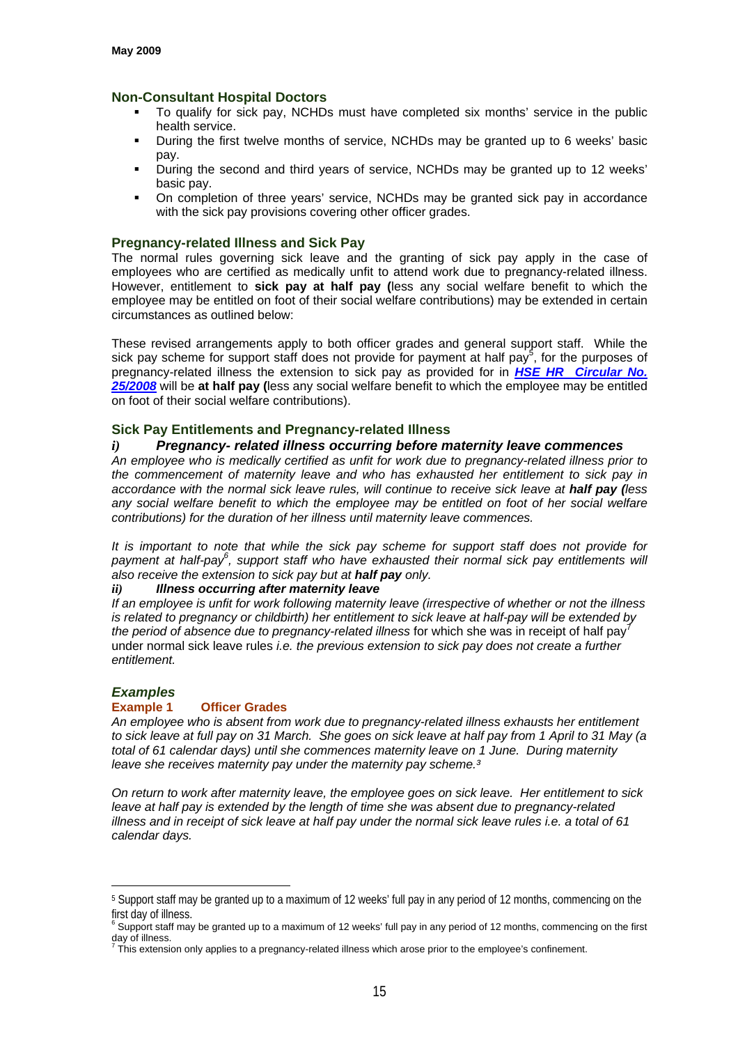**May 2009**

### Non-Consultant Hospital Doctors

- To qualify for sick pay, NCHDs must have completed six months' service in the public health service.
- During the first twelve months of service, NCHDs may be granted up to 6 weeks' basic pay.
- During the second and third years of service, NCHDs may be granted up to 12 weeks' basic pay.
- On completion of three years' service, NCHDs may be granted sick pay in accordance with the sick pay provisions covering other officer grades.

### Pregnancy-related Illness and Sick Pay

The normal rules governing sick leave and the granting of sick pay apply in the case of employees who are certified as medically unfit to attend work due to pregnancy-related illness. However, entitlement to **sick pay at half pay (**less any social welfare benefit to which the employee may be entitled on foot of their social welfare contributions) may be extended in certain circumstances as outlined below:

These revised arrangements apply to both officer grades and general support staff. While the sick pay scheme for support staff does not provide for payment at half pay[5], for the purposes of pregnancy-related illness the extension to sick pay as provided for in ***HSE HR Circular No. 25/2008*** will be **at half pay (**less any social welfare benefit to which the employee may be entitled on foot of their social welfare contributions).

### Sick Pay Entitlements and Pregnancy-related Illness

#### *i) Pregnancy- related illness occurring before maternity leave commences*

*An employee who is medically certified as unfit for work due to pregnancy-related illness prior to the commencement of maternity leave and who has exhausted her entitlement to sick pay in accordance with the normal sick leave rules, will continue to receive sick leave at **half pay (**less any social welfare benefit to which the employee may be entitled on foot of her social welfare contributions) for the duration of her illness until maternity leave commences.*

*It is important to note that while the sick pay scheme for support staff does not provide for payment at half-pay[6], support staff who have exhausted their normal sick pay entitlements will also receive the extension to sick pay but at **half pay** only.*

#### *ii) Illness occurring after maternity leave*

*If an employee is unfit for work following maternity leave (irrespective of whether or not the illness is related to pregnancy or childbirth) her entitlement to sick leave at half-pay will be extended by the period of absence due to pregnancy-related illness* for which she was in receipt of half pay[7] under normal sick leave rules *i.e. the previous extension to sick pay does not create a further entitlement.*

### *Examples*

#### Example 1 Officer Grades

*An employee who is absent from work due to pregnancy-related illness exhausts her entitlement to sick leave at full pay on 31 March. She goes on sick leave at half pay from 1 April to 31 May (a total of 61 calendar days) until she commences maternity leave on 1 June. During maternity leave she receives maternity pay under the maternity pay scheme.[3]*

*On return to work after maternity leave, the employee goes on sick leave. Her entitlement to sick leave at half pay is extended by the length of time she was absent due to pregnancy-related illness and in receipt of sick leave at half pay under the normal sick leave rules i.e. a total of 61 calendar days.*

---

[5] Support staff may be granted up to a maximum of 12 weeks' full pay in any period of 12 months, commencing on the first day of illness.

[6] Support staff may be granted up to a maximum of 12 weeks' full pay in any period of 12 months, commencing on the first day of illness.

[7] This extension only applies to a pregnancy-related illness which arose prior to the employee's confinement.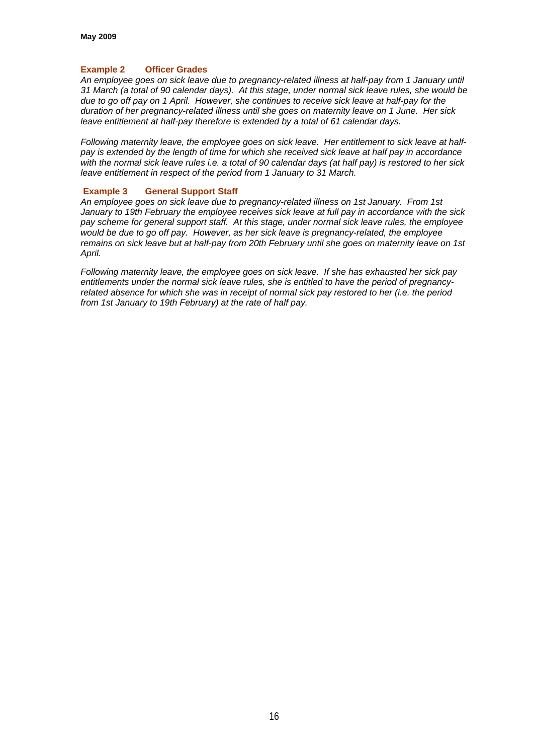**Example 2 Officer Grades**

*An employee goes on sick leave due to pregnancy-related illness at half-pay from 1 January until 31 March (a total of 90 calendar days). At this stage, under normal sick leave rules, she would be due to go off pay on 1 April. However, she continues to receive sick leave at half-pay for the duration of her pregnancy-related illness until she goes on maternity leave on 1 June. Her sick leave entitlement at half-pay therefore is extended by a total of 61 calendar days.*

*Following maternity leave, the employee goes on sick leave. Her entitlement to sick leave at half-pay is extended by the length of time for which she received sick leave at half pay in accordance with the normal sick leave rules i.e. a total of 90 calendar days (at half pay) is restored to her sick leave entitlement in respect of the period from 1 January to 31 March.*

**Example 3 General Support Staff**

*An employee goes on sick leave due to pregnancy-related illness on 1st January. From 1st January to 19th February the employee receives sick leave at full pay in accordance with the sick pay scheme for general support staff. At this stage, under normal sick leave rules, the employee would be due to go off pay. However, as her sick leave is pregnancy-related, the employee remains on sick leave but at half-pay from 20th February until she goes on maternity leave on 1st April.*

*Following maternity leave, the employee goes on sick leave. If she has exhausted her sick pay entitlements under the normal sick leave rules, she is entitled to have the period of pregnancy-related absence for which she was in receipt of normal sick pay restored to her (i.e. the period from 1st January to 19th February) at the rate of half pay.*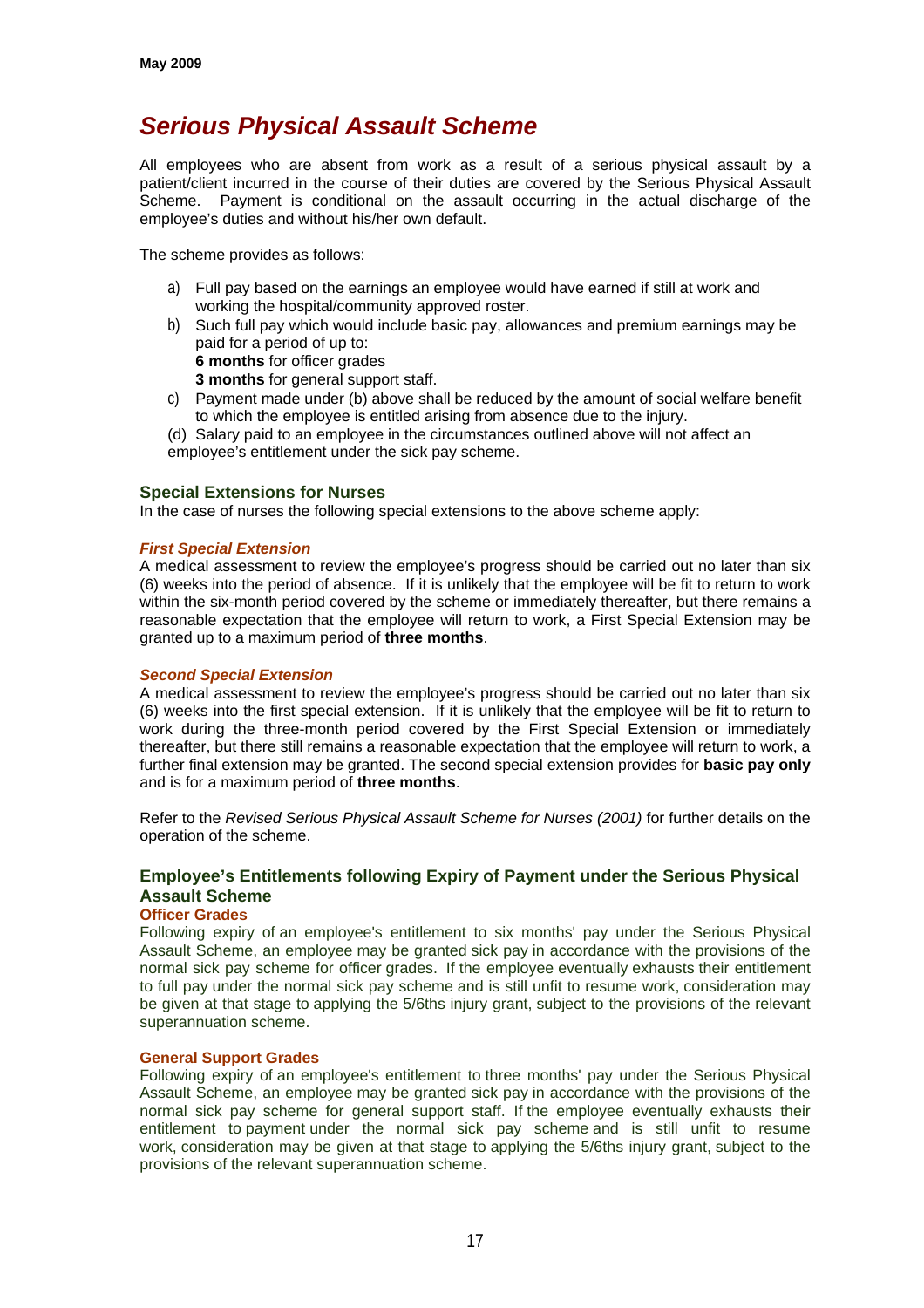**May 2009**

# *Serious Physical Assault Scheme*

All employees who are absent from work as a result of a serious physical assault by a patient/client incurred in the course of their duties are covered by the Serious Physical Assault Scheme. Payment is conditional on the assault occurring in the actual discharge of the employee's duties and without his/her own default.

The scheme provides as follows:

a) Full pay based on the earnings an employee would have earned if still at work and working the hospital/community approved roster.
b) Such full pay which would include basic pay, allowances and premium earnings may be paid for a period of up to:
   **6 months** for officer grades
   **3 months** for general support staff.
c) Payment made under (b) above shall be reduced by the amount of social welfare benefit to which the employee is entitled arising from absence due to the injury.

(d) Salary paid to an employee in the circumstances outlined above will not affect an employee's entitlement under the sick pay scheme.

### Special Extensions for Nurses

In the case of nurses the following special extensions to the above scheme apply:

#### *First Special Extension*

A medical assessment to review the employee's progress should be carried out no later than six (6) weeks into the period of absence. If it is unlikely that the employee will be fit to return to work within the six-month period covered by the scheme or immediately thereafter, but there remains a reasonable expectation that the employee will return to work, a First Special Extension may be granted up to a maximum period of **three months**.

#### *Second Special Extension*

A medical assessment to review the employee's progress should be carried out no later than six (6) weeks into the first special extension. If it is unlikely that the employee will be fit to return to work during the three-month period covered by the First Special Extension or immediately thereafter, but there still remains a reasonable expectation that the employee will return to work, a further final extension may be granted. The second special extension provides for **basic pay only** and is for a maximum period of **three months**.

Refer to the *Revised Serious Physical Assault Scheme for Nurses (2001)* for further details on the operation of the scheme.

### Employee's Entitlements following Expiry of Payment under the Serious Physical Assault Scheme

#### Officer Grades

Following expiry of an employee's entitlement to six months' pay under the Serious Physical Assault Scheme, an employee may be granted sick pay in accordance with the provisions of the normal sick pay scheme for officer grades. If the employee eventually exhausts their entitlement to full pay under the normal sick pay scheme and is still unfit to resume work, consideration may be given at that stage to applying the 5/6ths injury grant, subject to the provisions of the relevant superannuation scheme.

#### General Support Grades

Following expiry of an employee's entitlement to three months' pay under the Serious Physical Assault Scheme, an employee may be granted sick pay in accordance with the provisions of the normal sick pay scheme for general support staff. If the employee eventually exhausts their entitlement to payment under the normal sick pay scheme and is still unfit to resume work, consideration may be given at that stage to applying the 5/6ths injury grant, subject to the provisions of the relevant superannuation scheme.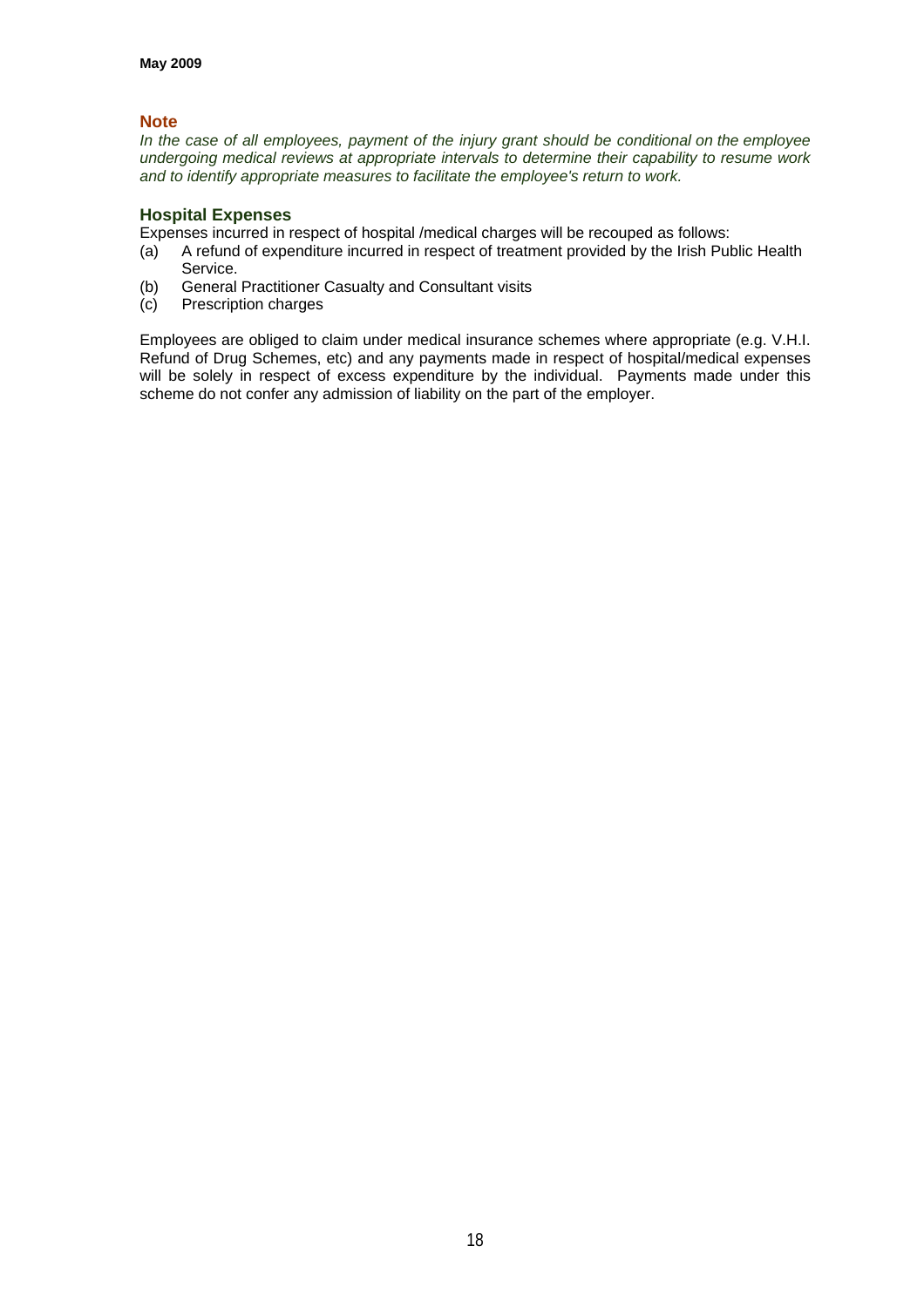## Note

*In the case of all employees, payment of the injury grant should be conditional on the employee undergoing medical reviews at appropriate intervals to determine their capability to resume work and to identify appropriate measures to facilitate the employee's return to work.*

## Hospital Expenses

Expenses incurred in respect of hospital /medical charges will be recouped as follows:

(a) A refund of expenditure incurred in respect of treatment provided by the Irish Public Health Service.
(b) General Practitioner Casualty and Consultant visits
(c) Prescription charges

Employees are obliged to claim under medical insurance schemes where appropriate (e.g. V.H.I. Refund of Drug Schemes, etc) and any payments made in respect of hospital/medical expenses will be solely in respect of excess expenditure by the individual. Payments made under this scheme do not confer any admission of liability on the part of the employer.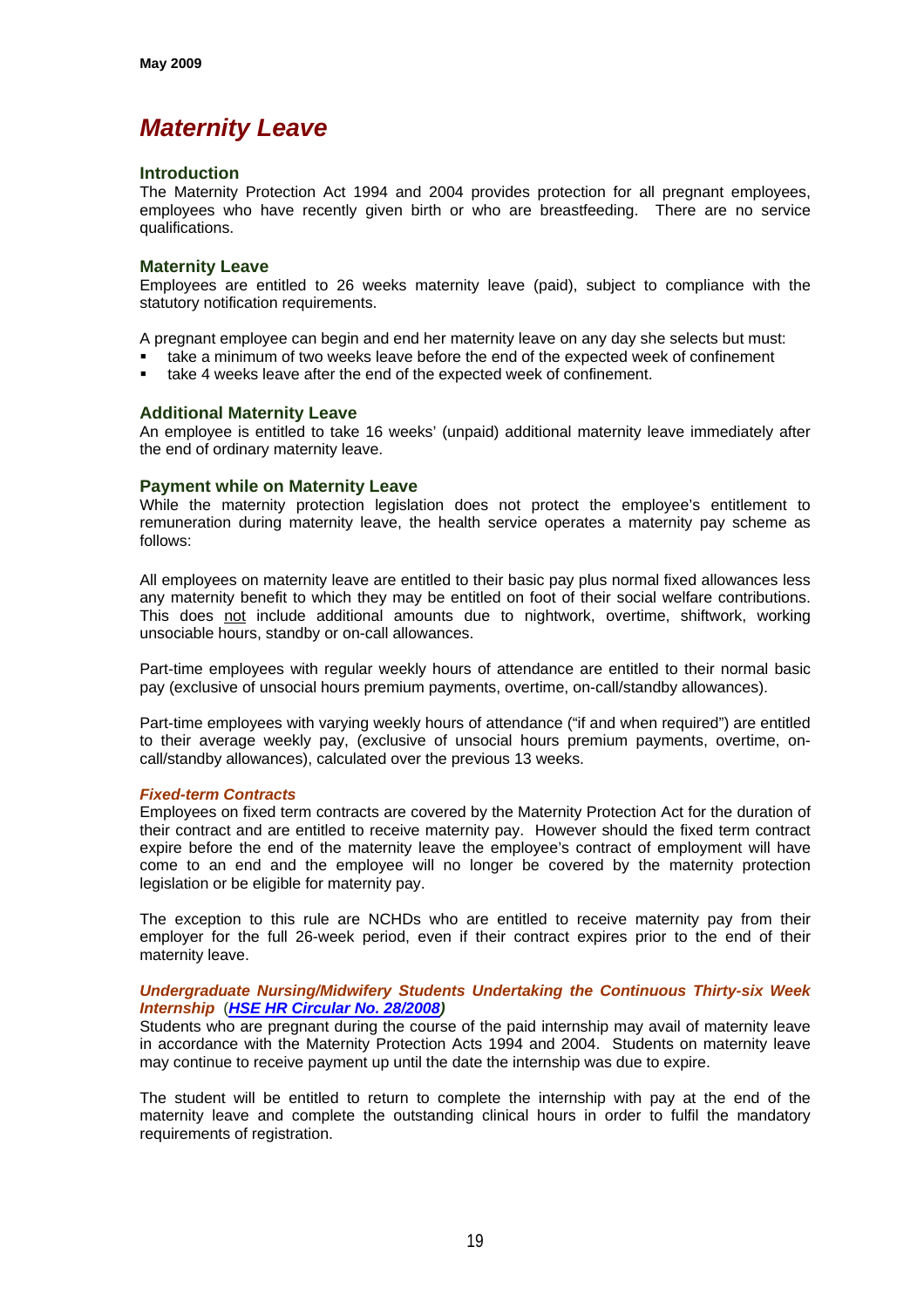# Maternity Leave

## Introduction

The Maternity Protection Act 1994 and 2004 provides protection for all pregnant employees, employees who have recently given birth or who are breastfeeding. There are no service qualifications.

## Maternity Leave

Employees are entitled to 26 weeks maternity leave (paid), subject to compliance with the statutory notification requirements.

A pregnant employee can begin and end her maternity leave on any day she selects but must:

- take a minimum of two weeks leave before the end of the expected week of confinement
- take 4 weeks leave after the end of the expected week of confinement.

## Additional Maternity Leave

An employee is entitled to take 16 weeks' (unpaid) additional maternity leave immediately after the end of ordinary maternity leave.

## Payment while on Maternity Leave

While the maternity protection legislation does not protect the employee's entitlement to remuneration during maternity leave, the health service operates a maternity pay scheme as follows:

All employees on maternity leave are entitled to their basic pay plus normal fixed allowances less any maternity benefit to which they may be entitled on foot of their social welfare contributions. This does not include additional amounts due to nightwork, overtime, shiftwork, working unsociable hours, standby or on-call allowances.

Part-time employees with regular weekly hours of attendance are entitled to their normal basic pay (exclusive of unsocial hours premium payments, overtime, on-call/standby allowances).

Part-time employees with varying weekly hours of attendance ("if and when required") are entitled to their average weekly pay, (exclusive of unsocial hours premium payments, overtime, on-call/standby allowances), calculated over the previous 13 weeks.

### *Fixed-term Contracts*

Employees on fixed term contracts are covered by the Maternity Protection Act for the duration of their contract and are entitled to receive maternity pay. However should the fixed term contract expire before the end of the maternity leave the employee's contract of employment will have come to an end and the employee will no longer be covered by the maternity protection legislation or be eligible for maternity pay.

The exception to this rule are NCHDs who are entitled to receive maternity pay from their employer for the full 26-week period, even if their contract expires prior to the end of their maternity leave.

### *Undergraduate Nursing/Midwifery Students Undertaking the Continuous Thirty-six Week Internship (HSE HR Circular No. 28/2008)*

Students who are pregnant during the course of the paid internship may avail of maternity leave in accordance with the Maternity Protection Acts 1994 and 2004. Students on maternity leave may continue to receive payment up until the date the internship was due to expire.

The student will be entitled to return to complete the internship with pay at the end of the maternity leave and complete the outstanding clinical hours in order to fulfil the mandatory requirements of registration.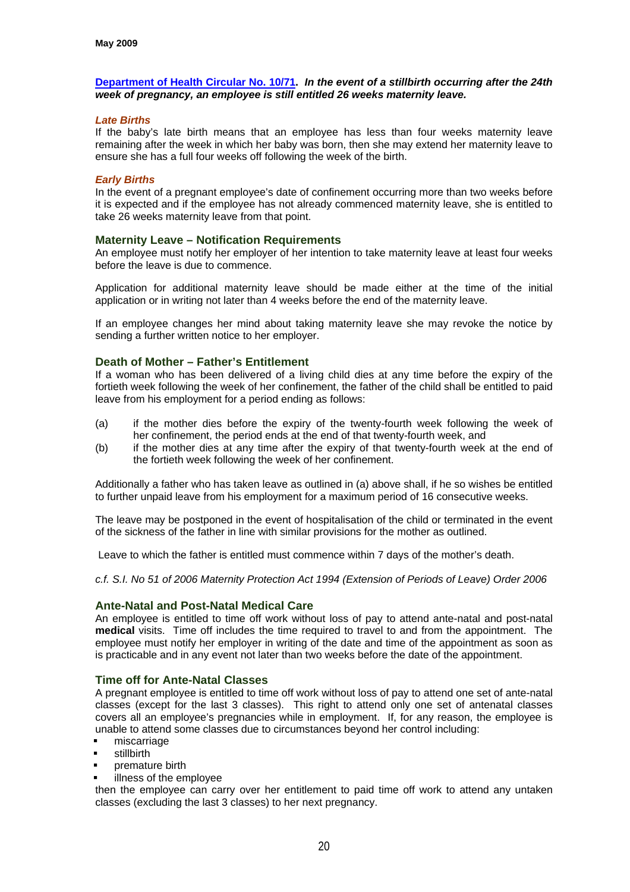**Department of Health Circular No. 10/71**. ***In the event of a stillbirth occurring after the 24th week of pregnancy, an employee is still entitled 26 weeks maternity leave.***

#### *Late Births*

If the baby's late birth means that an employee has less than four weeks maternity leave remaining after the week in which her baby was born, then she may extend her maternity leave to ensure she has a full four weeks off following the week of the birth.

#### *Early Births*

In the event of a pregnant employee's date of confinement occurring more than two weeks before it is expected and if the employee has not already commenced maternity leave, she is entitled to take 26 weeks maternity leave from that point.

### Maternity Leave – Notification Requirements

An employee must notify her employer of her intention to take maternity leave at least four weeks before the leave is due to commence.

Application for additional maternity leave should be made either at the time of the initial application or in writing not later than 4 weeks before the end of the maternity leave.

If an employee changes her mind about taking maternity leave she may revoke the notice by sending a further written notice to her employer.

### Death of Mother – Father's Entitlement

If a woman who has been delivered of a living child dies at any time before the expiry of the fortieth week following the week of her confinement, the father of the child shall be entitled to paid leave from his employment for a period ending as follows:

(a) if the mother dies before the expiry of the twenty-fourth week following the week of her confinement, the period ends at the end of that twenty-fourth week, and

(b) if the mother dies at any time after the expiry of that twenty-fourth week at the end of the fortieth week following the week of her confinement.

Additionally a father who has taken leave as outlined in (a) above shall, if he so wishes be entitled to further unpaid leave from his employment for a maximum period of 16 consecutive weeks.

The leave may be postponed in the event of hospitalisation of the child or terminated in the event of the sickness of the father in line with similar provisions for the mother as outlined.

Leave to which the father is entitled must commence within 7 days of the mother's death.

*c.f. S.I. No 51 of 2006 Maternity Protection Act 1994 (Extension of Periods of Leave) Order 2006*

### Ante-Natal and Post-Natal Medical Care

An employee is entitled to time off work without loss of pay to attend ante-natal and post-natal **medical** visits. Time off includes the time required to travel to and from the appointment. The employee must notify her employer in writing of the date and time of the appointment as soon as is practicable and in any event not later than two weeks before the date of the appointment.

### Time off for Ante-Natal Classes

A pregnant employee is entitled to time off work without loss of pay to attend one set of ante-natal classes (except for the last 3 classes). This right to attend only one set of antenatal classes covers all an employee's pregnancies while in employment. If, for any reason, the employee is unable to attend some classes due to circumstances beyond her control including:

- miscarriage
- stillbirth
- premature birth
- illness of the employee

then the employee can carry over her entitlement to paid time off work to attend any untaken classes (excluding the last 3 classes) to her next pregnancy.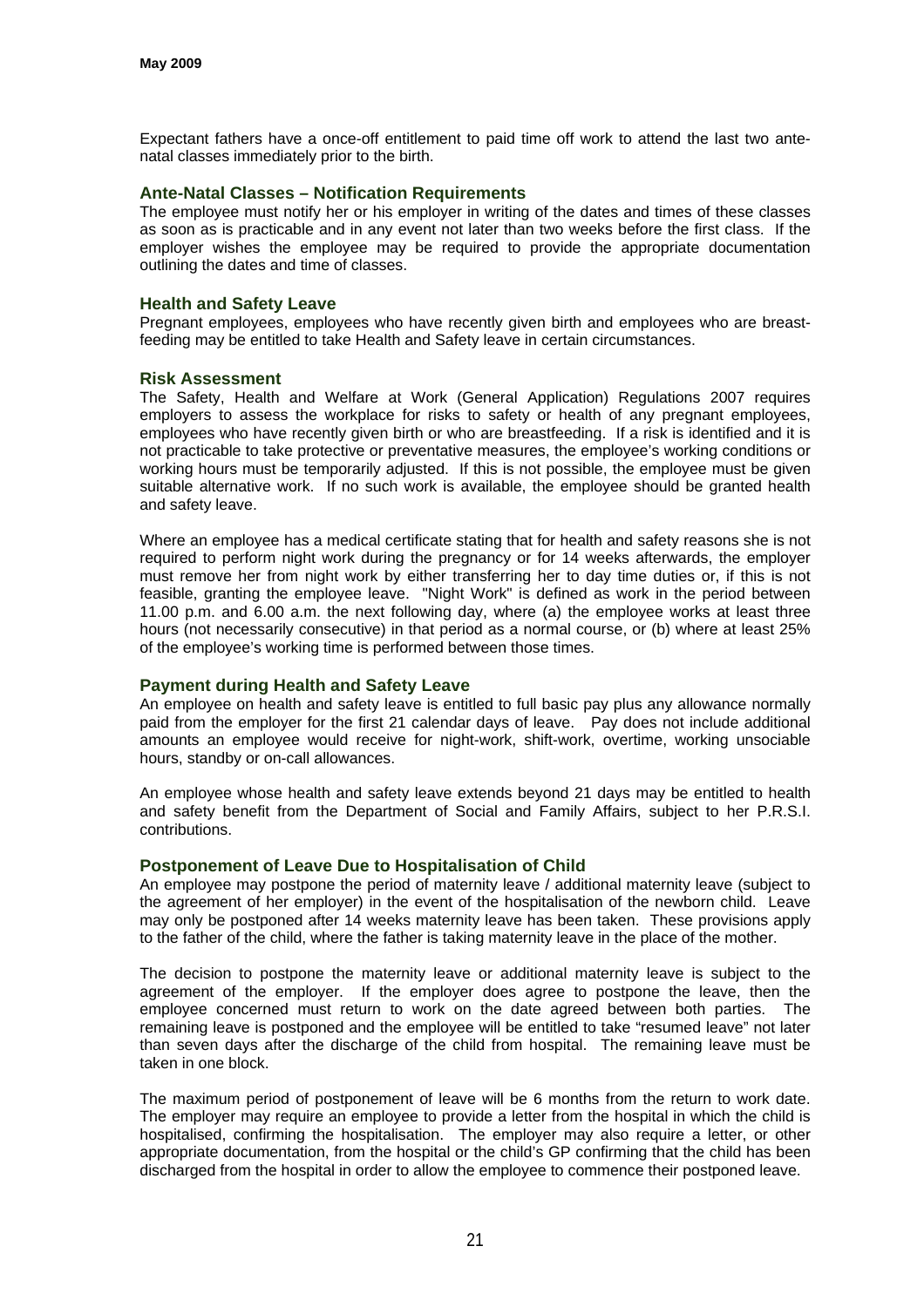Expectant fathers have a once-off entitlement to paid time off work to attend the last two ante-natal classes immediately prior to the birth.

### Ante-Natal Classes – Notification Requirements

The employee must notify her or his employer in writing of the dates and times of these classes as soon as is practicable and in any event not later than two weeks before the first class. If the employer wishes the employee may be required to provide the appropriate documentation outlining the dates and time of classes.

### Health and Safety Leave

Pregnant employees, employees who have recently given birth and employees who are breast-feeding may be entitled to take Health and Safety leave in certain circumstances.

### Risk Assessment

The Safety, Health and Welfare at Work (General Application) Regulations 2007 requires employers to assess the workplace for risks to safety or health of any pregnant employees, employees who have recently given birth or who are breastfeeding. If a risk is identified and it is not practicable to take protective or preventative measures, the employee's working conditions or working hours must be temporarily adjusted. If this is not possible, the employee must be given suitable alternative work. If no such work is available, the employee should be granted health and safety leave.

Where an employee has a medical certificate stating that for health and safety reasons she is not required to perform night work during the pregnancy or for 14 weeks afterwards, the employer must remove her from night work by either transferring her to day time duties or, if this is not feasible, granting the employee leave. "Night Work" is defined as work in the period between 11.00 p.m. and 6.00 a.m. the next following day, where (a) the employee works at least three hours (not necessarily consecutive) in that period as a normal course, or (b) where at least 25% of the employee's working time is performed between those times.

### Payment during Health and Safety Leave

An employee on health and safety leave is entitled to full basic pay plus any allowance normally paid from the employer for the first 21 calendar days of leave. Pay does not include additional amounts an employee would receive for night-work, shift-work, overtime, working unsociable hours, standby or on-call allowances.

An employee whose health and safety leave extends beyond 21 days may be entitled to health and safety benefit from the Department of Social and Family Affairs, subject to her P.R.S.I. contributions.

### Postponement of Leave Due to Hospitalisation of Child

An employee may postpone the period of maternity leave / additional maternity leave (subject to the agreement of her employer) in the event of the hospitalisation of the newborn child. Leave may only be postponed after 14 weeks maternity leave has been taken. These provisions apply to the father of the child, where the father is taking maternity leave in the place of the mother.

The decision to postpone the maternity leave or additional maternity leave is subject to the agreement of the employer. If the employer does agree to postpone the leave, then the employee concerned must return to work on the date agreed between both parties. The remaining leave is postponed and the employee will be entitled to take "resumed leave" not later than seven days after the discharge of the child from hospital. The remaining leave must be taken in one block.

The maximum period of postponement of leave will be 6 months from the return to work date. The employer may require an employee to provide a letter from the hospital in which the child is hospitalised, confirming the hospitalisation. The employer may also require a letter, or other appropriate documentation, from the hospital or the child's GP confirming that the child has been discharged from the hospital in order to allow the employee to commence their postponed leave.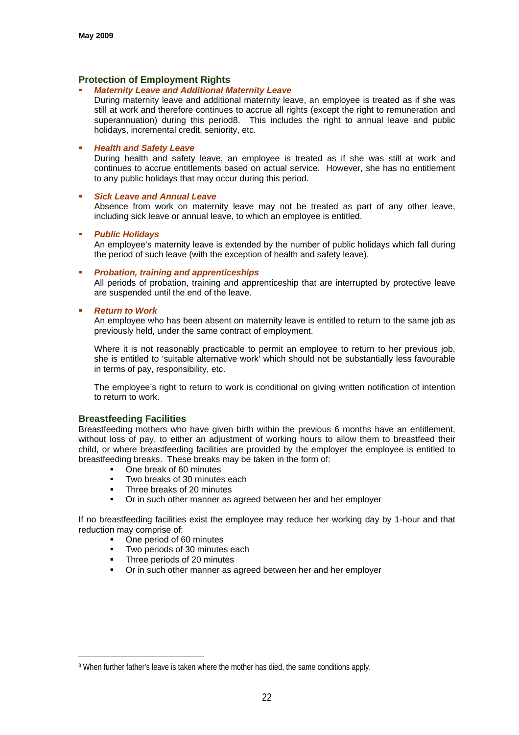## Protection of Employment Rights

- ***Maternity Leave and Additional Maternity Leave***
  During maternity leave and additional maternity leave, an employee is treated as if she was still at work and therefore continues to accrue all rights (except the right to remuneration and superannuation) during this period[8]. This includes the right to annual leave and public holidays, incremental credit, seniority, etc.

- ***Health and Safety Leave***
  During health and safety leave, an employee is treated as if she was still at work and continues to accrue entitlements based on actual service. However, she has no entitlement to any public holidays that may occur during this period.

- ***Sick Leave and Annual Leave***
  Absence from work on maternity leave may not be treated as part of any other leave, including sick leave or annual leave, to which an employee is entitled.

- ***Public Holidays***
  An employee's maternity leave is extended by the number of public holidays which fall during the period of such leave (with the exception of health and safety leave).

- ***Probation, training and apprenticeships***
  All periods of probation, training and apprenticeship that are interrupted by protective leave are suspended until the end of the leave.

- ***Return to Work***
  An employee who has been absent on maternity leave is entitled to return to the same job as previously held, under the same contract of employment.

  Where it is not reasonably practicable to permit an employee to return to her previous job, she is entitled to 'suitable alternative work' which should not be substantially less favourable in terms of pay, responsibility, etc.

  The employee's right to return to work is conditional on giving written notification of intention to return to work.

## Breastfeeding Facilities

Breastfeeding mothers who have given birth within the previous 6 months have an entitlement, without loss of pay, to either an adjustment of working hours to allow them to breastfeed their child, or where breastfeeding facilities are provided by the employer the employee is entitled to breastfeeding breaks. These breaks may be taken in the form of:

- One break of 60 minutes
- Two breaks of 30 minutes each
- Three breaks of 20 minutes
- Or in such other manner as agreed between her and her employer

If no breastfeeding facilities exist the employee may reduce her working day by 1-hour and that reduction may comprise of:

- One period of 60 minutes
- Two periods of 30 minutes each
- Three periods of 20 minutes
- Or in such other manner as agreed between her and her employer

[8] When further father's leave is taken where the mother has died, the same conditions apply.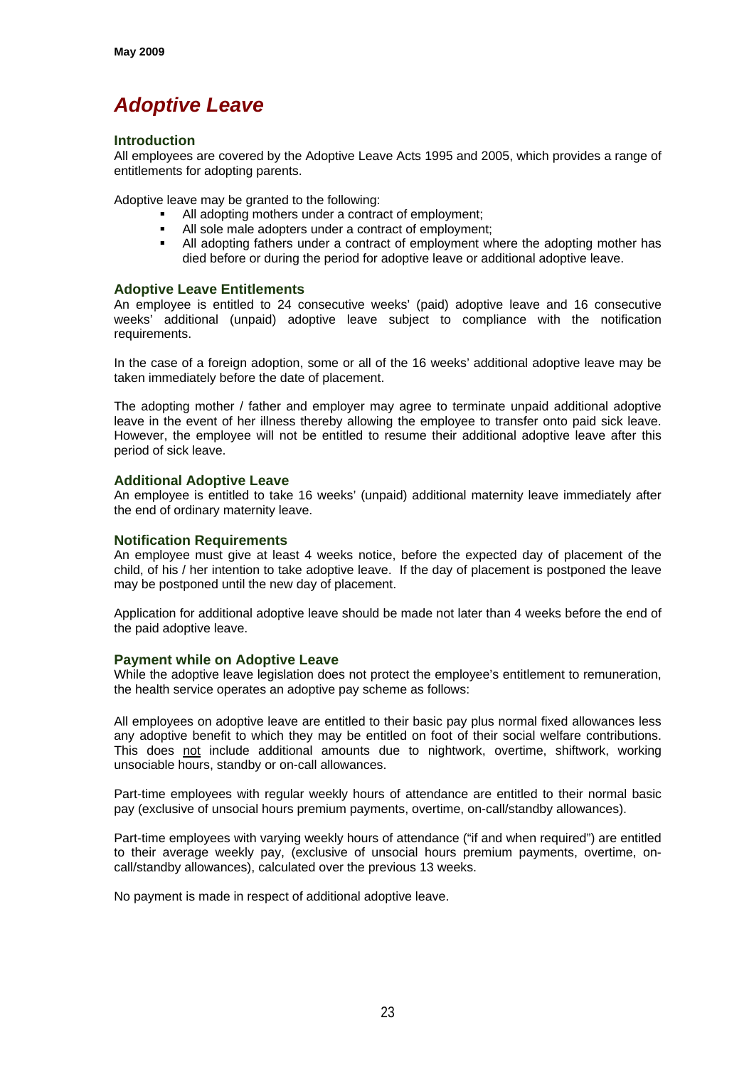May 2009

# *Adoptive Leave*

### Introduction

All employees are covered by the Adoptive Leave Acts 1995 and 2005, which provides a range of entitlements for adopting parents.

Adoptive leave may be granted to the following:

- All adopting mothers under a contract of employment;
- All sole male adopters under a contract of employment;
- All adopting fathers under a contract of employment where the adopting mother has died before or during the period for adoptive leave or additional adoptive leave.

### Adoptive Leave Entitlements

An employee is entitled to 24 consecutive weeks' (paid) adoptive leave and 16 consecutive weeks' additional (unpaid) adoptive leave subject to compliance with the notification requirements.

In the case of a foreign adoption, some or all of the 16 weeks' additional adoptive leave may be taken immediately before the date of placement.

The adopting mother / father and employer may agree to terminate unpaid additional adoptive leave in the event of her illness thereby allowing the employee to transfer onto paid sick leave. However, the employee will not be entitled to resume their additional adoptive leave after this period of sick leave.

### Additional Adoptive Leave

An employee is entitled to take 16 weeks' (unpaid) additional maternity leave immediately after the end of ordinary maternity leave.

### Notification Requirements

An employee must give at least 4 weeks notice, before the expected day of placement of the child, of his / her intention to take adoptive leave. If the day of placement is postponed the leave may be postponed until the new day of placement.

Application for additional adoptive leave should be made not later than 4 weeks before the end of the paid adoptive leave.

### Payment while on Adoptive Leave

While the adoptive leave legislation does not protect the employee's entitlement to remuneration, the health service operates an adoptive pay scheme as follows:

All employees on adoptive leave are entitled to their basic pay plus normal fixed allowances less any adoptive benefit to which they may be entitled on foot of their social welfare contributions. This does <u>not</u> include additional amounts due to nightwork, overtime, shiftwork, working unsociable hours, standby or on-call allowances.

Part-time employees with regular weekly hours of attendance are entitled to their normal basic pay (exclusive of unsocial hours premium payments, overtime, on-call/standby allowances).

Part-time employees with varying weekly hours of attendance ("if and when required") are entitled to their average weekly pay, (exclusive of unsocial hours premium payments, overtime, on-call/standby allowances), calculated over the previous 13 weeks.

No payment is made in respect of additional adoptive leave.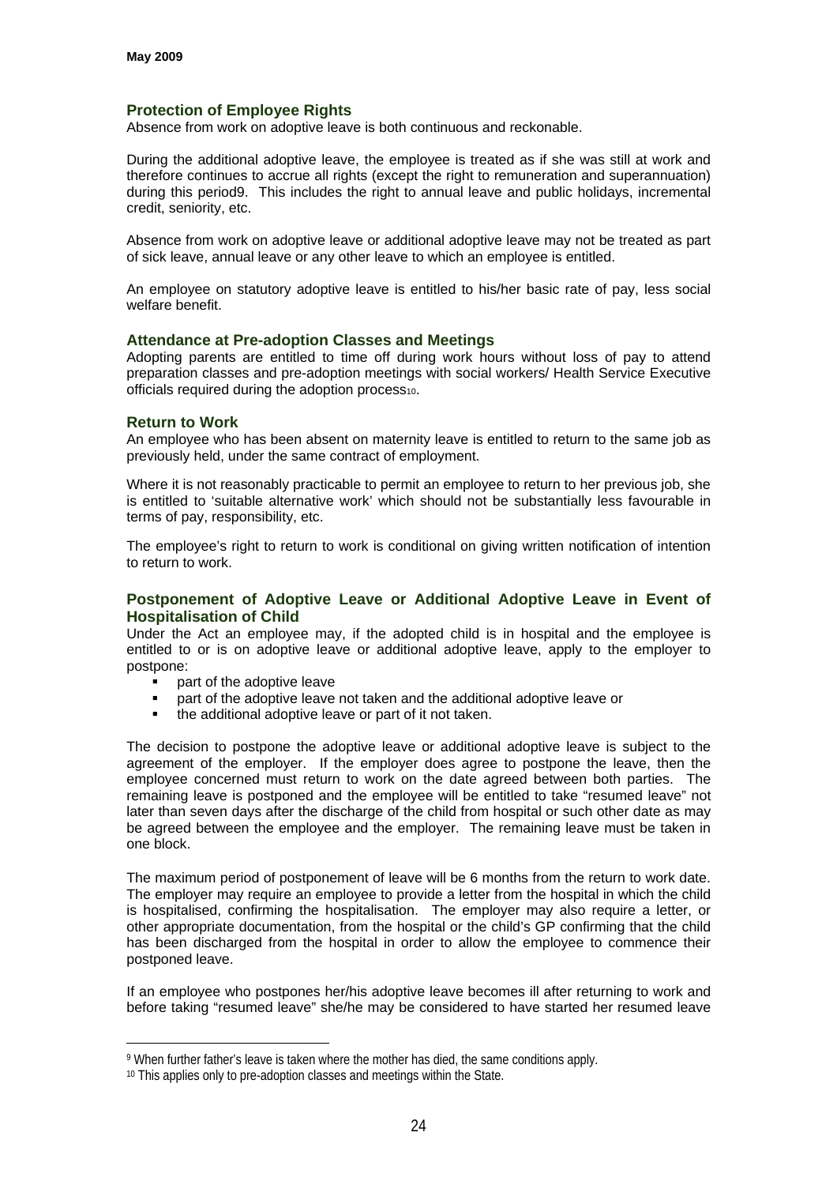## Protection of Employee Rights

Absence from work on adoptive leave is both continuous and reckonable.

During the additional adoptive leave, the employee is treated as if she was still at work and therefore continues to accrue all rights (except the right to remuneration and superannuation) during this period[9]. This includes the right to annual leave and public holidays, incremental credit, seniority, etc.

Absence from work on adoptive leave or additional adoptive leave may not be treated as part of sick leave, annual leave or any other leave to which an employee is entitled.

An employee on statutory adoptive leave is entitled to his/her basic rate of pay, less social welfare benefit.

## Attendance at Pre-adoption Classes and Meetings

Adopting parents are entitled to time off during work hours without loss of pay to attend preparation classes and pre-adoption meetings with social workers/ Health Service Executive officials required during the adoption process[10].

## Return to Work

An employee who has been absent on maternity leave is entitled to return to the same job as previously held, under the same contract of employment.

Where it is not reasonably practicable to permit an employee to return to her previous job, she is entitled to 'suitable alternative work' which should not be substantially less favourable in terms of pay, responsibility, etc.

The employee's right to return to work is conditional on giving written notification of intention to return to work.

## Postponement of Adoptive Leave or Additional Adoptive Leave in Event of Hospitalisation of Child

Under the Act an employee may, if the adopted child is in hospital and the employee is entitled to or is on adoptive leave or additional adoptive leave, apply to the employer to postpone:

- part of the adoptive leave
- part of the adoptive leave not taken and the additional adoptive leave or
- the additional adoptive leave or part of it not taken.

The decision to postpone the adoptive leave or additional adoptive leave is subject to the agreement of the employer. If the employer does agree to postpone the leave, then the employee concerned must return to work on the date agreed between both parties. The remaining leave is postponed and the employee will be entitled to take "resumed leave" not later than seven days after the discharge of the child from hospital or such other date as may be agreed between the employee and the employer. The remaining leave must be taken in one block.

The maximum period of postponement of leave will be 6 months from the return to work date. The employer may require an employee to provide a letter from the hospital in which the child is hospitalised, confirming the hospitalisation. The employer may also require a letter, or other appropriate documentation, from the hospital or the child's GP confirming that the child has been discharged from the hospital in order to allow the employee to commence their postponed leave.

If an employee who postpones her/his adoptive leave becomes ill after returning to work and before taking "resumed leave" she/he may be considered to have started her resumed leave

---

[9] When further father's leave is taken where the mother has died, the same conditions apply.

[10] This applies only to pre-adoption classes and meetings within the State.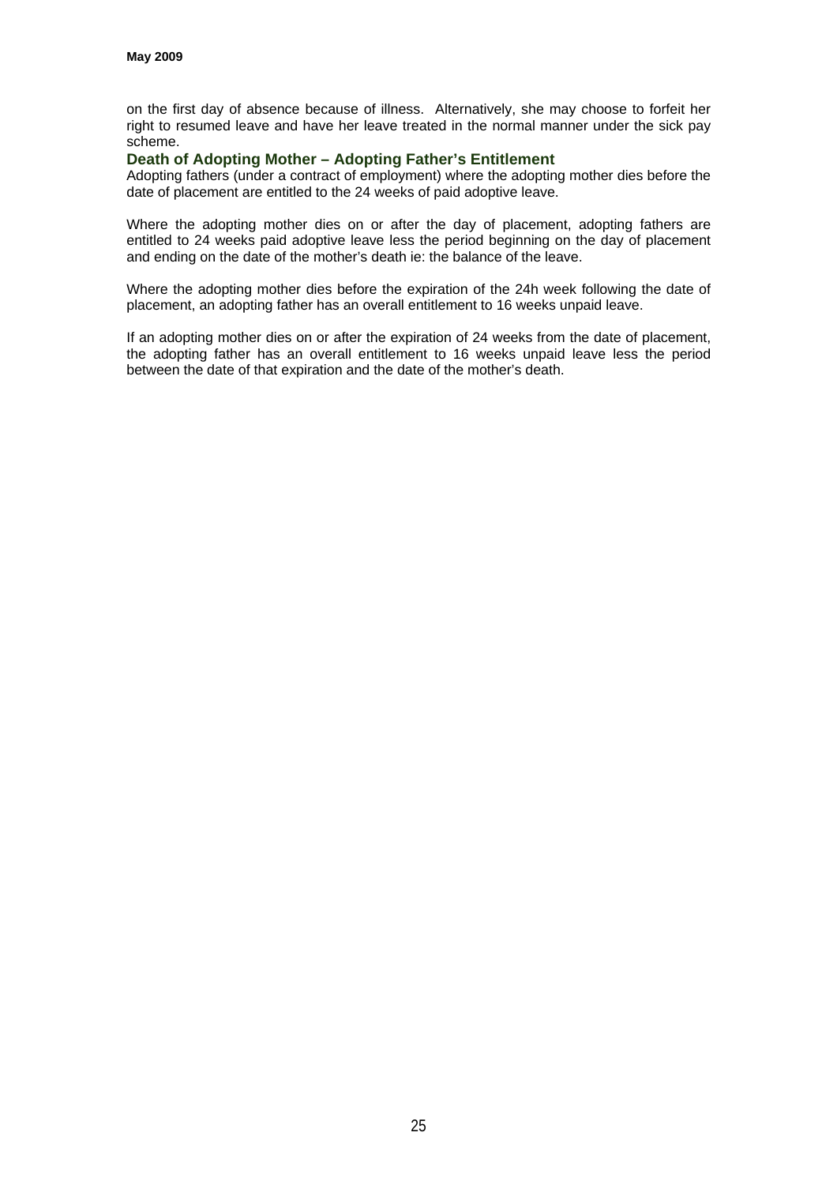on the first day of absence because of illness. Alternatively, she may choose to forfeit her right to resumed leave and have her leave treated in the normal manner under the sick pay scheme.

### Death of Adopting Mother – Adopting Father's Entitlement

Adopting fathers (under a contract of employment) where the adopting mother dies before the date of placement are entitled to the 24 weeks of paid adoptive leave.

Where the adopting mother dies on or after the day of placement, adopting fathers are entitled to 24 weeks paid adoptive leave less the period beginning on the day of placement and ending on the date of the mother's death ie: the balance of the leave.

Where the adopting mother dies before the expiration of the 24h week following the date of placement, an adopting father has an overall entitlement to 16 weeks unpaid leave.

If an adopting mother dies on or after the expiration of 24 weeks from the date of placement, the adopting father has an overall entitlement to 16 weeks unpaid leave less the period between the date of that expiration and the date of the mother's death.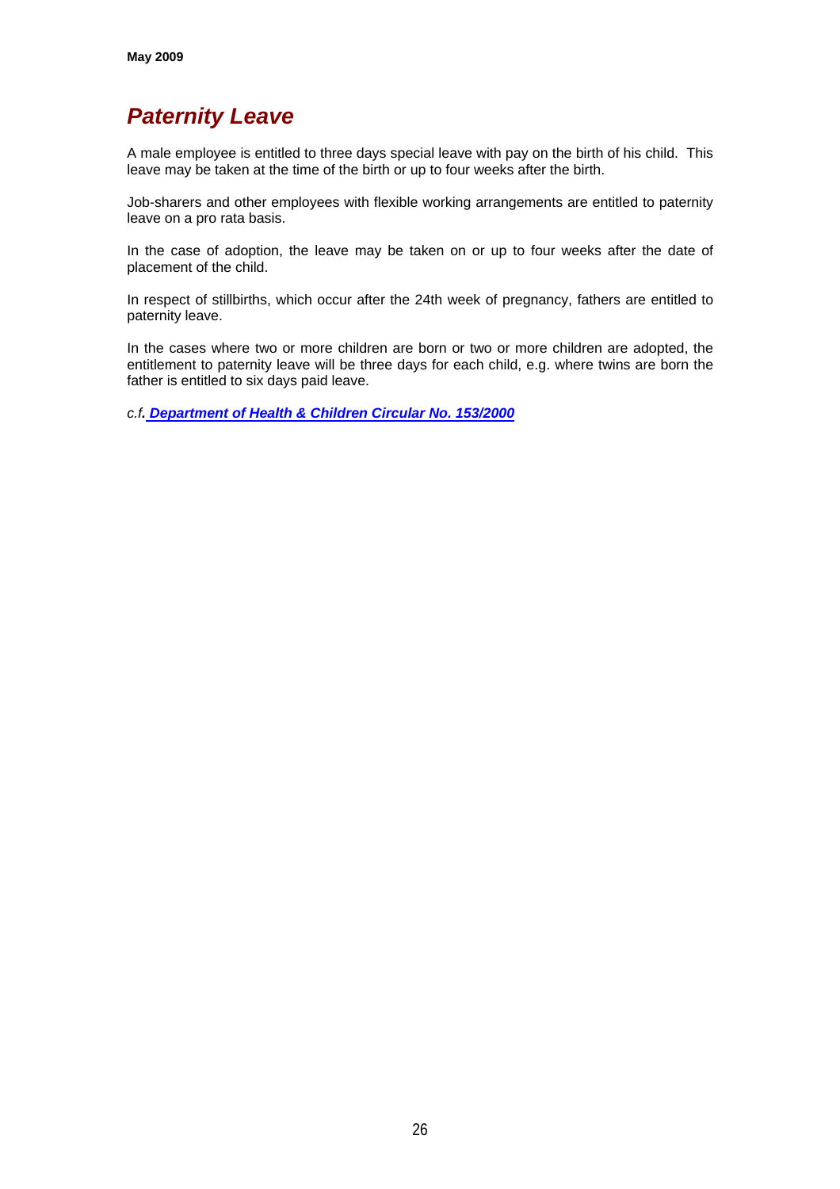## *Paternity Leave*

A male employee is entitled to three days special leave with pay on the birth of his child. This leave may be taken at the time of the birth or up to four weeks after the birth.

Job-sharers and other employees with flexible working arrangements are entitled to paternity leave on a pro rata basis.

In the case of adoption, the leave may be taken on or up to four weeks after the date of placement of the child.

In respect of stillbirths, which occur after the 24th week of pregnancy, fathers are entitled to paternity leave.

In the cases where two or more children are born or two or more children are adopted, the entitlement to paternity leave will be three days for each child, e.g. where twins are born the father is entitled to six days paid leave.

*c.f.* ***Department of Health & Children Circular No. 153/2000***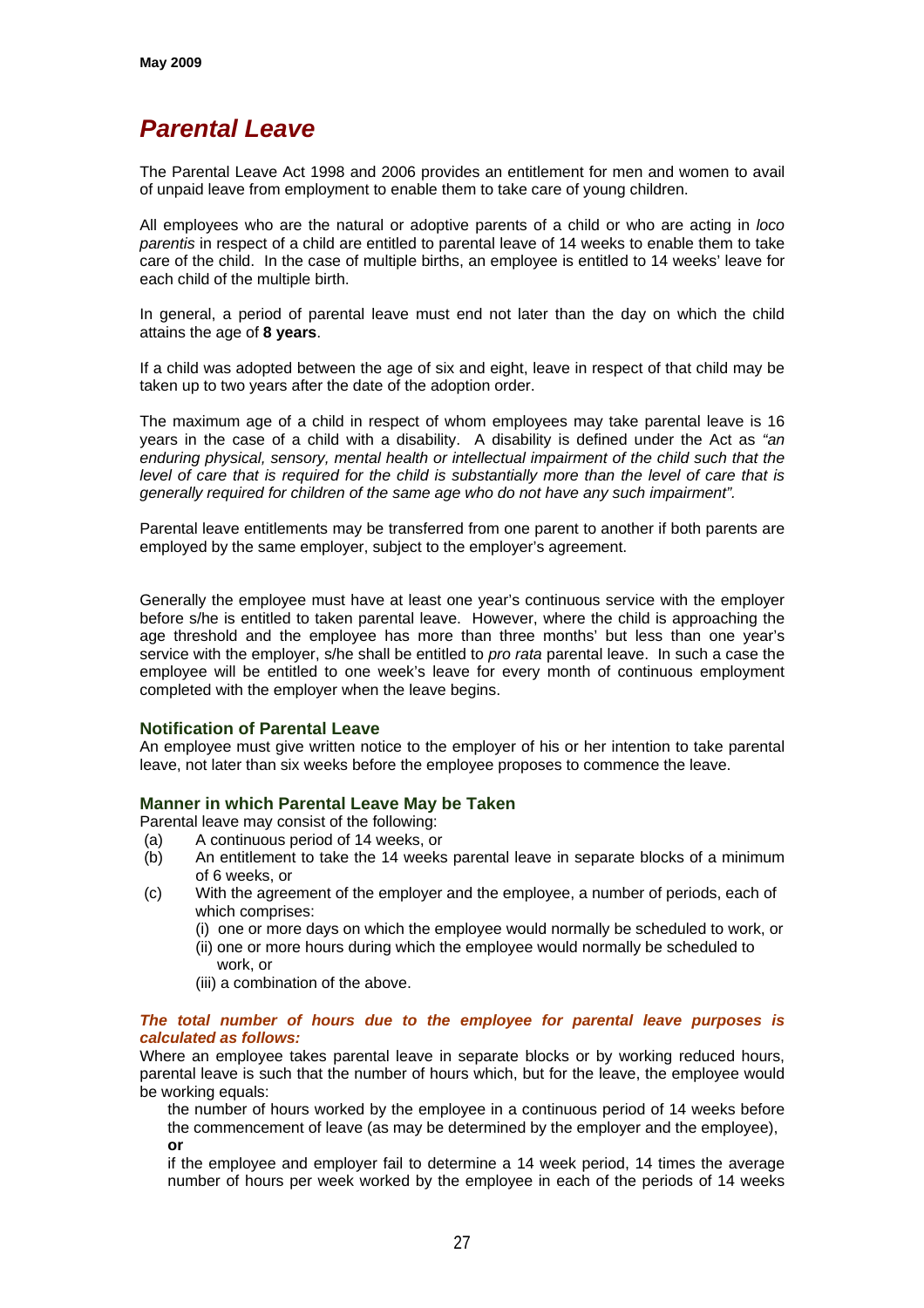May 2009

# *Parental Leave*

The Parental Leave Act 1998 and 2006 provides an entitlement for men and women to avail of unpaid leave from employment to enable them to take care of young children.

All employees who are the natural or adoptive parents of a child or who are acting in *loco parentis* in respect of a child are entitled to parental leave of 14 weeks to enable them to take care of the child. In the case of multiple births, an employee is entitled to 14 weeks' leave for each child of the multiple birth.

In general, a period of parental leave must end not later than the day on which the child attains the age of **8 years**.

If a child was adopted between the age of six and eight, leave in respect of that child may be taken up to two years after the date of the adoption order.

The maximum age of a child in respect of whom employees may take parental leave is 16 years in the case of a child with a disability. A disability is defined under the Act as *"an enduring physical, sensory, mental health or intellectual impairment of the child such that the level of care that is required for the child is substantially more than the level of care that is generally required for children of the same age who do not have any such impairment".*

Parental leave entitlements may be transferred from one parent to another if both parents are employed by the same employer, subject to the employer's agreement.

Generally the employee must have at least one year's continuous service with the employer before s/he is entitled to taken parental leave. However, where the child is approaching the age threshold and the employee has more than three months' but less than one year's service with the employer, s/he shall be entitled to *pro rata* parental leave. In such a case the employee will be entitled to one week's leave for every month of continuous employment completed with the employer when the leave begins.

### Notification of Parental Leave

An employee must give written notice to the employer of his or her intention to take parental leave, not later than six weeks before the employee proposes to commence the leave.

### Manner in which Parental Leave May be Taken

Parental leave may consist of the following:

(a) A continuous period of 14 weeks, or

(b) An entitlement to take the 14 weeks parental leave in separate blocks of a minimum of 6 weeks, or

(c) With the agreement of the employer and the employee, a number of periods, each of which comprises:
   - (i) one or more days on which the employee would normally be scheduled to work, or
   - (ii) one or more hours during which the employee would normally be scheduled to work, or
   - (iii) a combination of the above.

***The total number of hours due to the employee for parental leave purposes is calculated as follows:***

Where an employee takes parental leave in separate blocks or by working reduced hours, parental leave is such that the number of hours which, but for the leave, the employee would be working equals:

the number of hours worked by the employee in a continuous period of 14 weeks before the commencement of leave (as may be determined by the employer and the employee), **or**

if the employee and employer fail to determine a 14 week period, 14 times the average number of hours per week worked by the employee in each of the periods of 14 weeks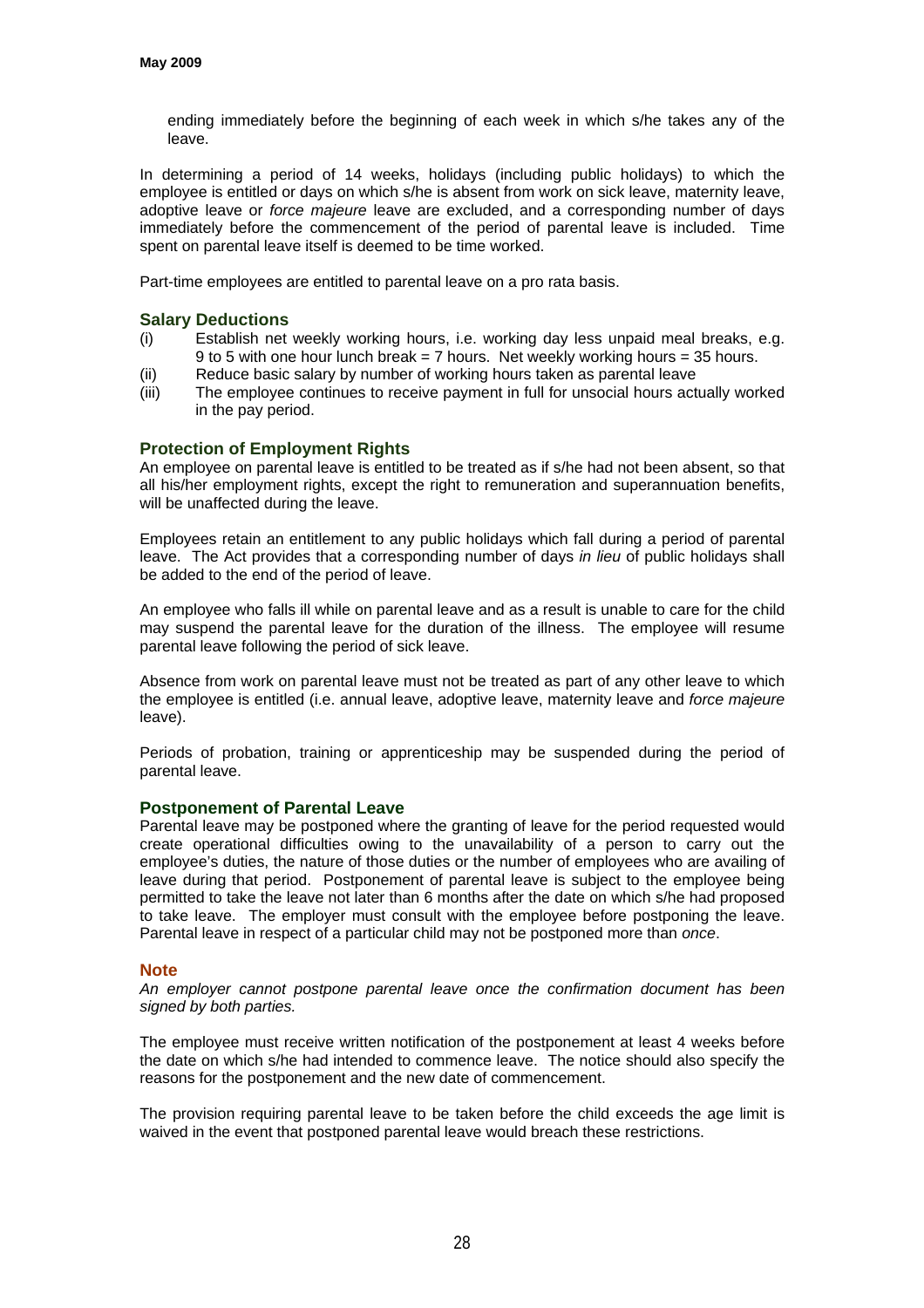ending immediately before the beginning of each week in which s/he takes any of the leave.

In determining a period of 14 weeks, holidays (including public holidays) to which the employee is entitled or days on which s/he is absent from work on sick leave, maternity leave, adoptive leave or *force majeure* leave are excluded, and a corresponding number of days immediately before the commencement of the period of parental leave is included. Time spent on parental leave itself is deemed to be time worked.

Part-time employees are entitled to parental leave on a pro rata basis.

### Salary Deductions

(i) Establish net weekly working hours, i.e. working day less unpaid meal breaks, e.g. 9 to 5 with one hour lunch break = 7 hours. Net weekly working hours = 35 hours.
(ii) Reduce basic salary by number of working hours taken as parental leave
(iii) The employee continues to receive payment in full for unsocial hours actually worked in the pay period.

### Protection of Employment Rights

An employee on parental leave is entitled to be treated as if s/he had not been absent, so that all his/her employment rights, except the right to remuneration and superannuation benefits, will be unaffected during the leave.

Employees retain an entitlement to any public holidays which fall during a period of parental leave. The Act provides that a corresponding number of days *in lieu* of public holidays shall be added to the end of the period of leave.

An employee who falls ill while on parental leave and as a result is unable to care for the child may suspend the parental leave for the duration of the illness. The employee will resume parental leave following the period of sick leave.

Absence from work on parental leave must not be treated as part of any other leave to which the employee is entitled (i.e. annual leave, adoptive leave, maternity leave and *force majeure* leave).

Periods of probation, training or apprenticeship may be suspended during the period of parental leave.

### Postponement of Parental Leave

Parental leave may be postponed where the granting of leave for the period requested would create operational difficulties owing to the unavailability of a person to carry out the employee's duties, the nature of those duties or the number of employees who are availing of leave during that period. Postponement of parental leave is subject to the employee being permitted to take the leave not later than 6 months after the date on which s/he had proposed to take leave. The employer must consult with the employee before postponing the leave. Parental leave in respect of a particular child may not be postponed more than *once*.

### Note

*An employer cannot postpone parental leave once the confirmation document has been signed by both parties.*

The employee must receive written notification of the postponement at least 4 weeks before the date on which s/he had intended to commence leave. The notice should also specify the reasons for the postponement and the new date of commencement.

The provision requiring parental leave to be taken before the child exceeds the age limit is waived in the event that postponed parental leave would breach these restrictions.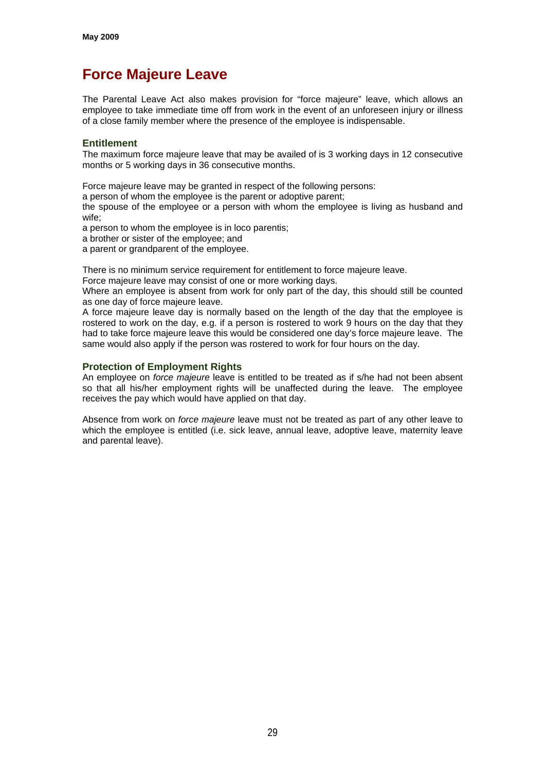# Force Majeure Leave

The Parental Leave Act also makes provision for "force majeure" leave, which allows an employee to take immediate time off from work in the event of an unforeseen injury or illness of a close family member where the presence of the employee is indispensable.

## Entitlement

The maximum force majeure leave that may be availed of is 3 working days in 12 consecutive months or 5 working days in 36 consecutive months.

Force majeure leave may be granted in respect of the following persons:
a person of whom the employee is the parent or adoptive parent;
the spouse of the employee or a person with whom the employee is living as husband and wife;
a person to whom the employee is in loco parentis;
a brother or sister of the employee; and
a parent or grandparent of the employee.

There is no minimum service requirement for entitlement to force majeure leave.
Force majeure leave may consist of one or more working days.
Where an employee is absent from work for only part of the day, this should still be counted as one day of force majeure leave.
A force majeure leave day is normally based on the length of the day that the employee is rostered to work on the day, e.g. if a person is rostered to work 9 hours on the day that they had to take force majeure leave this would be considered one day's force majeure leave. The same would also apply if the person was rostered to work for four hours on the day.

## Protection of Employment Rights

An employee on *force majeure* leave is entitled to be treated as if s/he had not been absent so that all his/her employment rights will be unaffected during the leave. The employee receives the pay which would have applied on that day.

Absence from work on *force majeure* leave must not be treated as part of any other leave to which the employee is entitled (i.e. sick leave, annual leave, adoptive leave, maternity leave and parental leave).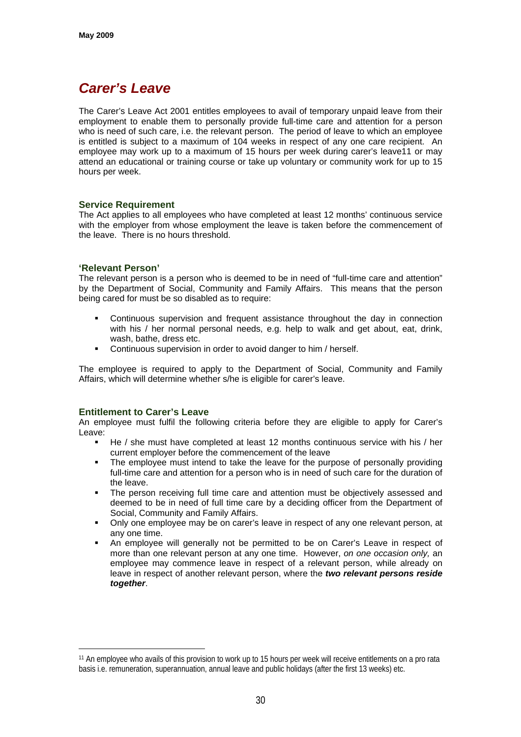# Carer's Leave

The Carer's Leave Act 2001 entitles employees to avail of temporary unpaid leave from their employment to enable them to personally provide full-time care and attention for a person who is need of such care, i.e. the relevant person. The period of leave to which an employee is entitled is subject to a maximum of 104 weeks in respect of any one care recipient. An employee may work up to a maximum of 15 hours per week during carer's leave[11] or may attend an educational or training course or take up voluntary or community work for up to 15 hours per week.

### Service Requirement

The Act applies to all employees who have completed at least 12 months' continuous service with the employer from whose employment the leave is taken before the commencement of the leave. There is no hours threshold.

### 'Relevant Person'

The relevant person is a person who is deemed to be in need of "full-time care and attention" by the Department of Social, Community and Family Affairs. This means that the person being cared for must be so disabled as to require:

- Continuous supervision and frequent assistance throughout the day in connection with his / her normal personal needs, e.g. help to walk and get about, eat, drink, wash, bathe, dress etc.
- Continuous supervision in order to avoid danger to him / herself.

The employee is required to apply to the Department of Social, Community and Family Affairs, which will determine whether s/he is eligible for carer's leave.

### Entitlement to Carer's Leave

An employee must fulfil the following criteria before they are eligible to apply for Carer's Leave:

- He / she must have completed at least 12 months continuous service with his / her current employer before the commencement of the leave
- The employee must intend to take the leave for the purpose of personally providing full-time care and attention for a person who is in need of such care for the duration of the leave.
- The person receiving full time care and attention must be objectively assessed and deemed to be in need of full time care by a deciding officer from the Department of Social, Community and Family Affairs.
- Only one employee may be on carer's leave in respect of any one relevant person, at any one time.
- An employee will generally not be permitted to be on Carer's Leave in respect of more than one relevant person at any one time. However, *on one occasion only,* an employee may commence leave in respect of a relevant person, while already on leave in respect of another relevant person, where the ***two relevant persons reside together***.

---

[11] An employee who avails of this provision to work up to 15 hours per week will receive entitlements on a pro rata basis i.e. remuneration, superannuation, annual leave and public holidays (after the first 13 weeks) etc.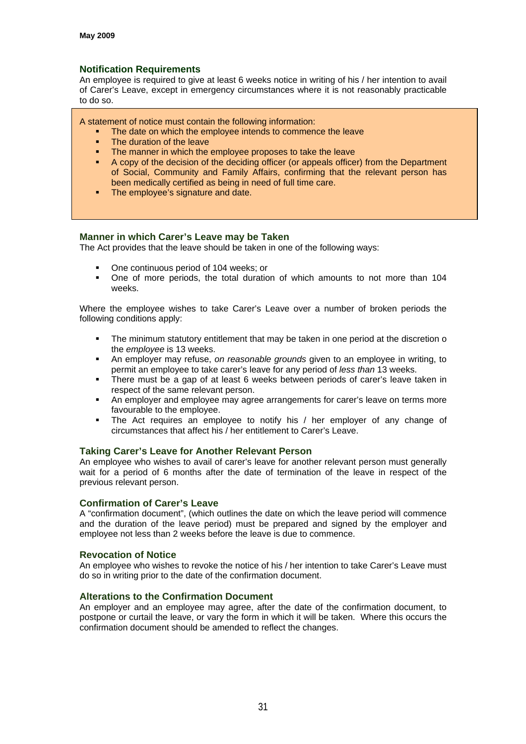## Notification Requirements

An employee is required to give at least 6 weeks notice in writing of his / her intention to avail of Carer's Leave, except in emergency circumstances where it is not reasonably practicable to do so.

A statement of notice must contain the following information:

- The date on which the employee intends to commence the leave
- The duration of the leave
- The manner in which the employee proposes to take the leave
- A copy of the decision of the deciding officer (or appeals officer) from the Department of Social, Community and Family Affairs, confirming that the relevant person has been medically certified as being in need of full time care.
- The employee's signature and date.

## Manner in which Carer's Leave may be Taken

The Act provides that the leave should be taken in one of the following ways:

- One continuous period of 104 weeks; or
- One of more periods, the total duration of which amounts to not more than 104 weeks.

Where the employee wishes to take Carer's Leave over a number of broken periods the following conditions apply:

- The minimum statutory entitlement that may be taken in one period at the discretion o the *employee* is 13 weeks.
- An employer may refuse, *on reasonable grounds* given to an employee in writing, to permit an employee to take carer's leave for any period of *less than* 13 weeks.
- There must be a gap of at least 6 weeks between periods of carer's leave taken in respect of the same relevant person.
- An employer and employee may agree arrangements for carer's leave on terms more favourable to the employee.
- The Act requires an employee to notify his / her employer of any change of circumstances that affect his / her entitlement to Carer's Leave.

## Taking Carer's Leave for Another Relevant Person

An employee who wishes to avail of carer's leave for another relevant person must generally wait for a period of 6 months after the date of termination of the leave in respect of the previous relevant person.

## Confirmation of Carer's Leave

A "confirmation document", (which outlines the date on which the leave period will commence and the duration of the leave period) must be prepared and signed by the employer and employee not less than 2 weeks before the leave is due to commence.

## Revocation of Notice

An employee who wishes to revoke the notice of his / her intention to take Carer's Leave must do so in writing prior to the date of the confirmation document.

## Alterations to the Confirmation Document

An employer and an employee may agree, after the date of the confirmation document, to postpone or curtail the leave, or vary the form in which it will be taken. Where this occurs the confirmation document should be amended to reflect the changes.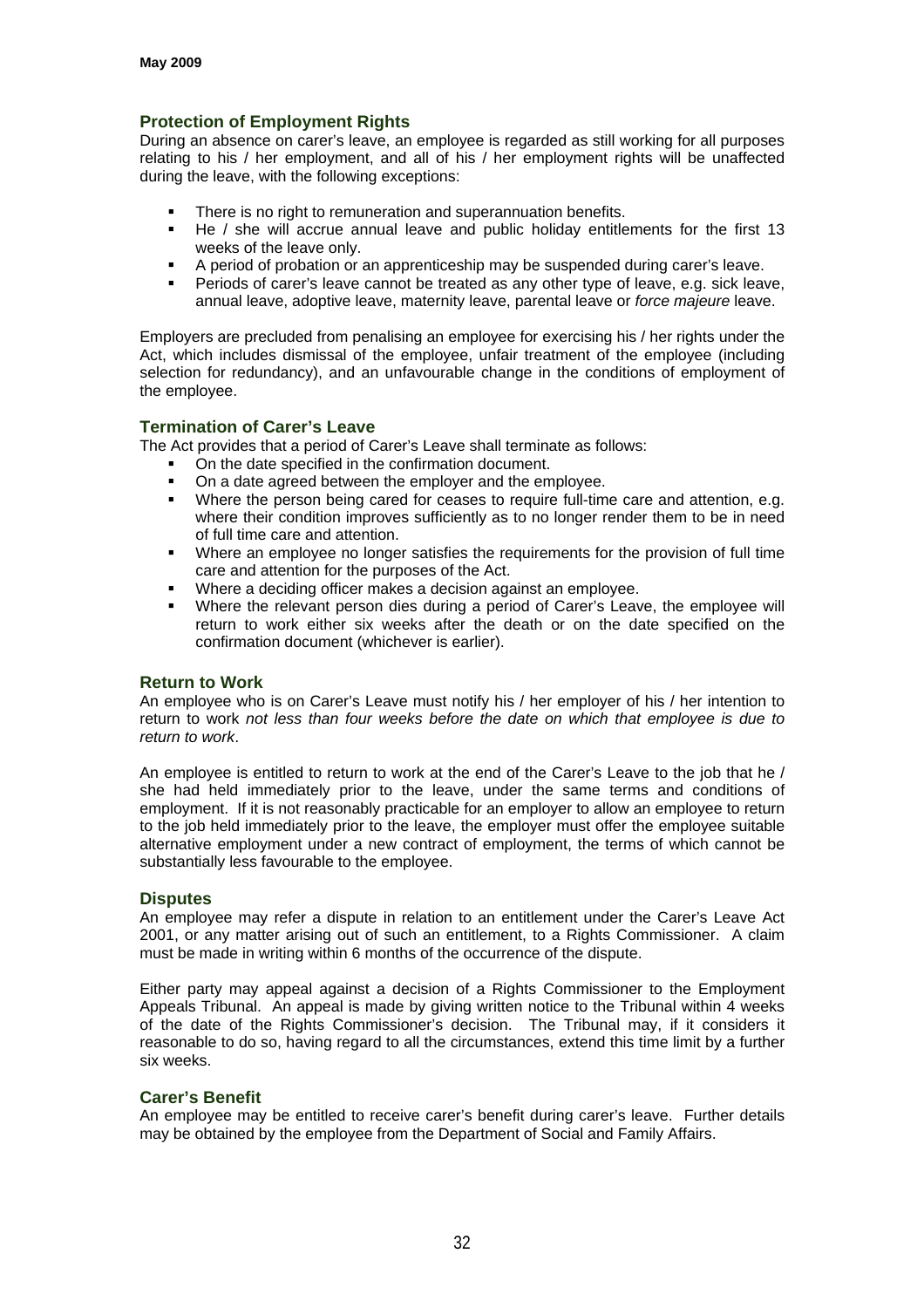## Protection of Employment Rights

During an absence on carer's leave, an employee is regarded as still working for all purposes relating to his / her employment, and all of his / her employment rights will be unaffected during the leave, with the following exceptions:

- There is no right to remuneration and superannuation benefits.
- He / she will accrue annual leave and public holiday entitlements for the first 13 weeks of the leave only.
- A period of probation or an apprenticeship may be suspended during carer's leave.
- Periods of carer's leave cannot be treated as any other type of leave, e.g. sick leave, annual leave, adoptive leave, maternity leave, parental leave or *force majeure* leave.

Employers are precluded from penalising an employee for exercising his / her rights under the Act, which includes dismissal of the employee, unfair treatment of the employee (including selection for redundancy), and an unfavourable change in the conditions of employment of the employee.

## Termination of Carer's Leave

The Act provides that a period of Carer's Leave shall terminate as follows:

- On the date specified in the confirmation document.
- On a date agreed between the employer and the employee.
- Where the person being cared for ceases to require full-time care and attention, e.g. where their condition improves sufficiently as to no longer render them to be in need of full time care and attention.
- Where an employee no longer satisfies the requirements for the provision of full time care and attention for the purposes of the Act.
- Where a deciding officer makes a decision against an employee.
- Where the relevant person dies during a period of Carer's Leave, the employee will return to work either six weeks after the death or on the date specified on the confirmation document (whichever is earlier).

## Return to Work

An employee who is on Carer's Leave must notify his / her employer of his / her intention to return to work *not less than four weeks before the date on which that employee is due to return to work*.

An employee is entitled to return to work at the end of the Carer's Leave to the job that he / she had held immediately prior to the leave, under the same terms and conditions of employment. If it is not reasonably practicable for an employer to allow an employee to return to the job held immediately prior to the leave, the employer must offer the employee suitable alternative employment under a new contract of employment, the terms of which cannot be substantially less favourable to the employee.

## Disputes

An employee may refer a dispute in relation to an entitlement under the Carer's Leave Act 2001, or any matter arising out of such an entitlement, to a Rights Commissioner. A claim must be made in writing within 6 months of the occurrence of the dispute.

Either party may appeal against a decision of a Rights Commissioner to the Employment Appeals Tribunal. An appeal is made by giving written notice to the Tribunal within 4 weeks of the date of the Rights Commissioner's decision. The Tribunal may, if it considers it reasonable to do so, having regard to all the circumstances, extend this time limit by a further six weeks.

## Carer's Benefit

An employee may be entitled to receive carer's benefit during carer's leave. Further details may be obtained by the employee from the Department of Social and Family Affairs.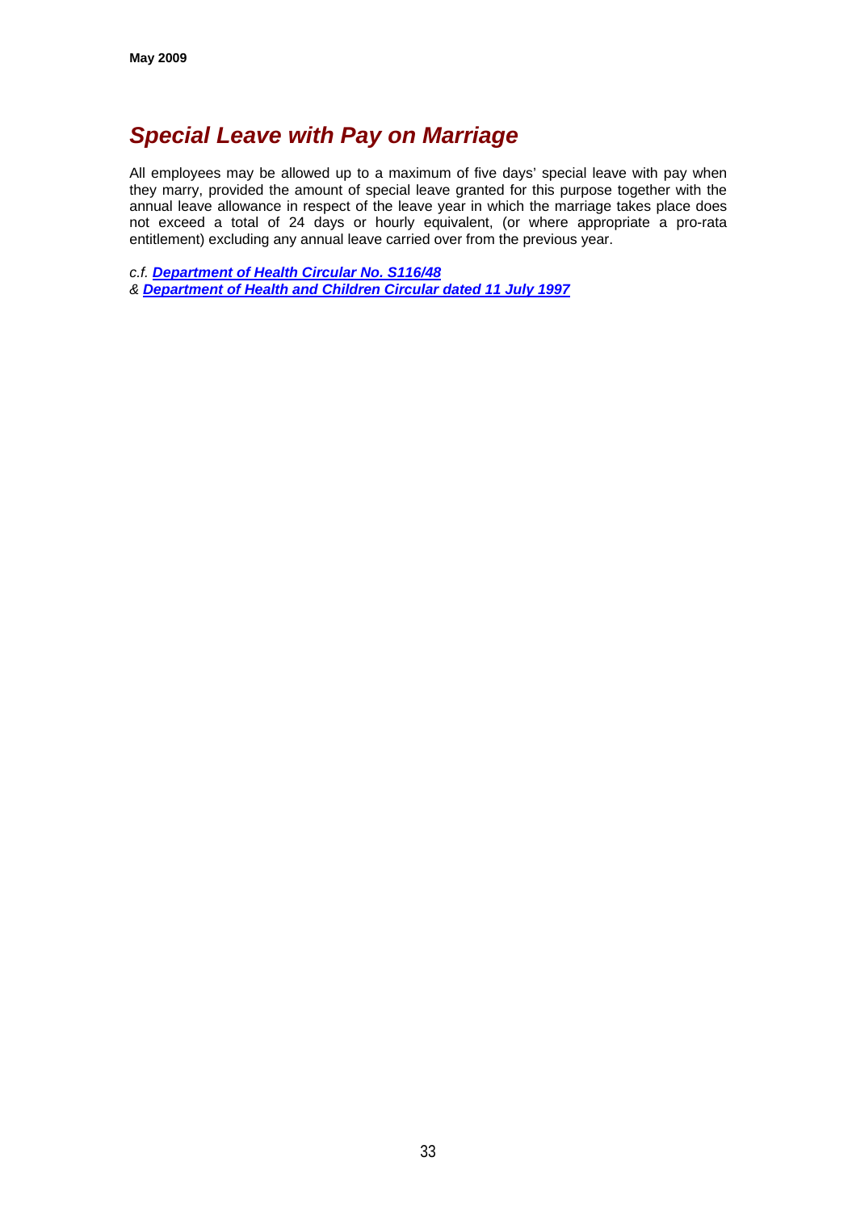## *Special Leave with Pay on Marriage*

All employees may be allowed up to a maximum of five days' special leave with pay when they marry, provided the amount of special leave granted for this purpose together with the annual leave allowance in respect of the leave year in which the marriage takes place does not exceed a total of 24 days or hourly equivalent, (or where appropriate a pro-rata entitlement) excluding any annual leave carried over from the previous year.

*c.f.* ***Department of Health Circular No. S116/48***
*&* ***Department of Health and Children Circular dated 11 July 1997***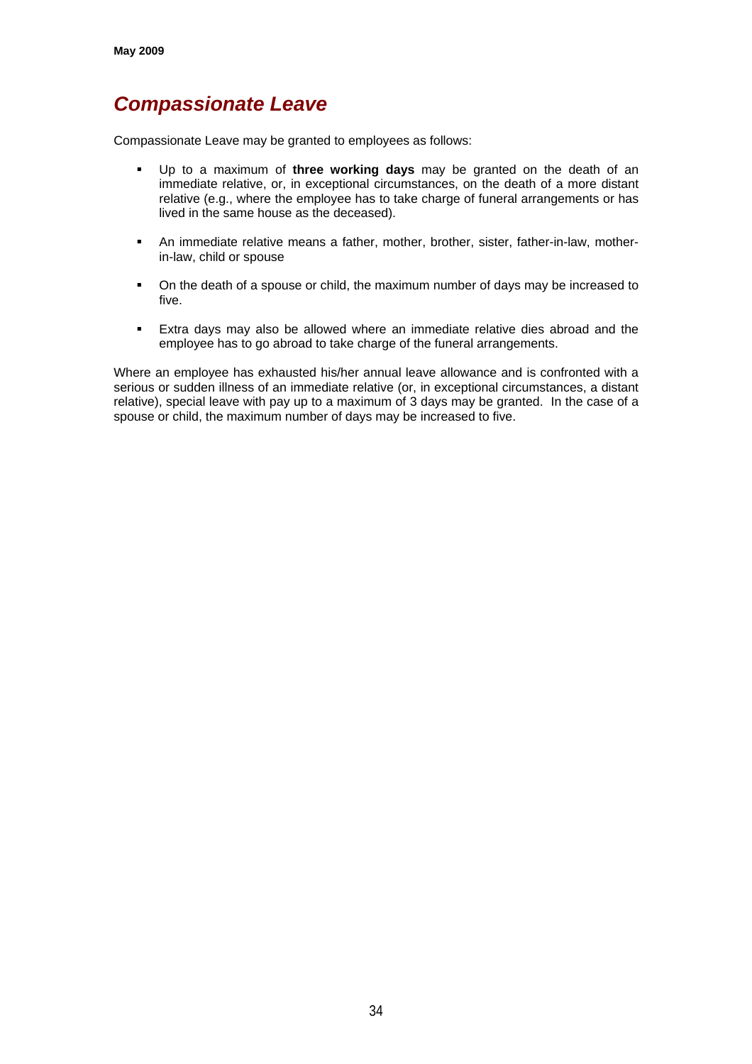## *Compassionate Leave*

Compassionate Leave may be granted to employees as follows:

- Up to a maximum of **three working days** may be granted on the death of an immediate relative, or, in exceptional circumstances, on the death of a more distant relative (e.g., where the employee has to take charge of funeral arrangements or has lived in the same house as the deceased).
- An immediate relative means a father, mother, brother, sister, father-in-law, mother-in-law, child or spouse
- On the death of a spouse or child, the maximum number of days may be increased to five.
- Extra days may also be allowed where an immediate relative dies abroad and the employee has to go abroad to take charge of the funeral arrangements.

Where an employee has exhausted his/her annual leave allowance and is confronted with a serious or sudden illness of an immediate relative (or, in exceptional circumstances, a distant relative), special leave with pay up to a maximum of 3 days may be granted. In the case of a spouse or child, the maximum number of days may be increased to five.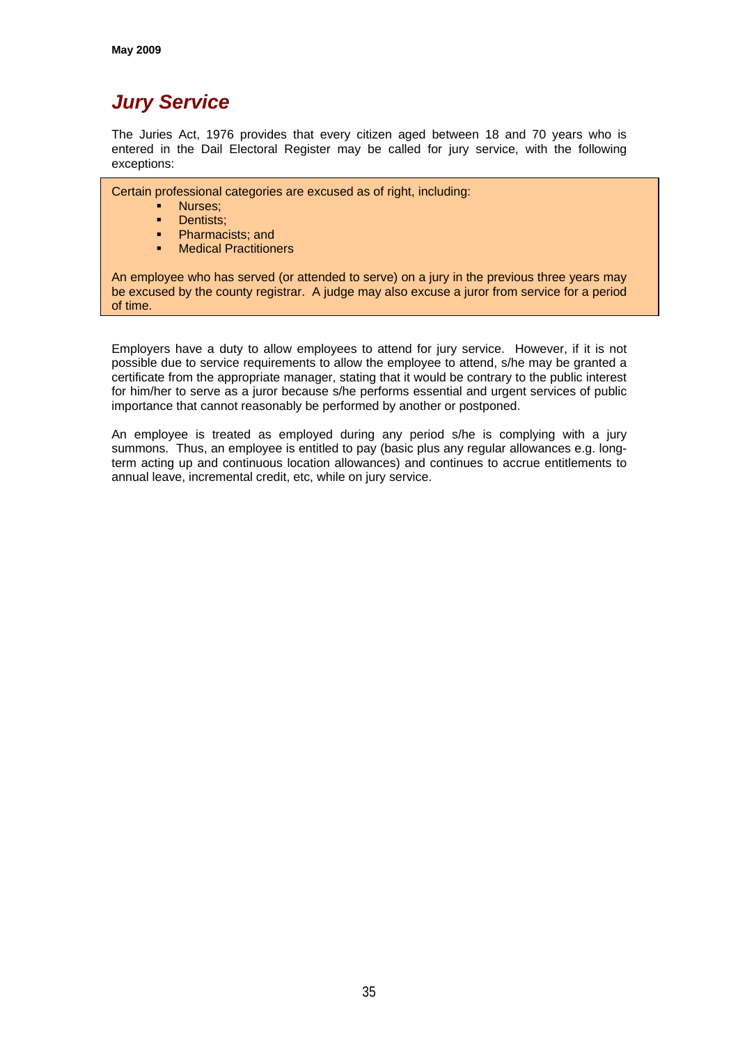## *Jury Service*

The Juries Act, 1976 provides that every citizen aged between 18 and 70 years who is entered in the Dail Electoral Register may be called for jury service, with the following exceptions:

Certain professional categories are excused as of right, including:

- Nurses;
- Dentists;
- Pharmacists; and
- Medical Practitioners

An employee who has served (or attended to serve) on a jury in the previous three years may be excused by the county registrar. A judge may also excuse a juror from service for a period of time.

Employers have a duty to allow employees to attend for jury service. However, if it is not possible due to service requirements to allow the employee to attend, s/he may be granted a certificate from the appropriate manager, stating that it would be contrary to the public interest for him/her to serve as a juror because s/he performs essential and urgent services of public importance that cannot reasonably be performed by another or postponed.

An employee is treated as employed during any period s/he is complying with a jury summons. Thus, an employee is entitled to pay (basic plus any regular allowances e.g. long-term acting up and continuous location allowances) and continues to accrue entitlements to annual leave, incremental credit, etc, while on jury service.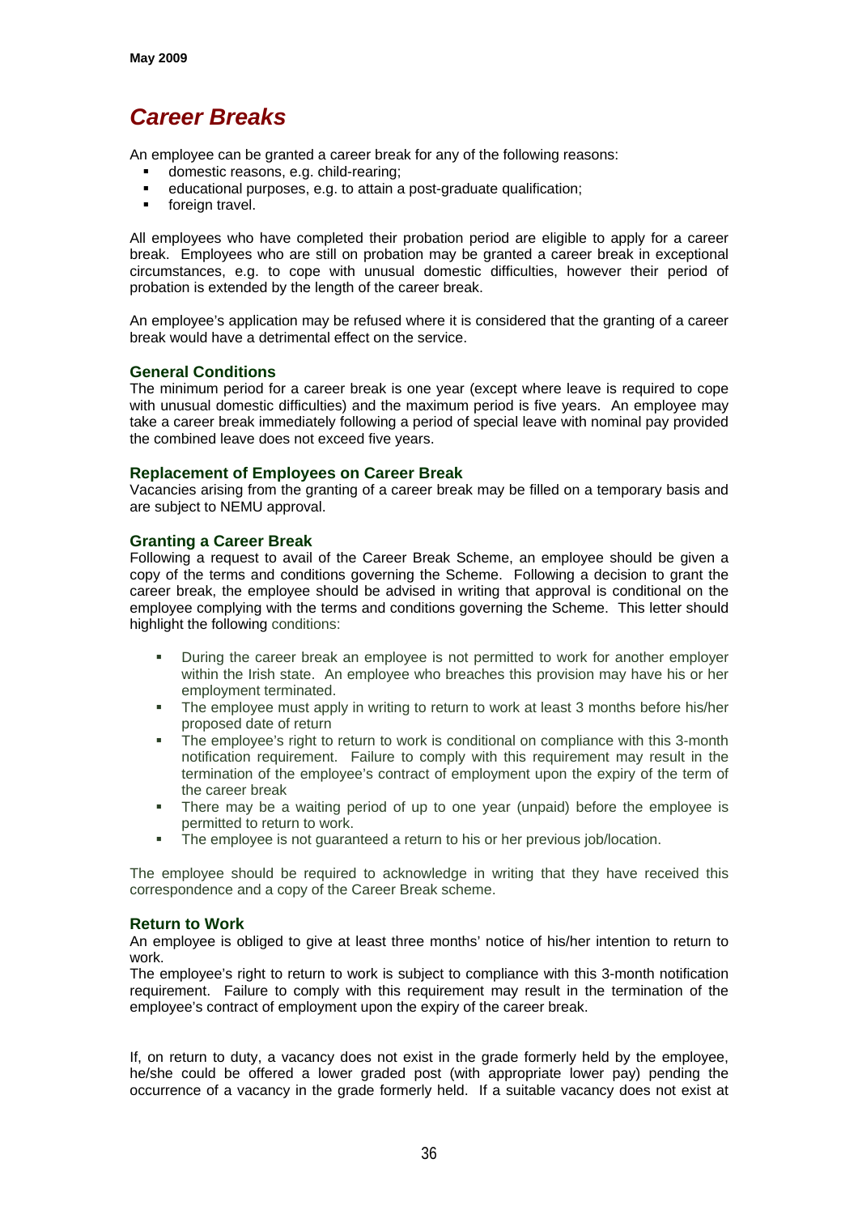# Career Breaks

An employee can be granted a career break for any of the following reasons:

- domestic reasons, e.g. child-rearing;
- educational purposes, e.g. to attain a post-graduate qualification;
- foreign travel.

All employees who have completed their probation period are eligible to apply for a career break. Employees who are still on probation may be granted a career break in exceptional circumstances, e.g. to cope with unusual domestic difficulties, however their period of probation is extended by the length of the career break.

An employee's application may be refused where it is considered that the granting of a career break would have a detrimental effect on the service.

## General Conditions

The minimum period for a career break is one year (except where leave is required to cope with unusual domestic difficulties) and the maximum period is five years. An employee may take a career break immediately following a period of special leave with nominal pay provided the combined leave does not exceed five years.

## Replacement of Employees on Career Break

Vacancies arising from the granting of a career break may be filled on a temporary basis and are subject to NEMU approval.

## Granting a Career Break

Following a request to avail of the Career Break Scheme, an employee should be given a copy of the terms and conditions governing the Scheme. Following a decision to grant the career break, the employee should be advised in writing that approval is conditional on the employee complying with the terms and conditions governing the Scheme. This letter should highlight the following conditions:

- During the career break an employee is not permitted to work for another employer within the Irish state. An employee who breaches this provision may have his or her employment terminated.
- The employee must apply in writing to return to work at least 3 months before his/her proposed date of return
- The employee's right to return to work is conditional on compliance with this 3-month notification requirement. Failure to comply with this requirement may result in the termination of the employee's contract of employment upon the expiry of the term of the career break
- There may be a waiting period of up to one year (unpaid) before the employee is permitted to return to work.
- The employee is not guaranteed a return to his or her previous job/location.

The employee should be required to acknowledge in writing that they have received this correspondence and a copy of the Career Break scheme.

## Return to Work

An employee is obliged to give at least three months' notice of his/her intention to return to work.

The employee's right to return to work is subject to compliance with this 3-month notification requirement. Failure to comply with this requirement may result in the termination of the employee's contract of employment upon the expiry of the career break.

If, on return to duty, a vacancy does not exist in the grade formerly held by the employee, he/she could be offered a lower graded post (with appropriate lower pay) pending the occurrence of a vacancy in the grade formerly held. If a suitable vacancy does not exist at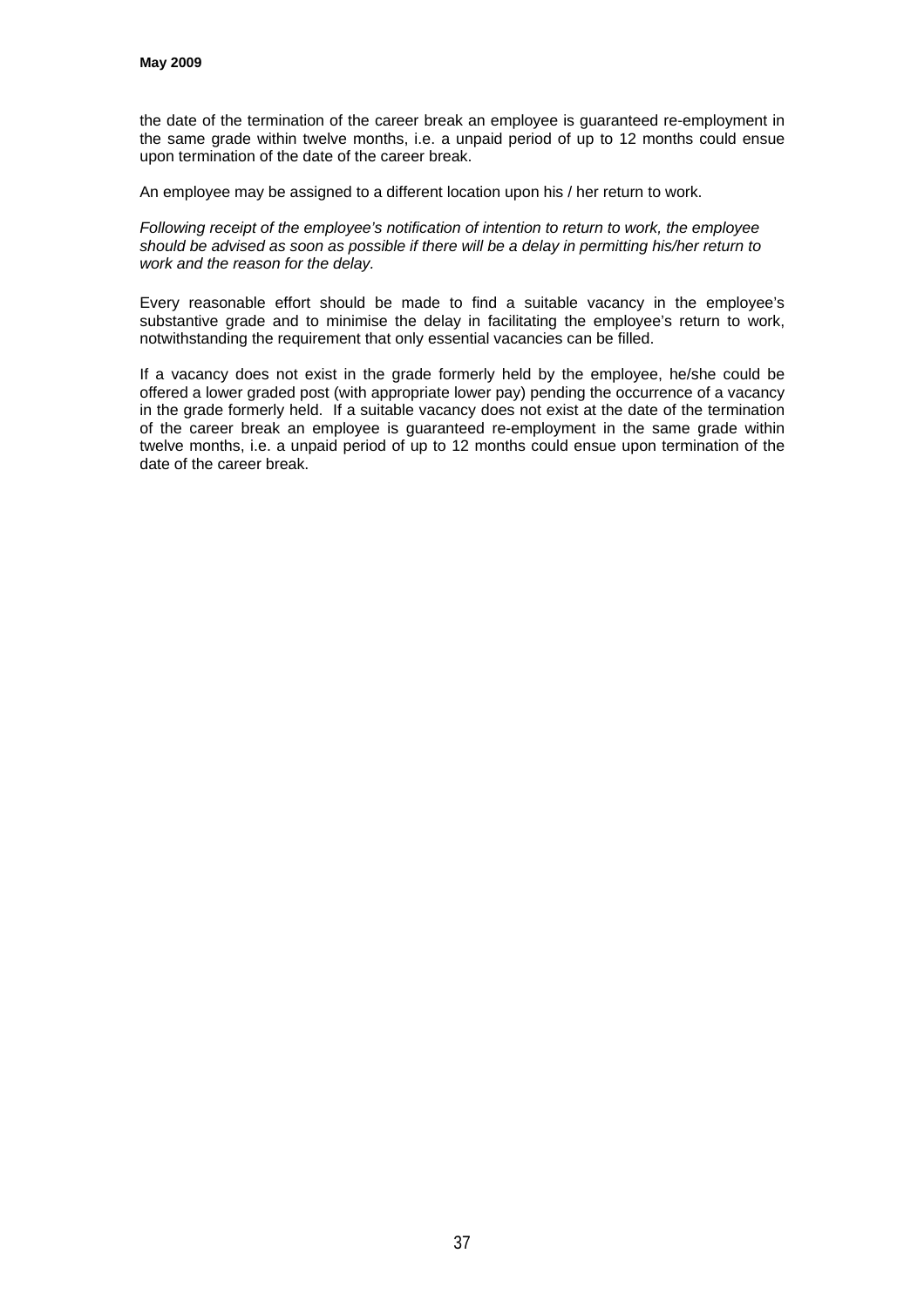the date of the termination of the career break an employee is guaranteed re-employment in the same grade within twelve months, i.e. a unpaid period of up to 12 months could ensue upon termination of the date of the career break.

An employee may be assigned to a different location upon his / her return to work.

*Following receipt of the employee's notification of intention to return to work, the employee should be advised as soon as possible if there will be a delay in permitting his/her return to work and the reason for the delay.*

Every reasonable effort should be made to find a suitable vacancy in the employee's substantive grade and to minimise the delay in facilitating the employee's return to work, notwithstanding the requirement that only essential vacancies can be filled.

If a vacancy does not exist in the grade formerly held by the employee, he/she could be offered a lower graded post (with appropriate lower pay) pending the occurrence of a vacancy in the grade formerly held. If a suitable vacancy does not exist at the date of the termination of the career break an employee is guaranteed re-employment in the same grade within twelve months, i.e. a unpaid period of up to 12 months could ensue upon termination of the date of the career break.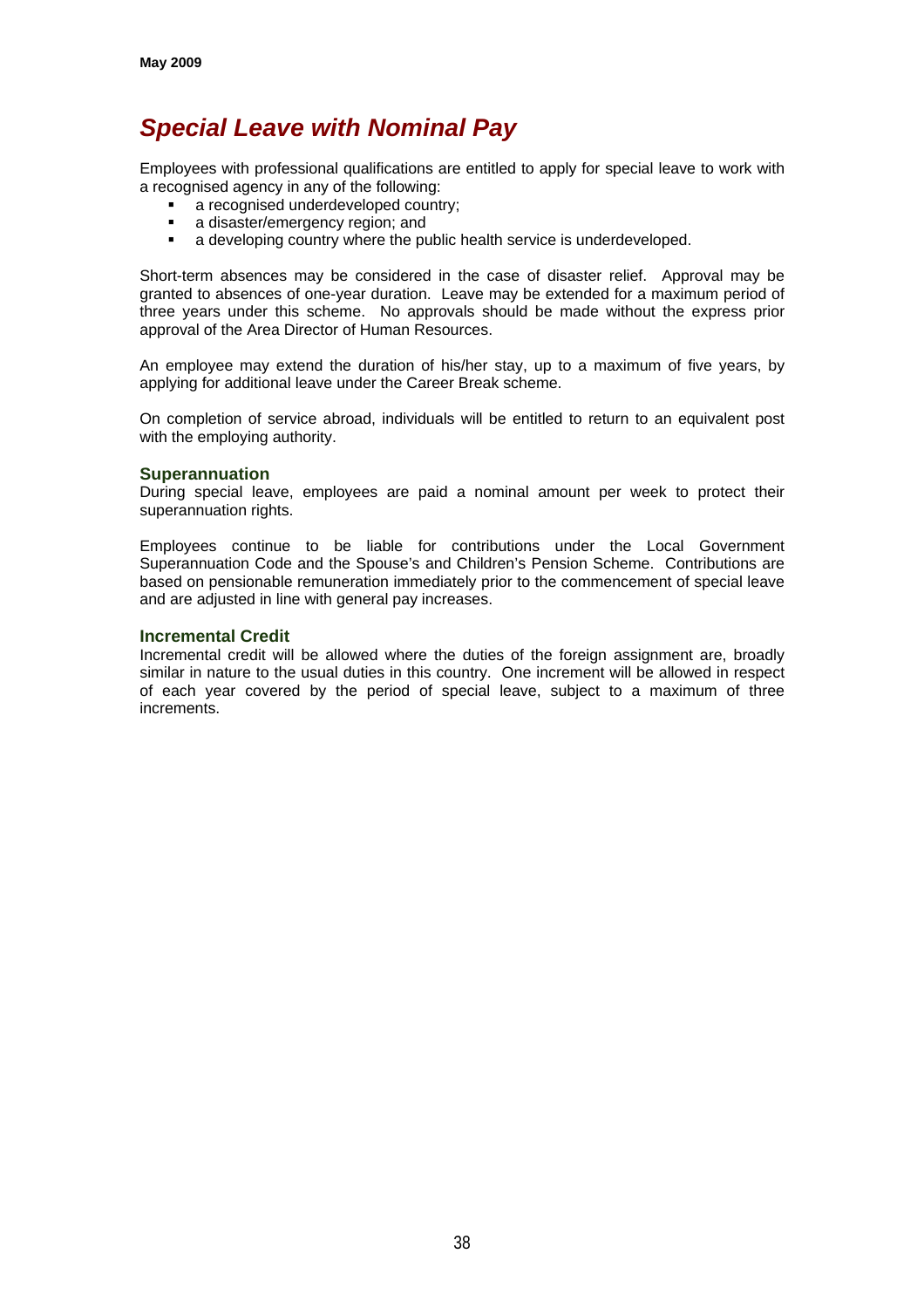# *Special Leave with Nominal Pay*

Employees with professional qualifications are entitled to apply for special leave to work with a recognised agency in any of the following:

- a recognised underdeveloped country;
- a disaster/emergency region; and
- a developing country where the public health service is underdeveloped.

Short-term absences may be considered in the case of disaster relief. Approval may be granted to absences of one-year duration. Leave may be extended for a maximum period of three years under this scheme. No approvals should be made without the express prior approval of the Area Director of Human Resources.

An employee may extend the duration of his/her stay, up to a maximum of five years, by applying for additional leave under the Career Break scheme.

On completion of service abroad, individuals will be entitled to return to an equivalent post with the employing authority.

### Superannuation

During special leave, employees are paid a nominal amount per week to protect their superannuation rights.

Employees continue to be liable for contributions under the Local Government Superannuation Code and the Spouse's and Children's Pension Scheme. Contributions are based on pensionable remuneration immediately prior to the commencement of special leave and are adjusted in line with general pay increases.

### Incremental Credit

Incremental credit will be allowed where the duties of the foreign assignment are, broadly similar in nature to the usual duties in this country. One increment will be allowed in respect of each year covered by the period of special leave, subject to a maximum of three increments.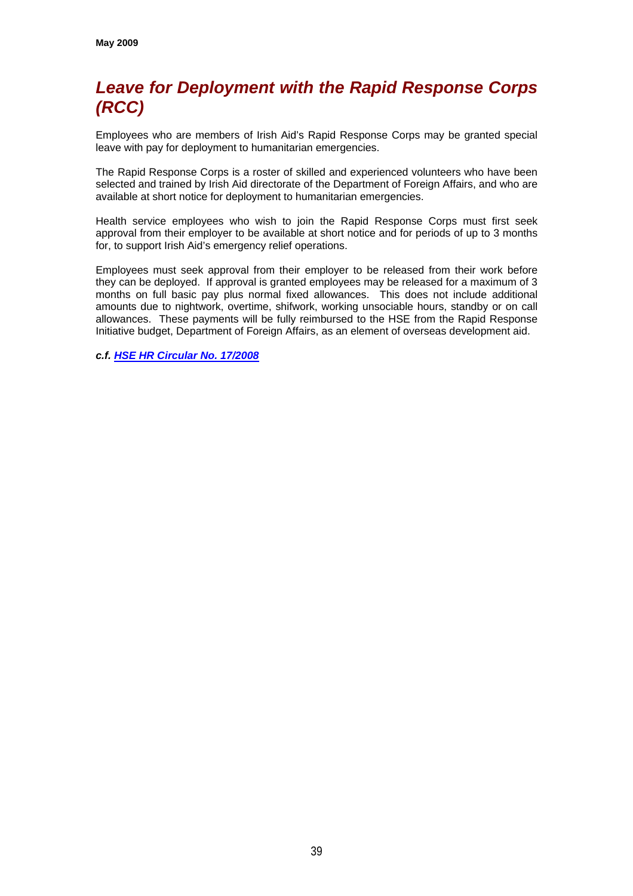# *Leave for Deployment with the Rapid Response Corps (RCC)*

Employees who are members of Irish Aid's Rapid Response Corps may be granted special leave with pay for deployment to humanitarian emergencies.

The Rapid Response Corps is a roster of skilled and experienced volunteers who have been selected and trained by Irish Aid directorate of the Department of Foreign Affairs, and who are available at short notice for deployment to humanitarian emergencies.

Health service employees who wish to join the Rapid Response Corps must first seek approval from their employer to be available at short notice and for periods of up to 3 months for, to support Irish Aid's emergency relief operations.

Employees must seek approval from their employer to be released from their work before they can be deployed. If approval is granted employees may be released for a maximum of 3 months on full basic pay plus normal fixed allowances. This does not include additional amounts due to nightwork, overtime, shifwork, working unsociable hours, standby or on call allowances. These payments will be fully reimbursed to the HSE from the Rapid Response Initiative budget, Department of Foreign Affairs, as an element of overseas development aid.

***c.f. HSE HR Circular No. 17/2008***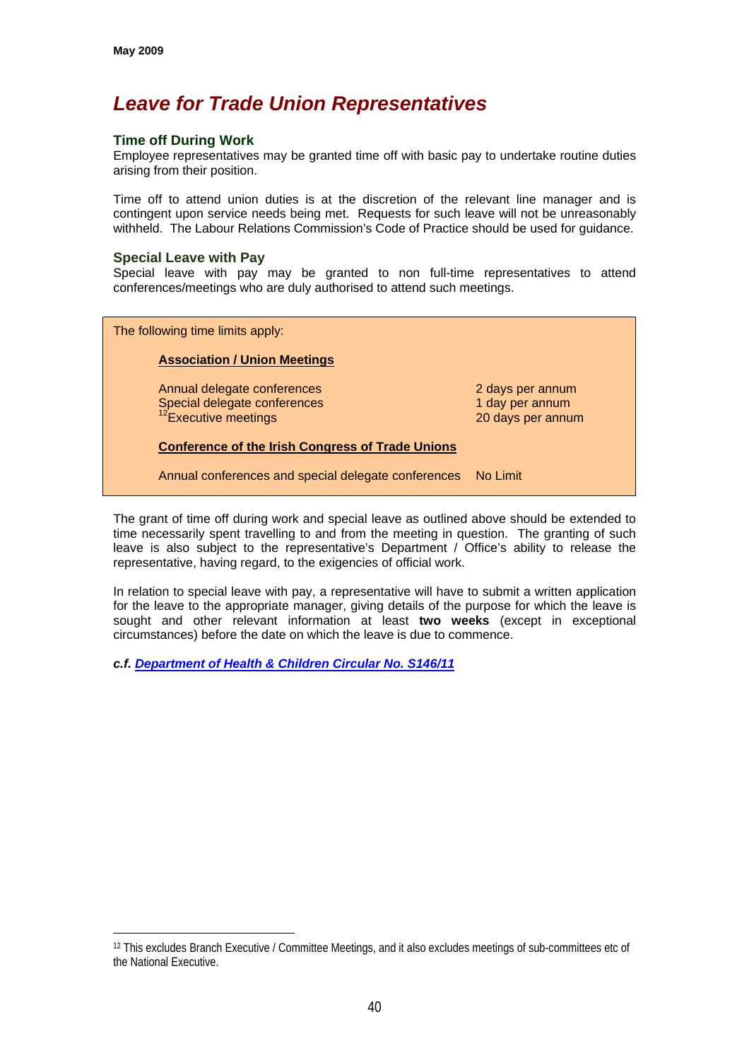# *Leave for Trade Union Representatives*

### Time off During Work

Employee representatives may be granted time off with basic pay to undertake routine duties arising from their position.

Time off to attend union duties is at the discretion of the relevant line manager and is contingent upon service needs being met. Requests for such leave will not be unreasonably withheld. The Labour Relations Commission's Code of Practice should be used for guidance.

### Special Leave with Pay

Special leave with pay may be granted to non full-time representatives to attend conferences/meetings who are duly authorised to attend such meetings.

The following time limits apply:

| **Association / Union Meetings** | |
|---|---|
| Annual delegate conferences | 2 days per annum |
| Special delegate conferences | 1 day per annum |
| [12]Executive meetings | 20 days per annum |
| **Conference of the Irish Congress of Trade Unions** | |
| Annual conferences and special delegate conferences | No Limit |

The grant of time off during work and special leave as outlined above should be extended to time necessarily spent travelling to and from the meeting in question. The granting of such leave is also subject to the representative's Department / Office's ability to release the representative, having regard, to the exigencies of official work.

In relation to special leave with pay, a representative will have to submit a written application for the leave to the appropriate manager, giving details of the purpose for which the leave is sought and other relevant information at least **two weeks** (except in exceptional circumstances) before the date on which the leave is due to commence.

***c.f. Department of Health & Children Circular No. S146/11***

[12] This excludes Branch Executive / Committee Meetings, and it also excludes meetings of sub-committees etc of the National Executive.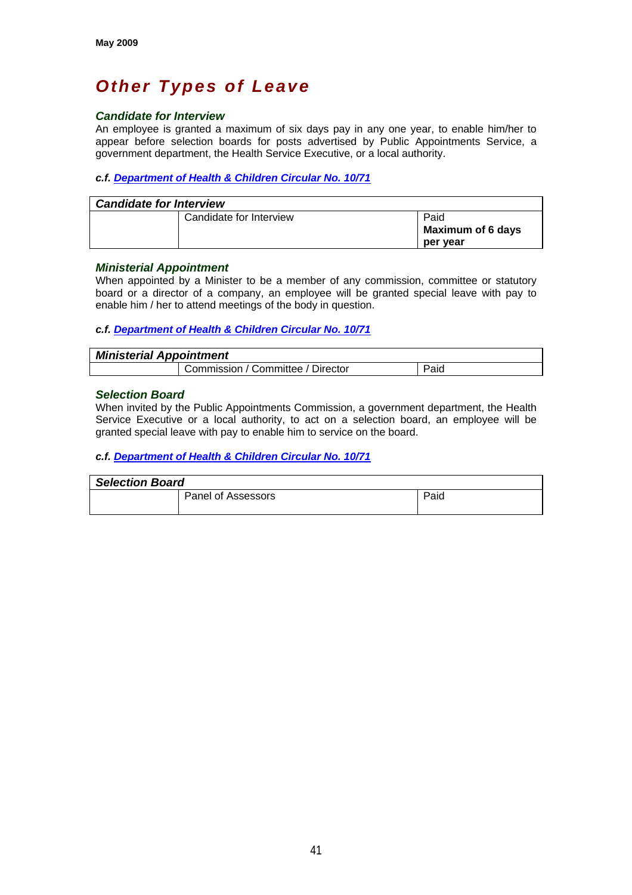# Other Types of Leave

### *Candidate for Interview*

An employee is granted a maximum of six days pay in any one year, to enable him/her to appear before selection boards for posts advertised by Public Appointments Service, a government department, the Health Service Executive, or a local authority.

***c.f. Department of Health & Children Circular No. 10/71***

| ***Candidate for Interview*** | | |
|---|---|---|
| | Candidate for Interview | Paid **Maximum of 6 days per year** |

### *Ministerial Appointment*

When appointed by a Minister to be a member of any commission, committee or statutory board or a director of a company, an employee will be granted special leave with pay to enable him / her to attend meetings of the body in question.

***c.f. Department of Health & Children Circular No. 10/71***

| ***Ministerial Appointment*** | | |
|---|---|---|
| | Commission / Committee / Director | Paid |

### *Selection Board*

When invited by the Public Appointments Commission, a government department, the Health Service Executive or a local authority, to act on a selection board, an employee will be granted special leave with pay to enable him to service on the board.

***c.f. Department of Health & Children Circular No. 10/71***

| ***Selection Board*** | | |
|---|---|---|
| | Panel of Assessors | Paid |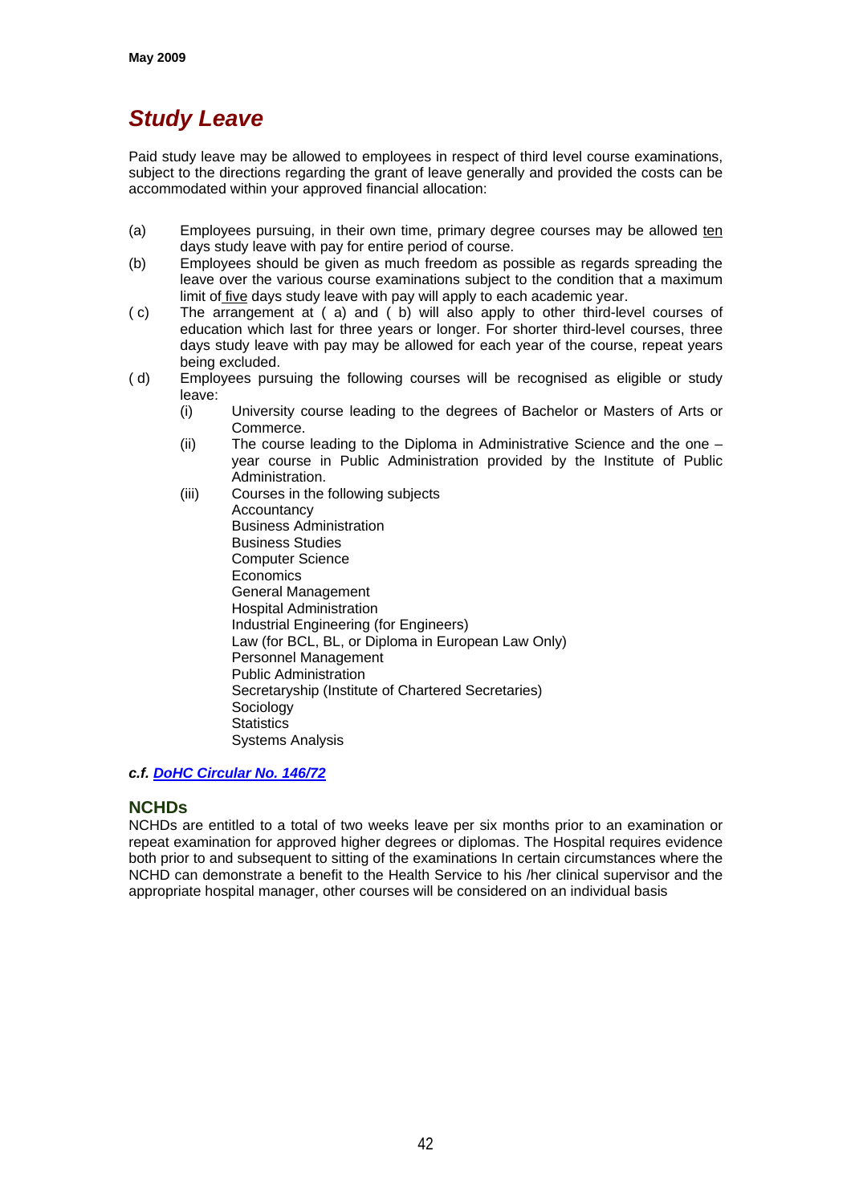# *Study Leave*

Paid study leave may be allowed to employees in respect of third level course examinations, subject to the directions regarding the grant of leave generally and provided the costs can be accommodated within your approved financial allocation:

(a) Employees pursuing, in their own time, primary degree courses may be allowed ten days study leave with pay for entire period of course.

(b) Employees should be given as much freedom as possible as regards spreading the leave over the various course examinations subject to the condition that a maximum limit of five days study leave with pay will apply to each academic year.

( c) The arrangement at ( a) and ( b) will also apply to other third-level courses of education which last for three years or longer. For shorter third-level courses, three days study leave with pay may be allowed for each year of the course, repeat years being excluded.

( d) Employees pursuing the following courses will be recognised as eligible or study leave:

   (i) University course leading to the degrees of Bachelor or Masters of Arts or Commerce.

   (ii) The course leading to the Diploma in Administrative Science and the one – year course in Public Administration provided by the Institute of Public Administration.

   (iii) Courses in the following subjects
   Accountancy
   Business Administration
   Business Studies
   Computer Science
   Economics
   General Management
   Hospital Administration
   Industrial Engineering (for Engineers)
   Law (for BCL, BL, or Diploma in European Law Only)
   Personnel Management
   Public Administration
   Secretaryship (Institute of Chartered Secretaries)
   Sociology
   Statistics
   Systems Analysis

***c.f. DoHC Circular No. 146/72***

## NCHDs

NCHDs are entitled to a total of two weeks leave per six months prior to an examination or repeat examination for approved higher degrees or diplomas. The Hospital requires evidence both prior to and subsequent to sitting of the examinations In certain circumstances where the NCHD can demonstrate a benefit to the Health Service to his /her clinical supervisor and the appropriate hospital manager, other courses will be considered on an individual basis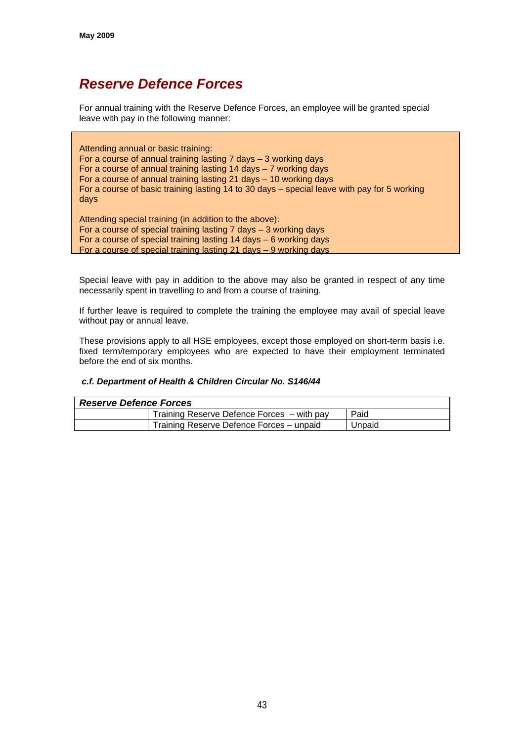## Reserve Defence Forces

For annual training with the Reserve Defence Forces, an employee will be granted special leave with pay in the following manner:

Attending annual or basic training:
For a course of annual training lasting 7 days – 3 working days
For a course of annual training lasting 14 days – 7 working days
For a course of annual training lasting 21 days – 10 working days
For a course of basic training lasting 14 to 30 days – special leave with pay for 5 working days

Attending special training (in addition to the above):
For a course of special training lasting 7 days – 3 working days
For a course of special training lasting 14 days – 6 working days
For a course of special training lasting 21 days – 9 working days

Special leave with pay in addition to the above may also be granted in respect of any time necessarily spent in travelling to and from a course of training.

If further leave is required to complete the training the employee may avail of special leave without pay or annual leave.

These provisions apply to all HSE employees, except those employed on short-term basis i.e. fixed term/temporary employees who are expected to have their employment terminated before the end of six months.

***c.f. Department of Health & Children Circular No. S146/44***

| ***Reserve Defence Forces*** | | |
|---|---|---|
| | Training Reserve Defence Forces – with pay | Paid |
| | Training Reserve Defence Forces – unpaid | Unpaid |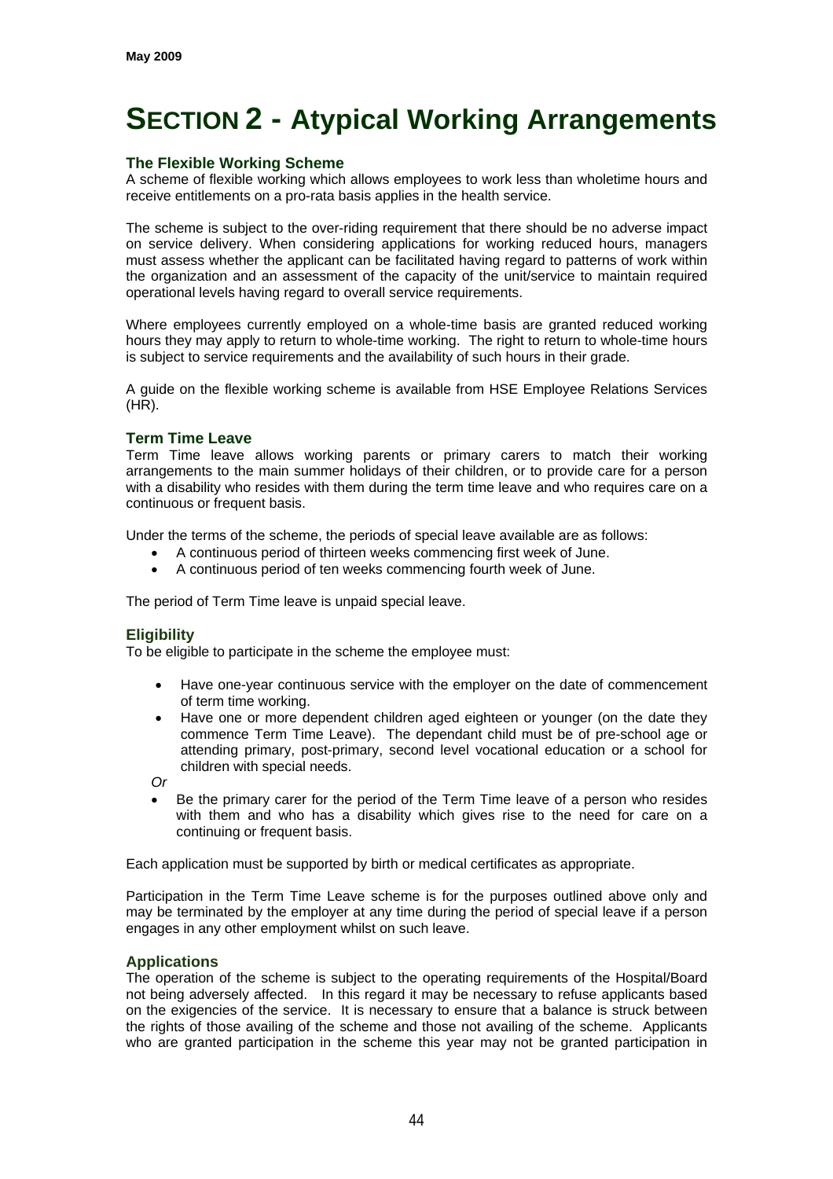# SECTION 2 - Atypical Working Arrangements

### The Flexible Working Scheme

A scheme of flexible working which allows employees to work less than wholetime hours and receive entitlements on a pro-rata basis applies in the health service.

The scheme is subject to the over-riding requirement that there should be no adverse impact on service delivery. When considering applications for working reduced hours, managers must assess whether the applicant can be facilitated having regard to patterns of work within the organization and an assessment of the capacity of the unit/service to maintain required operational levels having regard to overall service requirements.

Where employees currently employed on a whole-time basis are granted reduced working hours they may apply to return to whole-time working. The right to return to whole-time hours is subject to service requirements and the availability of such hours in their grade.

A guide on the flexible working scheme is available from HSE Employee Relations Services (HR).

### Term Time Leave

Term Time leave allows working parents or primary carers to match their working arrangements to the main summer holidays of their children, or to provide care for a person with a disability who resides with them during the term time leave and who requires care on a continuous or frequent basis.

Under the terms of the scheme, the periods of special leave available are as follows:

- A continuous period of thirteen weeks commencing first week of June.
- A continuous period of ten weeks commencing fourth week of June.

The period of Term Time leave is unpaid special leave.

### Eligibility

To be eligible to participate in the scheme the employee must:

- Have one-year continuous service with the employer on the date of commencement of term time working.
- Have one or more dependent children aged eighteen or younger (on the date they commence Term Time Leave). The dependant child must be of pre-school age or attending primary, post-primary, second level vocational education or a school for children with special needs.

*Or*

- Be the primary carer for the period of the Term Time leave of a person who resides with them and who has a disability which gives rise to the need for care on a continuing or frequent basis.

Each application must be supported by birth or medical certificates as appropriate.

Participation in the Term Time Leave scheme is for the purposes outlined above only and may be terminated by the employer at any time during the period of special leave if a person engages in any other employment whilst on such leave.

### Applications

The operation of the scheme is subject to the operating requirements of the Hospital/Board not being adversely affected. In this regard it may be necessary to refuse applicants based on the exigencies of the service. It is necessary to ensure that a balance is struck between the rights of those availing of the scheme and those not availing of the scheme. Applicants who are granted participation in the scheme this year may not be granted participation in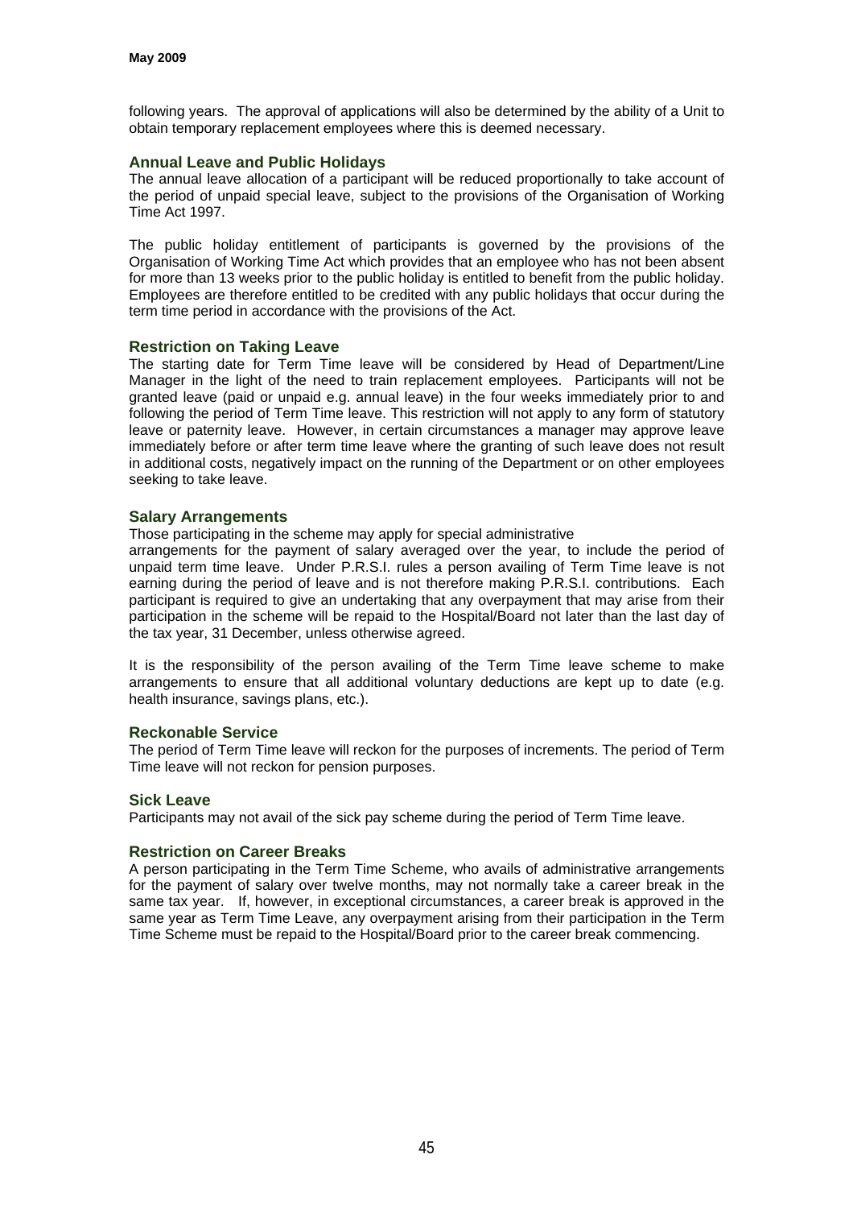following years. The approval of applications will also be determined by the ability of a Unit to obtain temporary replacement employees where this is deemed necessary.

### Annual Leave and Public Holidays

The annual leave allocation of a participant will be reduced proportionally to take account of the period of unpaid special leave, subject to the provisions of the Organisation of Working Time Act 1997.

The public holiday entitlement of participants is governed by the provisions of the Organisation of Working Time Act which provides that an employee who has not been absent for more than 13 weeks prior to the public holiday is entitled to benefit from the public holiday. Employees are therefore entitled to be credited with any public holidays that occur during the term time period in accordance with the provisions of the Act.

### Restriction on Taking Leave

The starting date for Term Time leave will be considered by Head of Department/Line Manager in the light of the need to train replacement employees. Participants will not be granted leave (paid or unpaid e.g. annual leave) in the four weeks immediately prior to and following the period of Term Time leave. This restriction will not apply to any form of statutory leave or paternity leave. However, in certain circumstances a manager may approve leave immediately before or after term time leave where the granting of such leave does not result in additional costs, negatively impact on the running of the Department or on other employees seeking to take leave.

### Salary Arrangements

Those participating in the scheme may apply for special administrative arrangements for the payment of salary averaged over the year, to include the period of unpaid term time leave. Under P.R.S.I. rules a person availing of Term Time leave is not earning during the period of leave and is not therefore making P.R.S.I. contributions. Each participant is required to give an undertaking that any overpayment that may arise from their participation in the scheme will be repaid to the Hospital/Board not later than the last day of the tax year, 31 December, unless otherwise agreed.

It is the responsibility of the person availing of the Term Time leave scheme to make arrangements to ensure that all additional voluntary deductions are kept up to date (e.g. health insurance, savings plans, etc.).

### Reckonable Service

The period of Term Time leave will reckon for the purposes of increments. The period of Term Time leave will not reckon for pension purposes.

### Sick Leave

Participants may not avail of the sick pay scheme during the period of Term Time leave.

### Restriction on Career Breaks

A person participating in the Term Time Scheme, who avails of administrative arrangements for the payment of salary over twelve months, may not normally take a career break in the same tax year. If, however, in exceptional circumstances, a career break is approved in the same year as Term Time Leave, any overpayment arising from their participation in the Term Time Scheme must be repaid to the Hospital/Board prior to the career break commencing.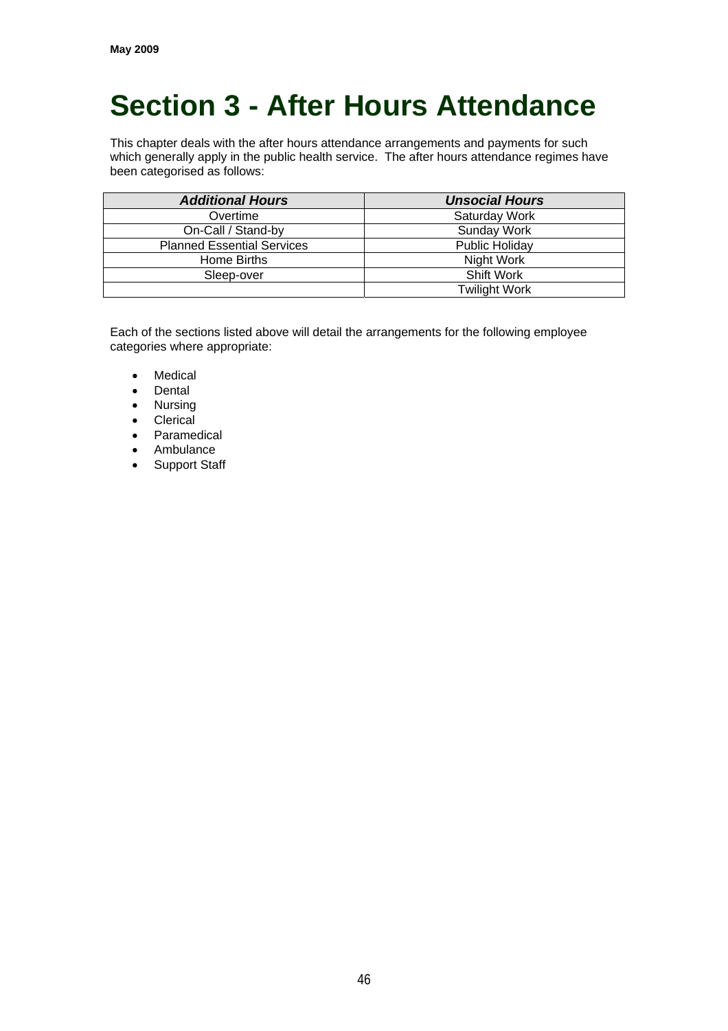# Section 3 - After Hours Attendance

This chapter deals with the after hours attendance arrangements and payments for such which generally apply in the public health service. The after hours attendance regimes have been categorised as follows:

| ***Additional Hours*** | ***Unsocial Hours*** |
|---|---|
| Overtime | Saturday Work |
| On-Call / Stand-by | Sunday Work |
| Planned Essential Services | Public Holiday |
| Home Births | Night Work |
| Sleep-over | Shift Work |
| | Twilight Work |

Each of the sections listed above will detail the arrangements for the following employee categories where appropriate:

- Medical
- Dental
- Nursing
- Clerical
- Paramedical
- Ambulance
- Support Staff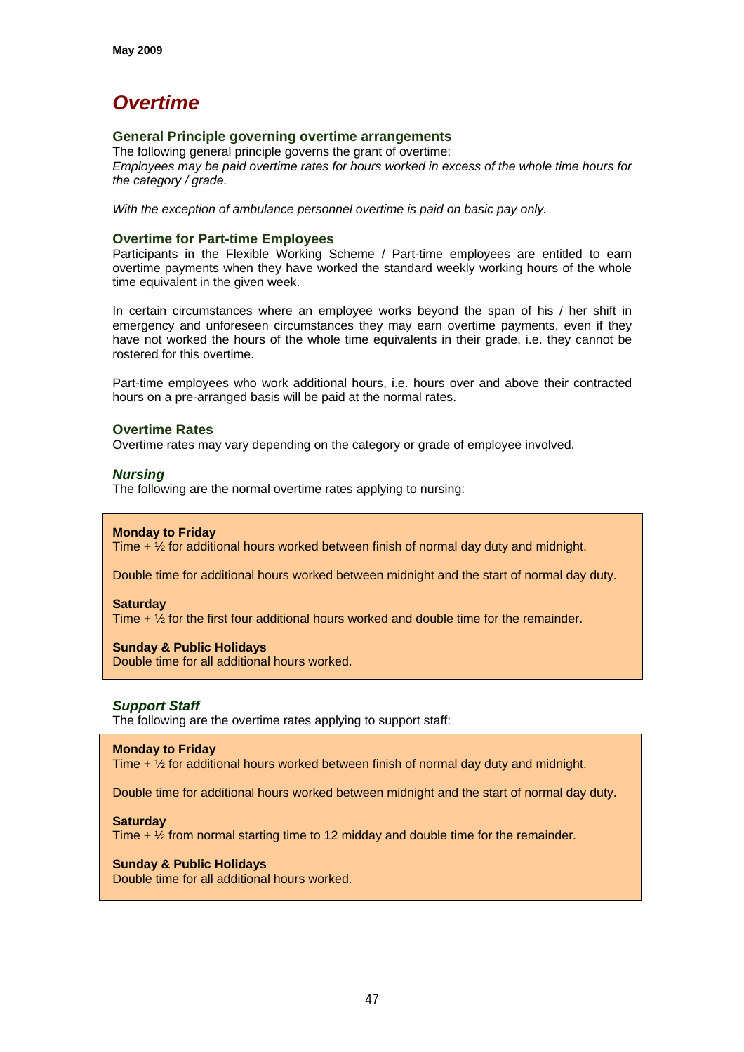# Overtime

### General Principle governing overtime arrangements

The following general principle governs the grant of overtime:
*Employees may be paid overtime rates for hours worked in excess of the whole time hours for the category / grade.*

*With the exception of ambulance personnel overtime is paid on basic pay only.*

### Overtime for Part-time Employees

Participants in the Flexible Working Scheme / Part-time employees are entitled to earn overtime payments when they have worked the standard weekly working hours of the whole time equivalent in the given week.

In certain circumstances where an employee works beyond the span of his / her shift in emergency and unforeseen circumstances they may earn overtime payments, even if they have not worked the hours of the whole time equivalents in their grade, i.e. they cannot be rostered for this overtime.

Part-time employees who work additional hours, i.e. hours over and above their contracted hours on a pre-arranged basis will be paid at the normal rates.

### Overtime Rates

Overtime rates may vary depending on the category or grade of employee involved.

#### *Nursing*

The following are the normal overtime rates applying to nursing:

**Monday to Friday**
Time + ½ for additional hours worked between finish of normal day duty and midnight.

Double time for additional hours worked between midnight and the start of normal day duty.

**Saturday**
Time + ½ for the first four additional hours worked and double time for the remainder.

**Sunday & Public Holidays**
Double time for all additional hours worked.

#### *Support Staff*

The following are the overtime rates applying to support staff:

**Monday to Friday**
Time + ½ for additional hours worked between finish of normal day duty and midnight.

Double time for additional hours worked between midnight and the start of normal day duty.

**Saturday**
Time + ½ from normal starting time to 12 midday and double time for the remainder.

**Sunday & Public Holidays**
Double time for all additional hours worked.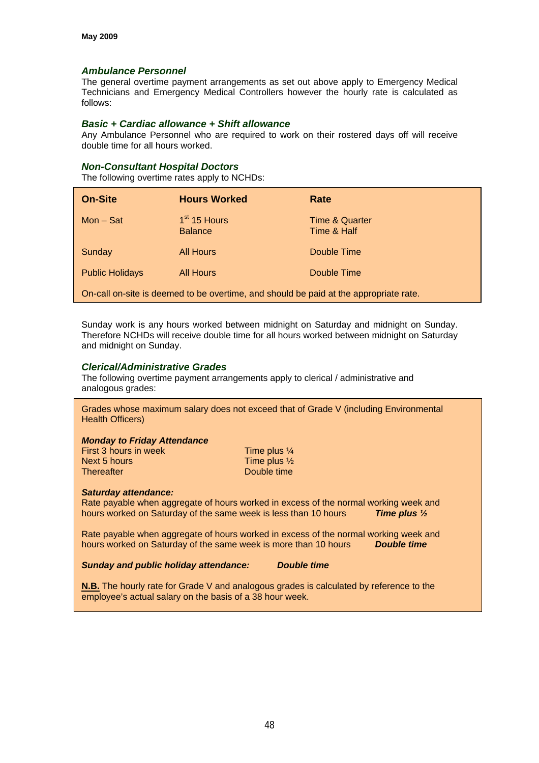### *Ambulance Personnel*

The general overtime payment arrangements as set out above apply to Emergency Medical Technicians and Emergency Medical Controllers however the hourly rate is calculated as follows:

### *Basic + Cardiac allowance + Shift allowance*

Any Ambulance Personnel who are required to work on their rostered days off will receive double time for all hours worked.

### *Non-Consultant Hospital Doctors*

The following overtime rates apply to NCHDs:

| **On-Site** | **Hours Worked** | **Rate** |
|---|---|---|
| Mon – Sat | 1st 15 Hours<br>Balance | Time & Quarter<br>Time & Half |
| Sunday | All Hours | Double Time |
| Public Holidays | All Hours | Double Time |

On-call on-site is deemed to be overtime, and should be paid at the appropriate rate.

Sunday work is any hours worked between midnight on Saturday and midnight on Sunday. Therefore NCHDs will receive double time for all hours worked between midnight on Saturday and midnight on Sunday.

### *Clerical/Administrative Grades*

The following overtime payment arrangements apply to clerical / administrative and analogous grades:

Grades whose maximum salary does not exceed that of Grade V (including Environmental Health Officers)

***Monday to Friday Attendance***

| | |
|---|---|
| First 3 hours in week | Time plus ¼ |
| Next 5 hours | Time plus ½ |
| Thereafter | Double time |

***Saturday attendance:***

Rate payable when aggregate of hours worked in excess of the normal working week and hours worked on Saturday of the same week is less than 10 hours ***Time plus ½***

Rate payable when aggregate of hours worked in excess of the normal working week and hours worked on Saturday of the same week is more than 10 hours ***Double time***

***Sunday and public holiday attendance:*** ***Double time***

**N.B.** The hourly rate for Grade V and analogous grades is calculated by reference to the employee's actual salary on the basis of a 38 hour week.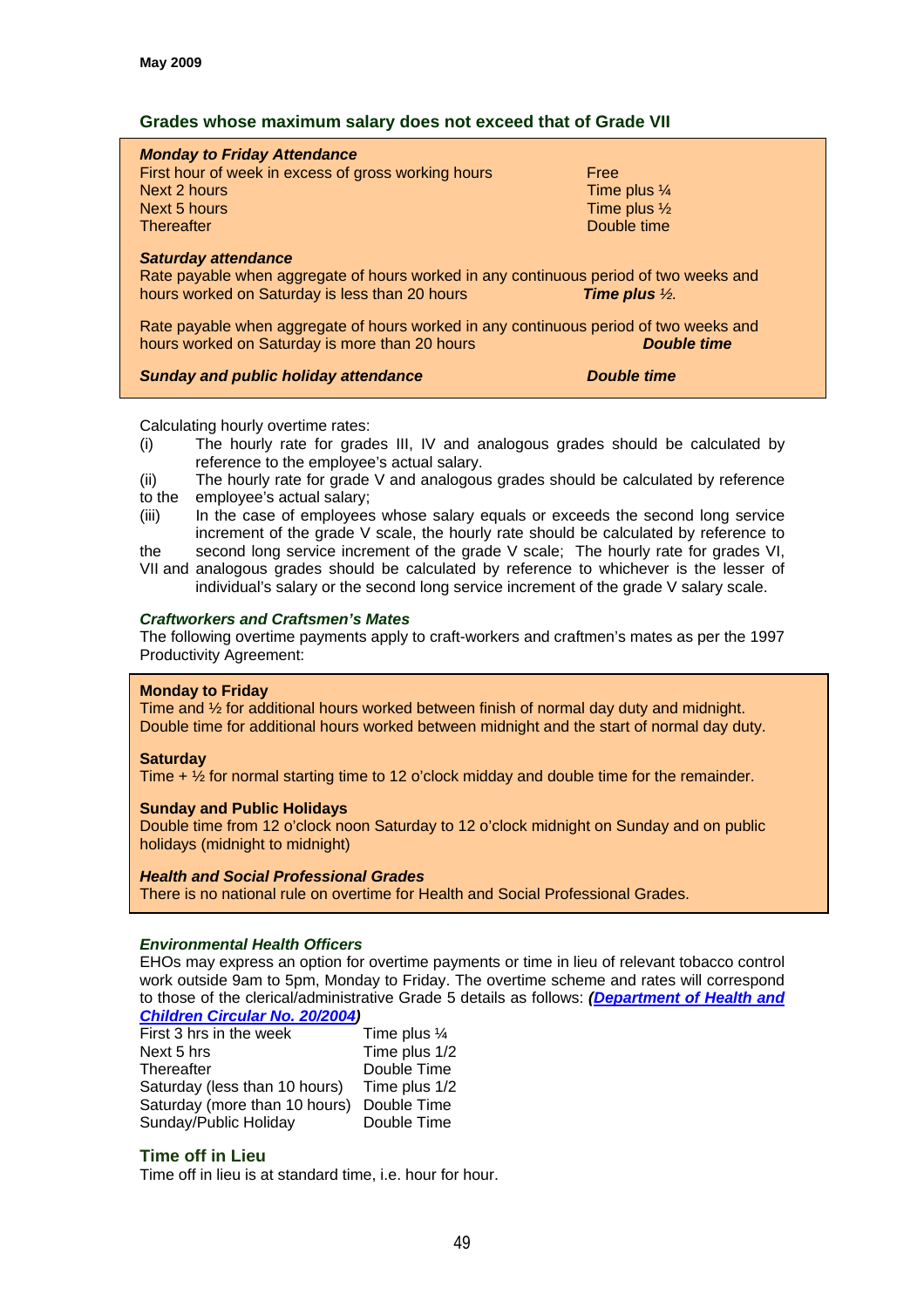May 2009

## Grades whose maximum salary does not exceed that of Grade VII

***Monday to Friday Attendance***

| | |
|---|---|
| First hour of week in excess of gross working hours | Free |
| Next 2 hours | Time plus ¼ |
| Next 5 hours | Time plus ½ |
| Thereafter | Double time |

***Saturday attendance***

Rate payable when aggregate of hours worked in any continuous period of two weeks and hours worked on Saturday is less than 20 hours ***Time plus ½.***

Rate payable when aggregate of hours worked in any continuous period of two weeks and hours worked on Saturday is more than 20 hours ***Double time***

***Sunday and public holiday attendance*** ***Double time***

Calculating hourly overtime rates:

(i) The hourly rate for grades III, IV and analogous grades should be calculated by reference to the employee's actual salary.

(ii) The hourly rate for grade V and analogous grades should be calculated by reference to the employee's actual salary;

(iii) In the case of employees whose salary equals or exceeds the second long service increment of the grade V scale, the hourly rate should be calculated by reference to the second long service increment of the grade V scale; The hourly rate for grades VI, VII and analogous grades should be calculated by reference to whichever is the lesser of individual's salary or the second long service increment of the grade V salary scale.

### *Craftworkers and Craftsmen's Mates*

The following overtime payments apply to craft-workers and craftmen's mates as per the 1997 Productivity Agreement:

**Monday to Friday**

Time and ½ for additional hours worked between finish of normal day duty and midnight.
Double time for additional hours worked between midnight and the start of normal day duty.

**Saturday**

Time + ½ for normal starting time to 12 o'clock midday and double time for the remainder.

**Sunday and Public Holidays**

Double time from 12 o'clock noon Saturday to 12 o'clock midnight on Sunday and on public holidays (midnight to midnight)

***Health and Social Professional Grades***

There is no national rule on overtime for Health and Social Professional Grades.

### *Environmental Health Officers*

EHOs may express an option for overtime payments or time in lieu of relevant tobacco control work outside 9am to 5pm, Monday to Friday. The overtime scheme and rates will correspond to those of the clerical/administrative Grade 5 details as follows: ***(Department of Health and Children Circular No. 20/2004)***

| | |
|---|---|
| First 3 hrs in the week | Time plus ¼ |
| Next 5 hrs | Time plus 1/2 |
| Thereafter | Double Time |
| Saturday (less than 10 hours) | Time plus 1/2 |
| Saturday (more than 10 hours) | Double Time |
| Sunday/Public Holiday | Double Time |

## Time off in Lieu

Time off in lieu is at standard time, i.e. hour for hour.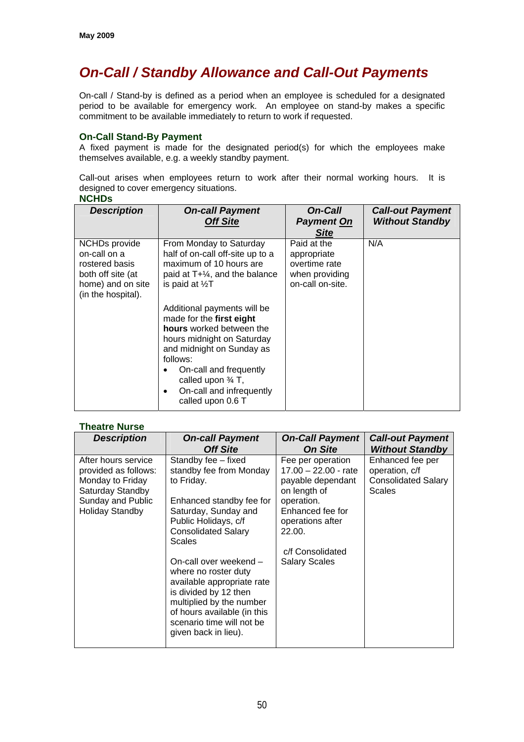# *On-Call / Standby Allowance and Call-Out Payments*

On-call / Stand-by is defined as a period when an employee is scheduled for a designated period to be available for emergency work. An employee on stand-by makes a specific commitment to be available immediately to return to work if requested.

## On-Call Stand-By Payment

A fixed payment is made for the designated period(s) for which the employees make themselves available, e.g. a weekly standby payment.

Call-out arises when employees return to work after their normal working hours. It is designed to cover emergency situations.

### NCHDs

| *Description* | *On-call Payment <u>Off Site</u>* | *On-Call Payment <u>On Site</u>* | *Call-out Payment Without Standby* |
|---|---|---|---|
| NCHDs provide on-call on a rostered basis both off site (at home) and on site (in the hospital). | From Monday to Saturday half of on-call off-site up to a maximum of 10 hours are paid at T+¼, and the balance is paid at ½T<br><br>Additional payments will be made for the **first eight hours** worked between the hours midnight on Saturday and midnight on Sunday as follows:<br>• On-call and frequently called upon ¾ T,<br>• On-call and infrequently called upon 0.6 T | Paid at the appropriate overtime rate when providing on-call on-site. | N/A |

### Theatre Nurse

| *Description* | *On-call Payment Off Site* | *On-Call Payment On Site* | *Call-out Payment Without Standby* |
|---|---|---|---|
| After hours service provided as follows:<br>Monday to Friday<br>Saturday Standby<br>Sunday and Public Holiday Standby | Standby fee – fixed standby fee from Monday to Friday.<br><br>Enhanced standby fee for Saturday, Sunday and Public Holidays, c/f Consolidated Salary Scales<br><br>On-call over weekend – where no roster duty available appropriate rate is divided by 12 then multiplied by the number of hours available (in this scenario time will not be given back in lieu). | Fee per operation 17.00 – 22.00 - rate payable dependant on length of operation.<br>Enhanced fee for operations after 22.00.<br><br>c/f Consolidated Salary Scales | Enhanced fee per operation, c/f Consolidated Salary Scales |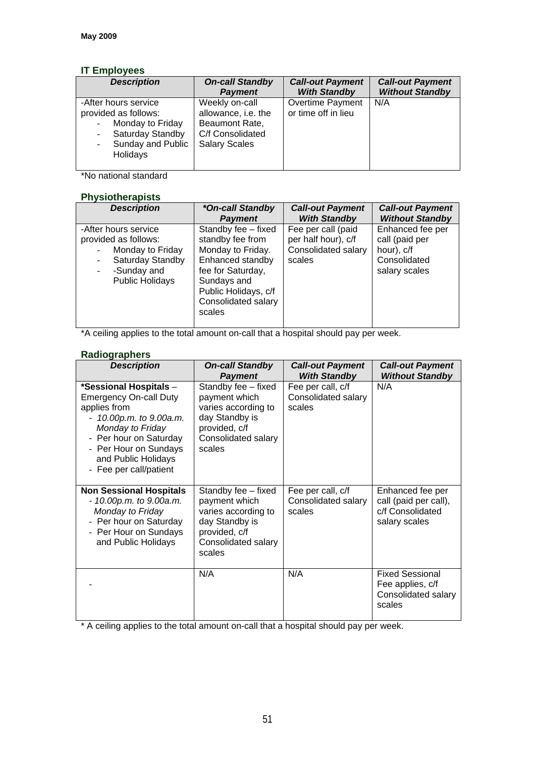**May 2009**

## IT Employees

| *Description* | *On-call Standby Payment* | *Call-out Payment With Standby* | *Call-out Payment Without Standby* |
|---|---|---|---|
| -After hours service provided as follows:<br>- Monday to Friday<br>- Saturday Standby<br>- Sunday and Public Holidays | Weekly on-call allowance, i.e. the Beaumont Rate, C/f Consolidated Salary Scales | Overtime Payment or time off in lieu | N/A |

*No national standard

## Physiotherapists

| *Description* | **On-call Standby Payment* | *Call-out Payment With Standby* | *Call-out Payment Without Standby* |
|---|---|---|---|
| -After hours service provided as follows:<br>- Monday to Friday<br>- Saturday Standby<br>- -Sunday and Public Holidays | Standby fee – fixed standby fee from Monday to Friday. Enhanced standby fee for Saturday, Sundays and Public Holidays, c/f Consolidated salary scales | Fee per call (paid per half hour), c/f Consolidated salary scales | Enhanced fee per call (paid per hour), c/f Consolidated salary scales |

*A ceiling applies to the total amount on-call that a hospital should pay per week.

## Radiographers

| *Description* | *On-call Standby Payment* | *Call-out Payment With Standby* | *Call-out Payment Without Standby* |
|---|---|---|---|
| ***Sessional Hospitals** – Emergency On-call Duty applies from<br>- *10.00p.m. to 9.00a.m. Monday to Friday*<br>- Per hour on Saturday<br>- Per Hour on Sundays and Public Holidays<br>- Fee per call/patient | Standby fee – fixed payment which varies according to day Standby is provided, c/f Consolidated salary scales | Fee per call, c/f Consolidated salary scales | N/A |
| **Non Sessional Hospitals**<br>- *10.00p.m. to 9.00a.m. Monday to Friday*<br>- Per hour on Saturday<br>- Per Hour on Sundays and Public Holidays | Standby fee – fixed payment which varies according to day Standby is provided, c/f Consolidated salary scales | Fee per call, c/f Consolidated salary scales | Enhanced fee per call (paid per call), c/f Consolidated salary scales |
| - | N/A | N/A | Fixed Sessional Fee applies, c/f Consolidated salary scales |

* A ceiling applies to the total amount on-call that a hospital should pay per week.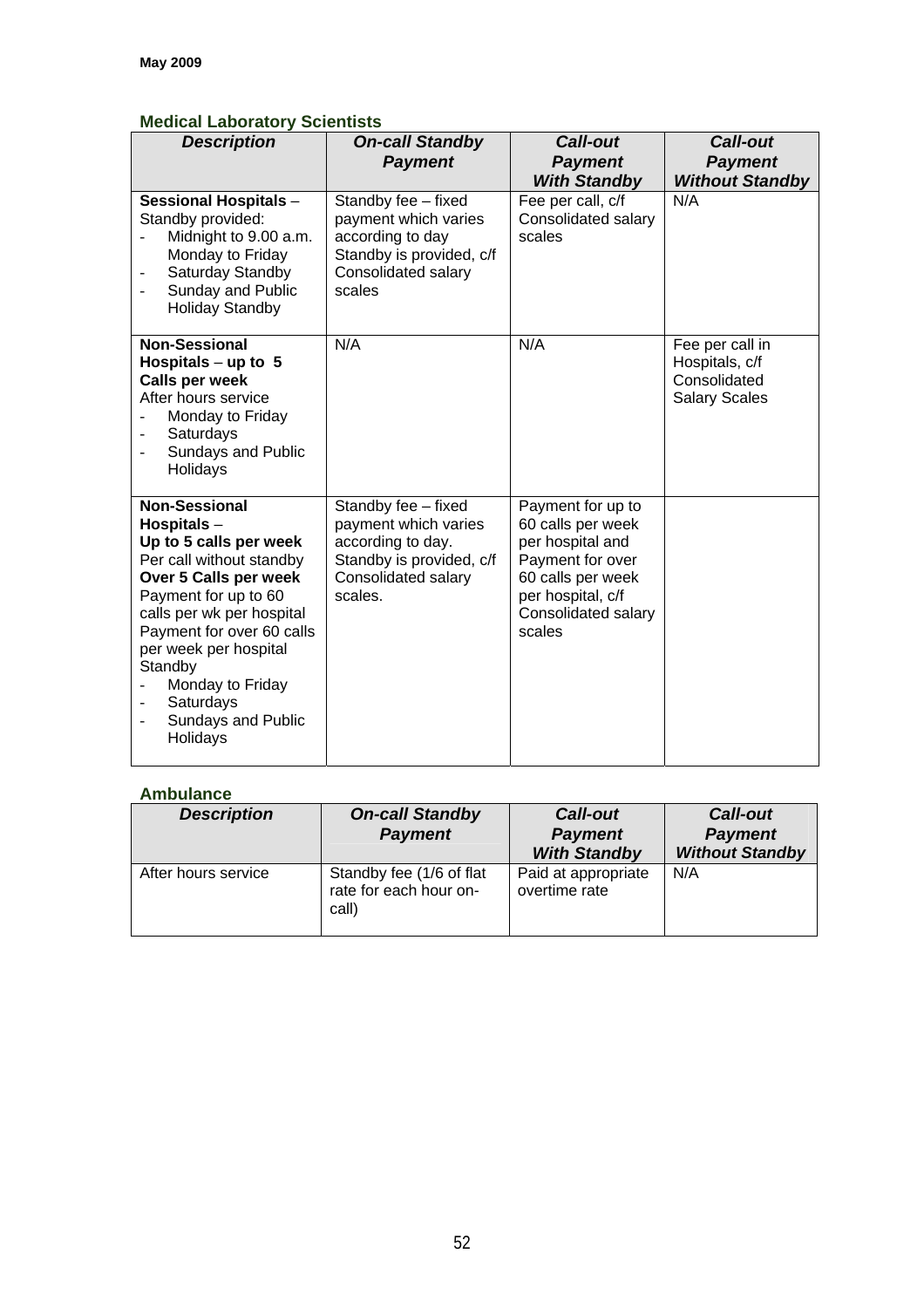### Medical Laboratory Scientists

| ***Description*** | ***On-call Standby Payment*** | ***Call-out Payment With Standby*** | ***Call-out Payment Without Standby*** |
|---|---|---|---|
| **Sessional Hospitals** – Standby provided:<br>- Midnight to 9.00 a.m. Monday to Friday<br>- Saturday Standby<br>- Sunday and Public Holiday Standby | Standby fee – fixed payment which varies according to day Standby is provided, c/f Consolidated salary scales | Fee per call, c/f Consolidated salary scales | N/A |
| **Non-Sessional Hospitals** – **up to 5 Calls per week**<br>After hours service<br>- Monday to Friday<br>- Saturdays<br>- Sundays and Public Holidays | N/A | N/A | Fee per call in Hospitals, c/f Consolidated Salary Scales |
| **Non-Sessional Hospitals** –<br>**Up to 5 calls per week**<br>Per call without standby<br>**Over 5 Calls per week**<br>Payment for up to 60 calls per wk per hospital<br>Payment for over 60 calls per week per hospital<br>Standby<br>- Monday to Friday<br>- Saturdays<br>- Sundays and Public Holidays | Standby fee – fixed payment which varies according to day. Standby is provided, c/f Consolidated salary scales. | Payment for up to 60 calls per week per hospital and Payment for over 60 calls per week per hospital, c/f Consolidated salary scales | |

### Ambulance

| ***Description*** | ***On-call Standby Payment*** | ***Call-out Payment With Standby*** | ***Call-out Payment Without Standby*** |
|---|---|---|---|
| After hours service | Standby fee (1/6 of flat rate for each hour on-call) | Paid at appropriate overtime rate | N/A |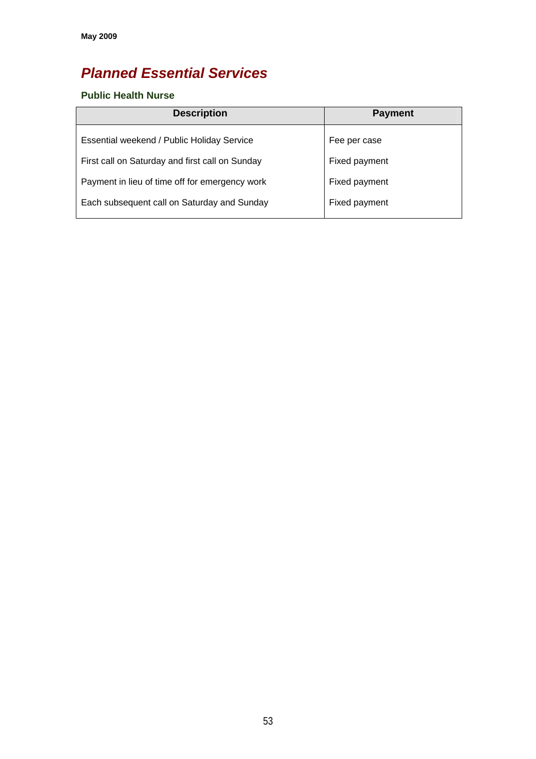# *Planned Essential Services*

### Public Health Nurse

| Description | Payment |
|---|---|
| Essential weekend / Public Holiday Service | Fee per case |
| First call on Saturday and first call on Sunday | Fixed payment |
| Payment in lieu of time off for emergency work | Fixed payment |
| Each subsequent call on Saturday and Sunday | Fixed payment |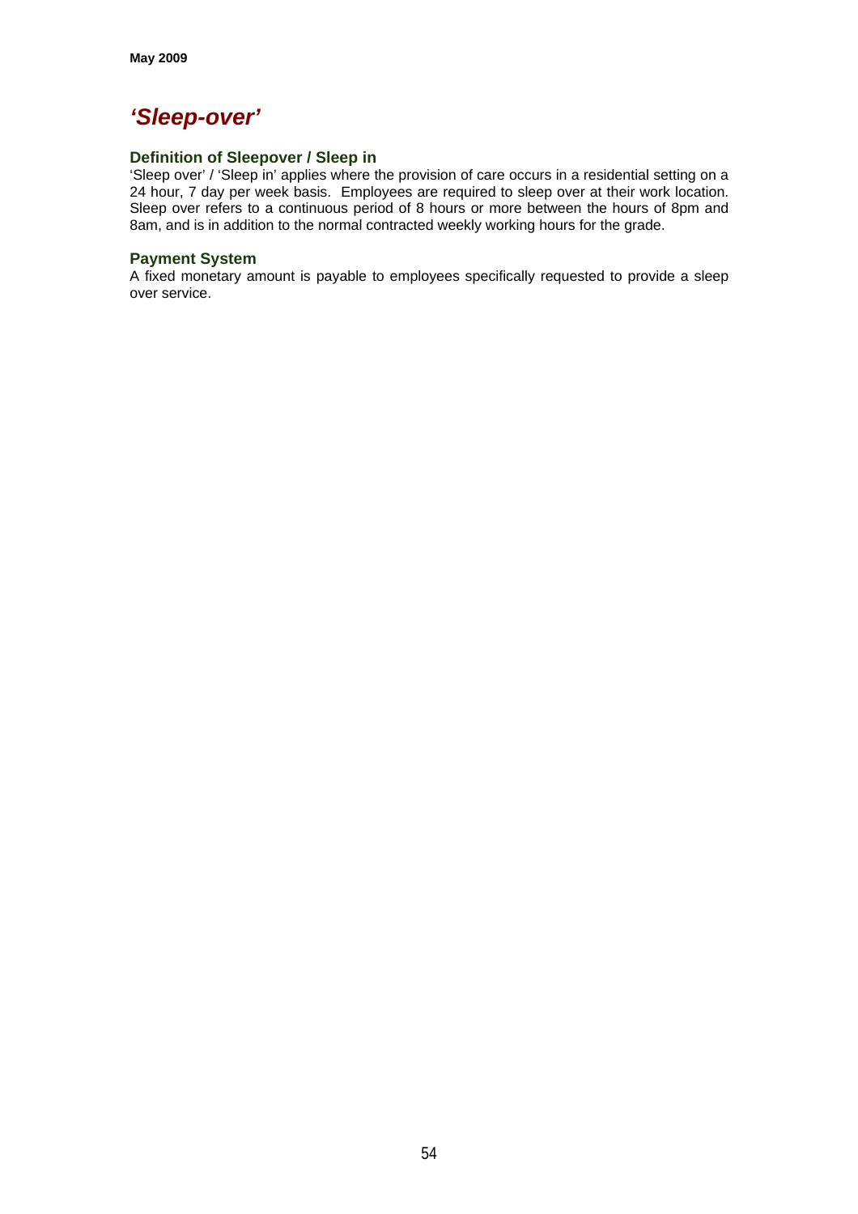# *'Sleep-over'*

## Definition of Sleepover / Sleep in

'Sleep over' / 'Sleep in' applies where the provision of care occurs in a residential setting on a 24 hour, 7 day per week basis. Employees are required to sleep over at their work location. Sleep over refers to a continuous period of 8 hours or more between the hours of 8pm and 8am, and is in addition to the normal contracted weekly working hours for the grade.

## Payment System

A fixed monetary amount is payable to employees specifically requested to provide a sleep over service.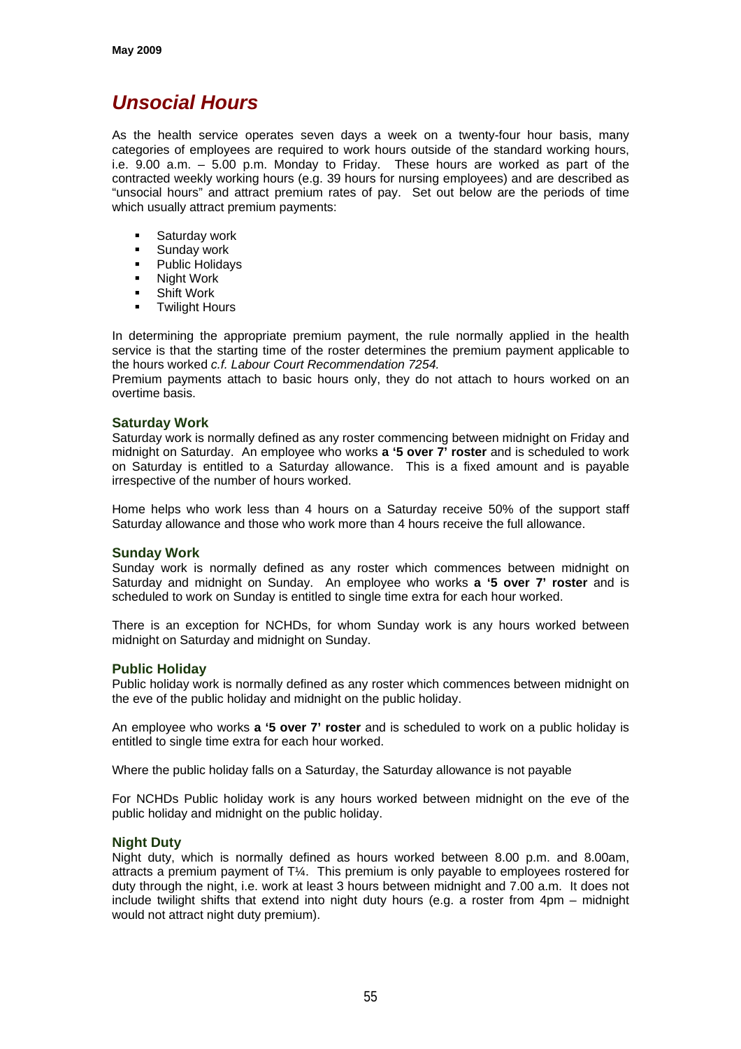# *Unsocial Hours*

As the health service operates seven days a week on a twenty-four hour basis, many categories of employees are required to work hours outside of the standard working hours, i.e. 9.00 a.m. – 5.00 p.m. Monday to Friday. These hours are worked as part of the contracted weekly working hours (e.g. 39 hours for nursing employees) and are described as "unsocial hours" and attract premium rates of pay. Set out below are the periods of time which usually attract premium payments:

- Saturday work
- Sunday work
- Public Holidays
- Night Work
- Shift Work
- Twilight Hours

In determining the appropriate premium payment, the rule normally applied in the health service is that the starting time of the roster determines the premium payment applicable to the hours worked *c.f. Labour Court Recommendation 7254.*

Premium payments attach to basic hours only, they do not attach to hours worked on an overtime basis.

### Saturday Work

Saturday work is normally defined as any roster commencing between midnight on Friday and midnight on Saturday. An employee who works **a '5 over 7' roster** and is scheduled to work on Saturday is entitled to a Saturday allowance. This is a fixed amount and is payable irrespective of the number of hours worked.

Home helps who work less than 4 hours on a Saturday receive 50% of the support staff Saturday allowance and those who work more than 4 hours receive the full allowance.

### Sunday Work

Sunday work is normally defined as any roster which commences between midnight on Saturday and midnight on Sunday. An employee who works **a '5 over 7' roster** and is scheduled to work on Sunday is entitled to single time extra for each hour worked.

There is an exception for NCHDs, for whom Sunday work is any hours worked between midnight on Saturday and midnight on Sunday.

### Public Holiday

Public holiday work is normally defined as any roster which commences between midnight on the eve of the public holiday and midnight on the public holiday.

An employee who works **a '5 over 7' roster** and is scheduled to work on a public holiday is entitled to single time extra for each hour worked.

Where the public holiday falls on a Saturday, the Saturday allowance is not payable

For NCHDs Public holiday work is any hours worked between midnight on the eve of the public holiday and midnight on the public holiday.

### Night Duty

Night duty, which is normally defined as hours worked between 8.00 p.m. and 8.00am, attracts a premium payment of T¼. This premium is only payable to employees rostered for duty through the night, i.e. work at least 3 hours between midnight and 7.00 a.m. It does not include twilight shifts that extend into night duty hours (e.g. a roster from 4pm – midnight would not attract night duty premium).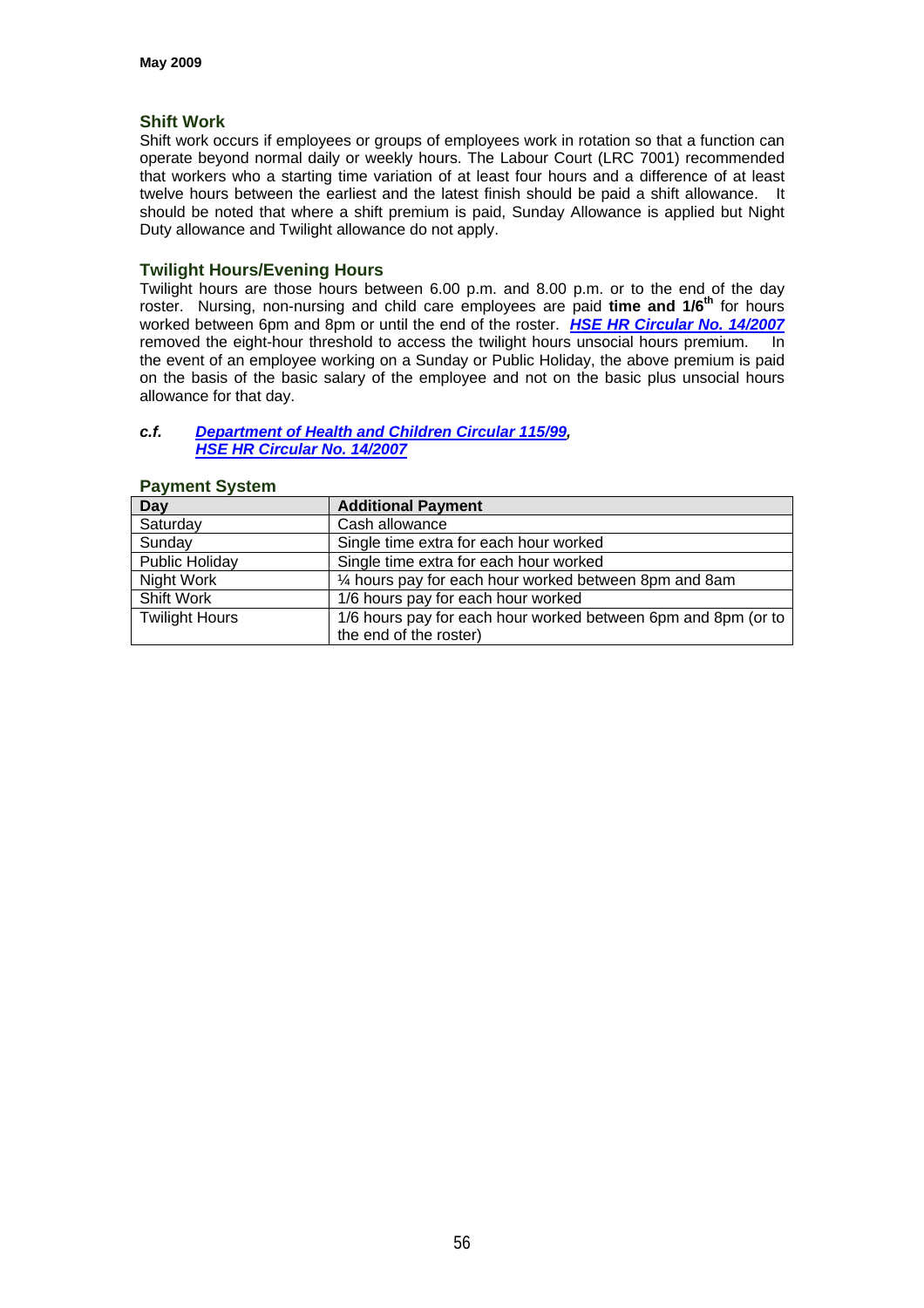## Shift Work

Shift work occurs if employees or groups of employees work in rotation so that a function can operate beyond normal daily or weekly hours. The Labour Court (LRC 7001) recommended that workers who a starting time variation of at least four hours and a difference of at least twelve hours between the earliest and the latest finish should be paid a shift allowance. It should be noted that where a shift premium is paid, Sunday Allowance is applied but Night Duty allowance and Twilight allowance do not apply.

## Twilight Hours/Evening Hours

Twilight hours are those hours between 6.00 p.m. and 8.00 p.m. or to the end of the day roster. Nursing, non-nursing and child care employees are paid **time and 1/6th** for hours worked between 6pm and 8pm or until the end of the roster. ***HSE HR Circular No. 14/2007*** removed the eight-hour threshold to access the twilight hours unsocial hours premium. In the event of an employee working on a Sunday or Public Holiday, the above premium is paid on the basis of the basic salary of the employee and not on the basic plus unsocial hours allowance for that day.

***c.f.*** ***Department of Health and Children Circular 115/99,***
***HSE HR Circular No. 14/2007***

## Payment System

| Day | Additional Payment |
|---|---|
| Saturday | Cash allowance |
| Sunday | Single time extra for each hour worked |
| Public Holiday | Single time extra for each hour worked |
| Night Work | ¼ hours pay for each hour worked between 8pm and 8am |
| Shift Work | 1/6 hours pay for each hour worked |
| Twilight Hours | 1/6 hours pay for each hour worked between 6pm and 8pm (or to the end of the roster) |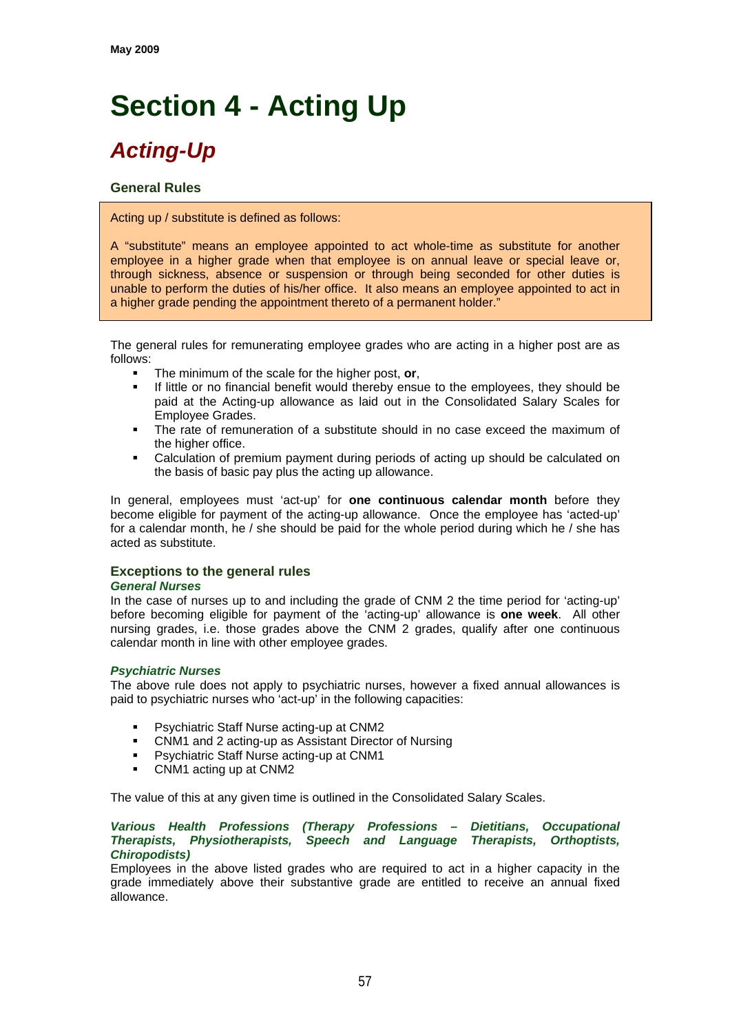# Section 4 - Acting Up

## *Acting-Up*

### General Rules

> Acting up / substitute is defined as follows:
>
> A "substitute" means an employee appointed to act whole-time as substitute for another employee in a higher grade when that employee is on annual leave or special leave or, through sickness, absence or suspension or through being seconded for other duties is unable to perform the duties of his/her office. It also means an employee appointed to act in a higher grade pending the appointment thereto of a permanent holder."

The general rules for remunerating employee grades who are acting in a higher post are as follows:

- The minimum of the scale for the higher post, **or**,
- If little or no financial benefit would thereby ensue to the employees, they should be paid at the Acting-up allowance as laid out in the Consolidated Salary Scales for Employee Grades.
- The rate of remuneration of a substitute should in no case exceed the maximum of the higher office.
- Calculation of premium payment during periods of acting up should be calculated on the basis of basic pay plus the acting up allowance.

In general, employees must 'act-up' for **one continuous calendar month** before they become eligible for payment of the acting-up allowance. Once the employee has 'acted-up' for a calendar month, he / she should be paid for the whole period during which he / she has acted as substitute.

### Exceptions to the general rules

#### *General Nurses*

In the case of nurses up to and including the grade of CNM 2 the time period for 'acting-up' before becoming eligible for payment of the 'acting-up' allowance is **one week**. All other nursing grades, i.e. those grades above the CNM 2 grades, qualify after one continuous calendar month in line with other employee grades.

#### *Psychiatric Nurses*

The above rule does not apply to psychiatric nurses, however a fixed annual allowances is paid to psychiatric nurses who 'act-up' in the following capacities:

- Psychiatric Staff Nurse acting-up at CNM2
- CNM1 and 2 acting-up as Assistant Director of Nursing
- Psychiatric Staff Nurse acting-up at CNM1
- CNM1 acting up at CNM2

The value of this at any given time is outlined in the Consolidated Salary Scales.

#### *Various Health Professions (Therapy Professions – Dietitians, Occupational Therapists, Physiotherapists, Speech and Language Therapists, Orthoptists, Chiropodists)*

Employees in the above listed grades who are required to act in a higher capacity in the grade immediately above their substantive grade are entitled to receive an annual fixed allowance.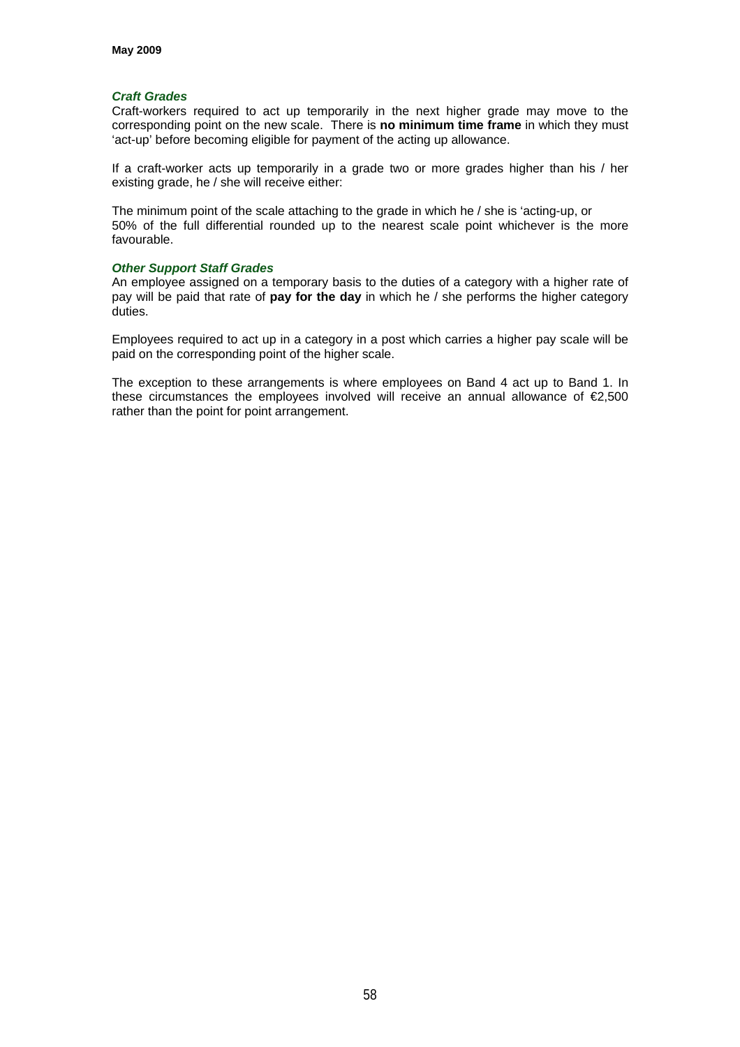### *Craft Grades*

Craft-workers required to act up temporarily in the next higher grade may move to the corresponding point on the new scale. There is **no minimum time frame** in which they must 'act-up' before becoming eligible for payment of the acting up allowance.

If a craft-worker acts up temporarily in a grade two or more grades higher than his / her existing grade, he / she will receive either:

The minimum point of the scale attaching to the grade in which he / she is 'acting-up, or
50% of the full differential rounded up to the nearest scale point whichever is the more favourable.

### *Other Support Staff Grades*

An employee assigned on a temporary basis to the duties of a category with a higher rate of pay will be paid that rate of **pay for the day** in which he / she performs the higher category duties.

Employees required to act up in a category in a post which carries a higher pay scale will be paid on the corresponding point of the higher scale.

The exception to these arrangements is where employees on Band 4 act up to Band 1. In these circumstances the employees involved will receive an annual allowance of €2,500 rather than the point for point arrangement.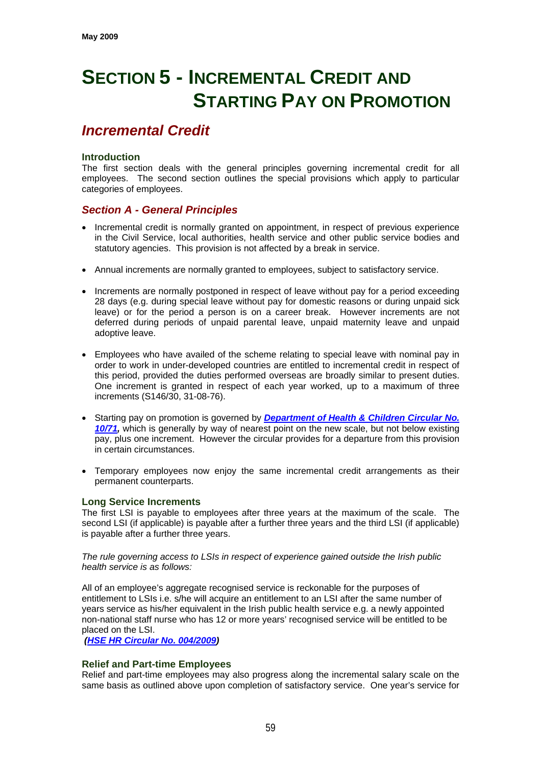**May 2009**

# SECTION 5 - INCREMENTAL CREDIT AND STARTING PAY ON PROMOTION

## *Incremental Credit*

### Introduction

The first section deals with the general principles governing incremental credit for all employees. The second section outlines the special provisions which apply to particular categories of employees.

### *Section A - General Principles*

- Incremental credit is normally granted on appointment, in respect of previous experience in the Civil Service, local authorities, health service and other public service bodies and statutory agencies. This provision is not affected by a break in service.

- Annual increments are normally granted to employees, subject to satisfactory service.

- Increments are normally postponed in respect of leave without pay for a period exceeding 28 days (e.g. during special leave without pay for domestic reasons or during unpaid sick leave) or for the period a person is on a career break. However increments are not deferred during periods of unpaid parental leave, unpaid maternity leave and unpaid adoptive leave.

- Employees who have availed of the scheme relating to special leave with nominal pay in order to work in under-developed countries are entitled to incremental credit in respect of this period, provided the duties performed overseas are broadly similar to present duties. One increment is granted in respect of each year worked, up to a maximum of three increments (S146/30, 31-08-76).

- Starting pay on promotion is governed by ***Department of Health & Children Circular No. 10/71***, which is generally by way of nearest point on the new scale, but not below existing pay, plus one increment. However the circular provides for a departure from this provision in certain circumstances.

- Temporary employees now enjoy the same incremental credit arrangements as their permanent counterparts.

### Long Service Increments

The first LSI is payable to employees after three years at the maximum of the scale. The second LSI (if applicable) is payable after a further three years and the third LSI (if applicable) is payable after a further three years.

*The rule governing access to LSIs in respect of experience gained outside the Irish public health service is as follows:*

All of an employee's aggregate recognised service is reckonable for the purposes of entitlement to LSIs i.e. s/he will acquire an entitlement to an LSI after the same number of years service as his/her equivalent in the Irish public health service e.g. a newly appointed non-national staff nurse who has 12 or more years' recognised service will be entitled to be placed on the LSI.

***(HSE HR Circular No. 004/2009)***

### Relief and Part-time Employees

Relief and part-time employees may also progress along the incremental salary scale on the same basis as outlined above upon completion of satisfactory service. One year's service for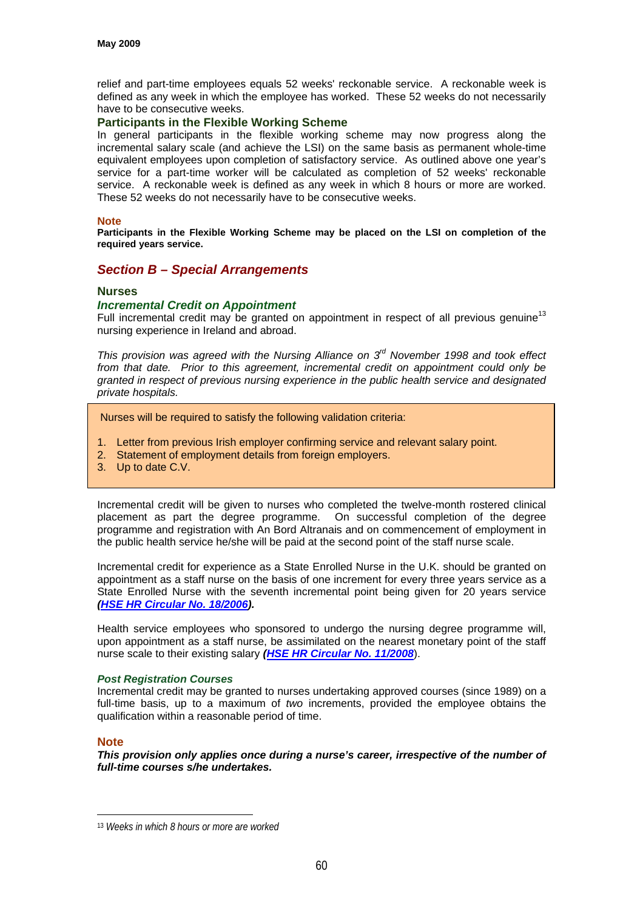relief and part-time employees equals 52 weeks' reckonable service. A reckonable week is defined as any week in which the employee has worked. These 52 weeks do not necessarily have to be consecutive weeks.

### Participants in the Flexible Working Scheme

In general participants in the flexible working scheme may now progress along the incremental salary scale (and achieve the LSI) on the same basis as permanent whole-time equivalent employees upon completion of satisfactory service. As outlined above one year's service for a part-time worker will be calculated as completion of 52 weeks' reckonable service. A reckonable week is defined as any week in which 8 hours or more are worked. These 52 weeks do not necessarily have to be consecutive weeks.

**Note**

**Participants in the Flexible Working Scheme may be placed on the LSI on completion of the required years service.**

## *Section B – Special Arrangements*

### Nurses

#### *Incremental Credit on Appointment*

Full incremental credit may be granted on appointment in respect of all previous genuine[13] nursing experience in Ireland and abroad.

*This provision was agreed with the Nursing Alliance on 3rd November 1998 and took effect from that date. Prior to this agreement, incremental credit on appointment could only be granted in respect of previous nursing experience in the public health service and designated private hospitals.*

Nurses will be required to satisfy the following validation criteria:

1. Letter from previous Irish employer confirming service and relevant salary point.
2. Statement of employment details from foreign employers.
3. Up to date C.V.

Incremental credit will be given to nurses who completed the twelve-month rostered clinical placement as part the degree programme. On successful completion of the degree programme and registration with An Bord Altranais and on commencement of employment in the public health service he/she will be paid at the second point of the staff nurse scale.

Incremental credit for experience as a State Enrolled Nurse in the U.K. should be granted on appointment as a staff nurse on the basis of one increment for every three years service as a State Enrolled Nurse with the seventh incremental point being given for 20 years service ***(HSE HR Circular No. 18/2006)***.

Health service employees who sponsored to undergo the nursing degree programme will, upon appointment as a staff nurse, be assimilated on the nearest monetary point of the staff nurse scale to their existing salary ***(HSE HR Circular No. 11/2008***).

#### *Post Registration Courses*

Incremental credit may be granted to nurses undertaking approved courses (since 1989) on a full-time basis, up to a maximum of *two* increments, provided the employee obtains the qualification within a reasonable period of time.

**Note**

***This provision only applies once during a nurse's career, irrespective of the number of full-time courses s/he undertakes.***

---

[13] *Weeks in which 8 hours or more are worked*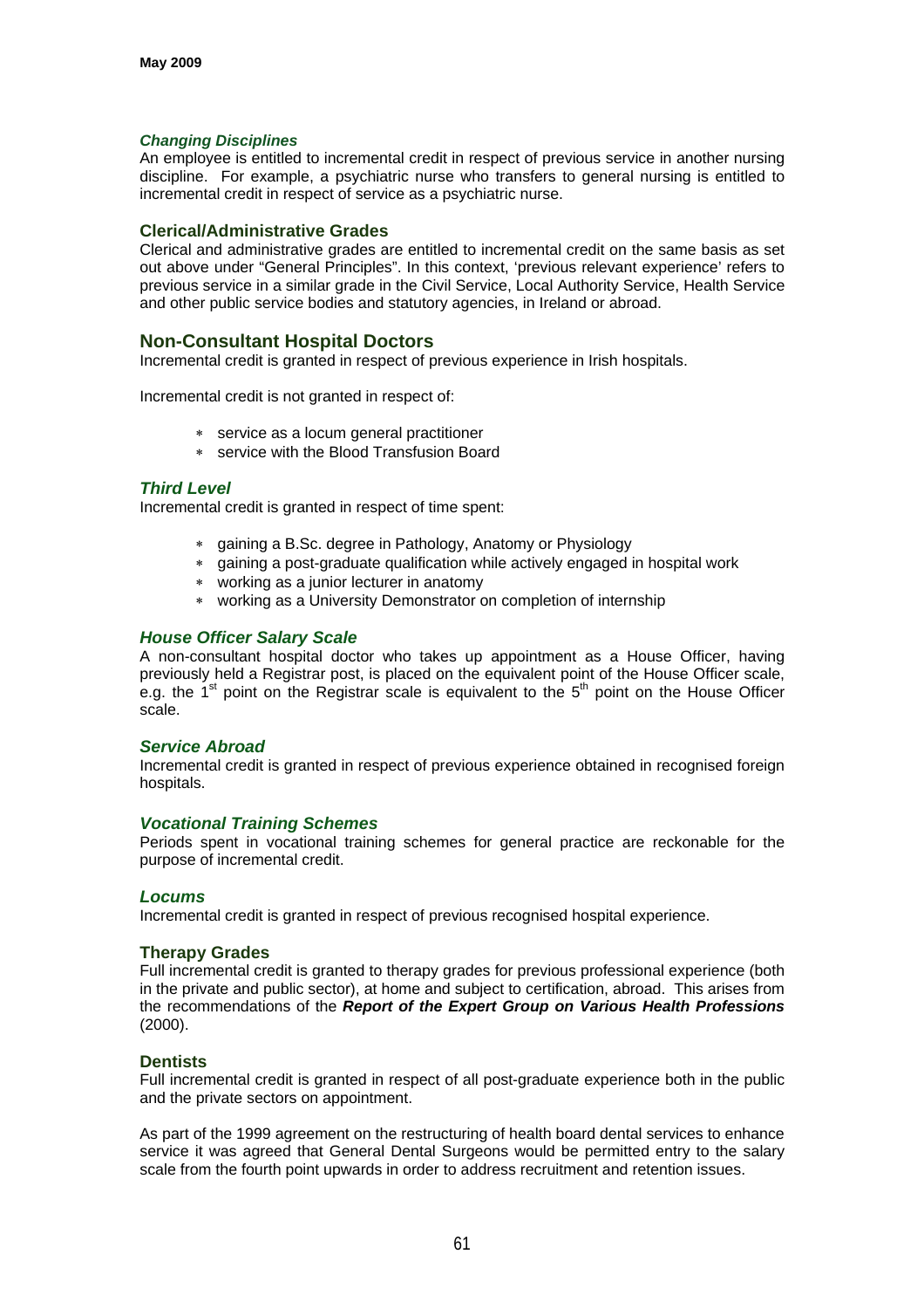#### *Changing Disciplines*

An employee is entitled to incremental credit in respect of previous service in another nursing discipline. For example, a psychiatric nurse who transfers to general nursing is entitled to incremental credit in respect of service as a psychiatric nurse.

### Clerical/Administrative Grades

Clerical and administrative grades are entitled to incremental credit on the same basis as set out above under "General Principles". In this context, 'previous relevant experience' refers to previous service in a similar grade in the Civil Service, Local Authority Service, Health Service and other public service bodies and statutory agencies, in Ireland or abroad.

## Non-Consultant Hospital Doctors

Incremental credit is granted in respect of previous experience in Irish hospitals.

Incremental credit is not granted in respect of:

- service as a locum general practitioner
- service with the Blood Transfusion Board

### *Third Level*

Incremental credit is granted in respect of time spent:

- gaining a B.Sc. degree in Pathology, Anatomy or Physiology
- gaining a post-graduate qualification while actively engaged in hospital work
- working as a junior lecturer in anatomy
- working as a University Demonstrator on completion of internship

### *House Officer Salary Scale*

A non-consultant hospital doctor who takes up appointment as a House Officer, having previously held a Registrar post, is placed on the equivalent point of the House Officer scale, e.g. the 1st point on the Registrar scale is equivalent to the 5th point on the House Officer scale.

### *Service Abroad*

Incremental credit is granted in respect of previous experience obtained in recognised foreign hospitals.

### *Vocational Training Schemes*

Periods spent in vocational training schemes for general practice are reckonable for the purpose of incremental credit.

### *Locums*

Incremental credit is granted in respect of previous recognised hospital experience.

### Therapy Grades

Full incremental credit is granted to therapy grades for previous professional experience (both in the private and public sector), at home and subject to certification, abroad. This arises from the recommendations of the ***Report of the Expert Group on Various Health Professions*** (2000).

### Dentists

Full incremental credit is granted in respect of all post-graduate experience both in the public and the private sectors on appointment.

As part of the 1999 agreement on the restructuring of health board dental services to enhance service it was agreed that General Dental Surgeons would be permitted entry to the salary scale from the fourth point upwards in order to address recruitment and retention issues.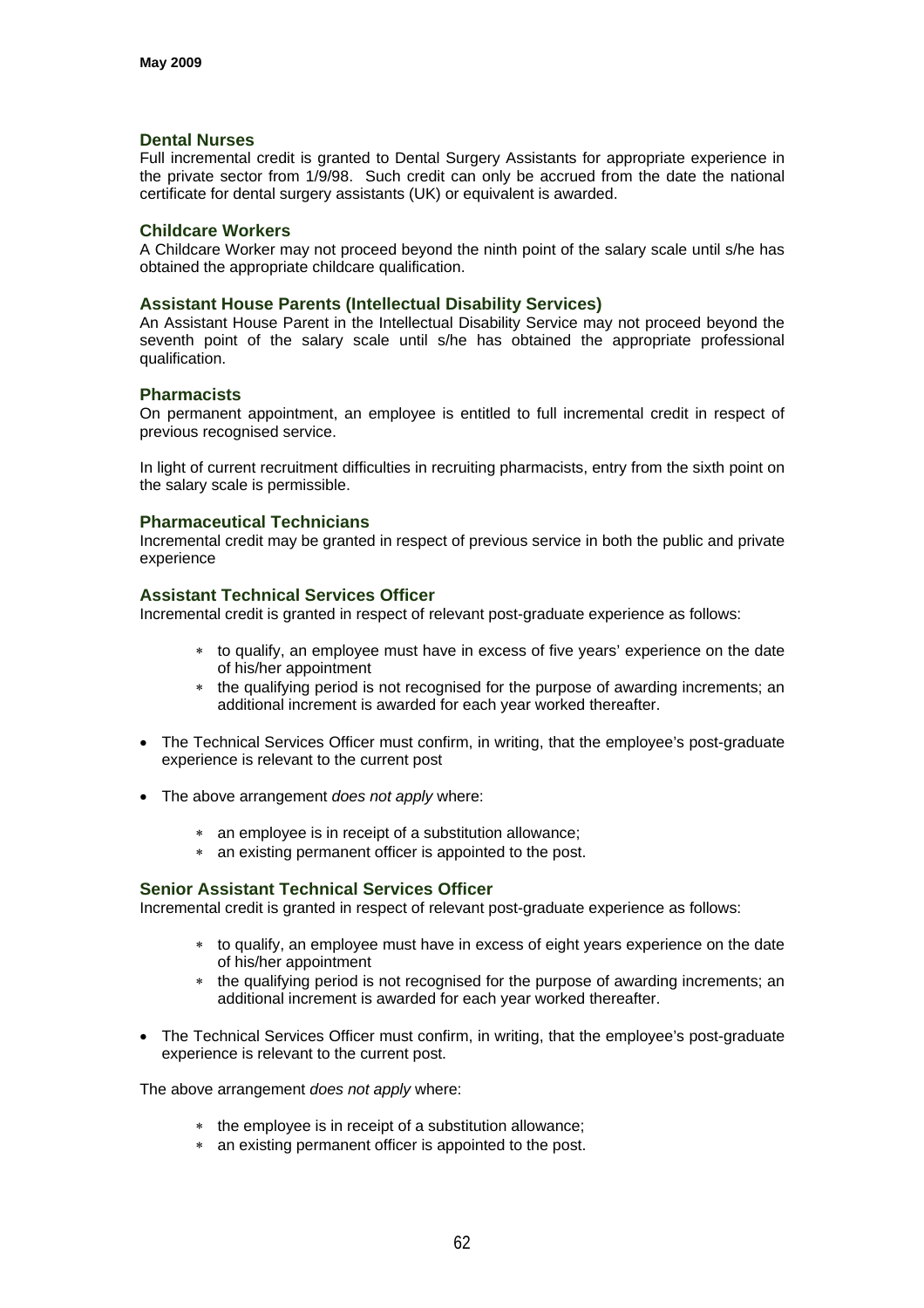## Dental Nurses

Full incremental credit is granted to Dental Surgery Assistants for appropriate experience in the private sector from 1/9/98. Such credit can only be accrued from the date the national certificate for dental surgery assistants (UK) or equivalent is awarded.

## Childcare Workers

A Childcare Worker may not proceed beyond the ninth point of the salary scale until s/he has obtained the appropriate childcare qualification.

## Assistant House Parents (Intellectual Disability Services)

An Assistant House Parent in the Intellectual Disability Service may not proceed beyond the seventh point of the salary scale until s/he has obtained the appropriate professional qualification.

## Pharmacists

On permanent appointment, an employee is entitled to full incremental credit in respect of previous recognised service.

In light of current recruitment difficulties in recruiting pharmacists, entry from the sixth point on the salary scale is permissible.

## Pharmaceutical Technicians

Incremental credit may be granted in respect of previous service in both the public and private experience

## Assistant Technical Services Officer

Incremental credit is granted in respect of relevant post-graduate experience as follows:

- to qualify, an employee must have in excess of five years' experience on the date of his/her appointment
- the qualifying period is not recognised for the purpose of awarding increments; an additional increment is awarded for each year worked thereafter.

- The Technical Services Officer must confirm, in writing, that the employee's post-graduate experience is relevant to the current post
- The above arrangement *does not apply* where:
  - an employee is in receipt of a substitution allowance;
  - an existing permanent officer is appointed to the post.

## Senior Assistant Technical Services Officer

Incremental credit is granted in respect of relevant post-graduate experience as follows:

- to qualify, an employee must have in excess of eight years experience on the date of his/her appointment
- the qualifying period is not recognised for the purpose of awarding increments; an additional increment is awarded for each year worked thereafter.

- The Technical Services Officer must confirm, in writing, that the employee's post-graduate experience is relevant to the current post.

The above arrangement *does not apply* where:

- the employee is in receipt of a substitution allowance;
- an existing permanent officer is appointed to the post.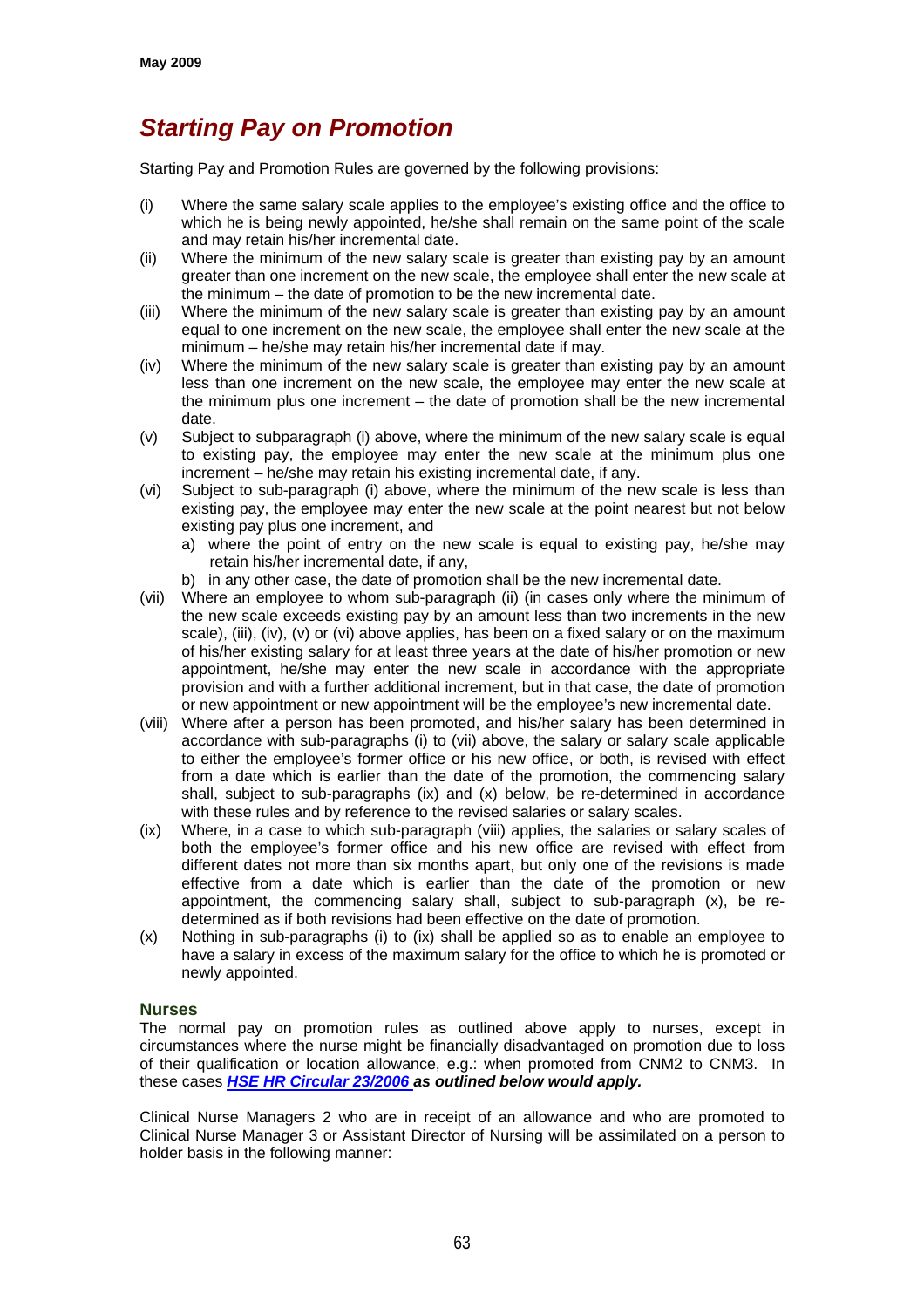May 2009

# *Starting Pay on Promotion*

Starting Pay and Promotion Rules are governed by the following provisions:

(i) Where the same salary scale applies to the employee's existing office and the office to which he is being newly appointed, he/she shall remain on the same point of the scale and may retain his/her incremental date.

(ii) Where the minimum of the new salary scale is greater than existing pay by an amount greater than one increment on the new scale, the employee shall enter the new scale at the minimum – the date of promotion to be the new incremental date.

(iii) Where the minimum of the new salary scale is greater than existing pay by an amount equal to one increment on the new scale, the employee shall enter the new scale at the minimum – he/she may retain his/her incremental date if may.

(iv) Where the minimum of the new salary scale is greater than existing pay by an amount less than one increment on the new scale, the employee may enter the new scale at the minimum plus one increment – the date of promotion shall be the new incremental date.

(v) Subject to subparagraph (i) above, where the minimum of the new salary scale is equal to existing pay, the employee may enter the new scale at the minimum plus one increment – he/she may retain his existing incremental date, if any.

(vi) Subject to sub-paragraph (i) above, where the minimum of the new scale is less than existing pay, the employee may enter the new scale at the point nearest but not below existing pay plus one increment, and
   a) where the point of entry on the new scale is equal to existing pay, he/she may retain his/her incremental date, if any,
   b) in any other case, the date of promotion shall be the new incremental date.

(vii) Where an employee to whom sub-paragraph (ii) (in cases only where the minimum of the new scale exceeds existing pay by an amount less than two increments in the new scale), (iii), (iv), (v) or (vi) above applies, has been on a fixed salary or on the maximum of his/her existing salary for at least three years at the date of his/her promotion or new appointment, he/she may enter the new scale in accordance with the appropriate provision and with a further additional increment, but in that case, the date of promotion or new appointment or new appointment will be the employee's new incremental date.

(viii) Where after a person has been promoted, and his/her salary has been determined in accordance with sub-paragraphs (i) to (vii) above, the salary or salary scale applicable to either the employee's former office or his new office, or both, is revised with effect from a date which is earlier than the date of the promotion, the commencing salary shall, subject to sub-paragraphs (ix) and (x) below, be re-determined in accordance with these rules and by reference to the revised salaries or salary scales.

(ix) Where, in a case to which sub-paragraph (viii) applies, the salaries or salary scales of both the employee's former office and his new office are revised with effect from different dates not more than six months apart, but only one of the revisions is made effective from a date which is earlier than the date of the promotion or new appointment, the commencing salary shall, subject to sub-paragraph (x), be re-determined as if both revisions had been effective on the date of promotion.

(x) Nothing in sub-paragraphs (i) to (ix) shall be applied so as to enable an employee to have a salary in excess of the maximum salary for the office to which he is promoted or newly appointed.

### Nurses

The normal pay on promotion rules as outlined above apply to nurses, except in circumstances where the nurse might be financially disadvantaged on promotion due to loss of their qualification or location allowance, e.g.: when promoted from CNM2 to CNM3. In these cases ***HSE HR Circular 23/2006*** ***as outlined below would apply.***

Clinical Nurse Managers 2 who are in receipt of an allowance and who are promoted to Clinical Nurse Manager 3 or Assistant Director of Nursing will be assimilated on a person to holder basis in the following manner: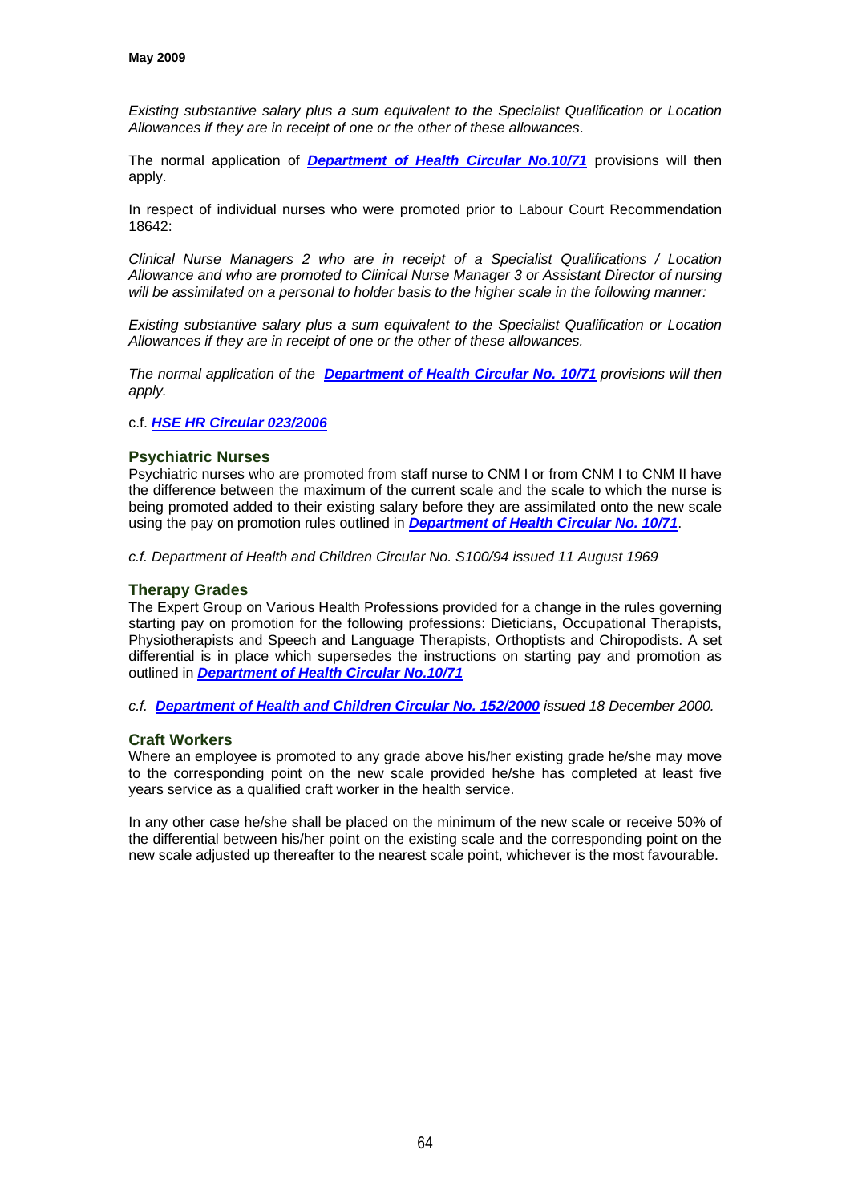*Existing substantive salary plus a sum equivalent to the Specialist Qualification or Location Allowances if they are in receipt of one or the other of these allowances*.

The normal application of ***Department of Health Circular No.10/71*** provisions will then apply.

In respect of individual nurses who were promoted prior to Labour Court Recommendation 18642:

*Clinical Nurse Managers 2 who are in receipt of a Specialist Qualifications / Location Allowance and who are promoted to Clinical Nurse Manager 3 or Assistant Director of nursing will be assimilated on a personal to holder basis to the higher scale in the following manner:*

*Existing substantive salary plus a sum equivalent to the Specialist Qualification or Location Allowances if they are in receipt of one or the other of these allowances.*

*The normal application of the* ***Department of Health Circular No. 10/71*** *provisions will then apply.*

c.f. ***HSE HR Circular 023/2006***

### Psychiatric Nurses

Psychiatric nurses who are promoted from staff nurse to CNM I or from CNM I to CNM II have the difference between the maximum of the current scale and the scale to which the nurse is being promoted added to their existing salary before they are assimilated onto the new scale using the pay on promotion rules outlined in ***Department of Health Circular No. 10/71***.

*c.f. Department of Health and Children Circular No. S100/94 issued 11 August 1969*

### Therapy Grades

The Expert Group on Various Health Professions provided for a change in the rules governing starting pay on promotion for the following professions: Dieticians, Occupational Therapists, Physiotherapists and Speech and Language Therapists, Orthoptists and Chiropodists. A set differential is in place which supersedes the instructions on starting pay and promotion as outlined in ***Department of Health Circular No.10/71***

*c.f.* ***Department of Health and Children Circular No. 152/2000*** *issued 18 December 2000.*

### Craft Workers

Where an employee is promoted to any grade above his/her existing grade he/she may move to the corresponding point on the new scale provided he/she has completed at least five years service as a qualified craft worker in the health service.

In any other case he/she shall be placed on the minimum of the new scale or receive 50% of the differential between his/her point on the existing scale and the corresponding point on the new scale adjusted up thereafter to the nearest scale point, whichever is the most favourable.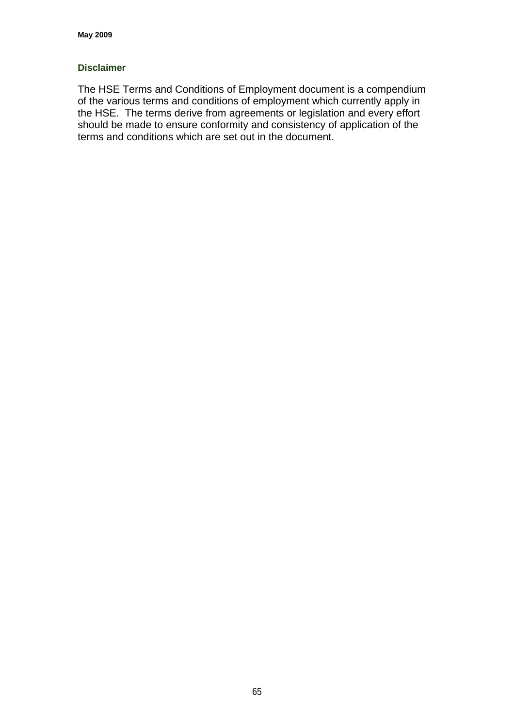### Disclaimer

The HSE Terms and Conditions of Employment document is a compendium of the various terms and conditions of employment which currently apply in the HSE. The terms derive from agreements or legislation and every effort should be made to ensure conformity and consistency of application of the terms and conditions which are set out in the document.